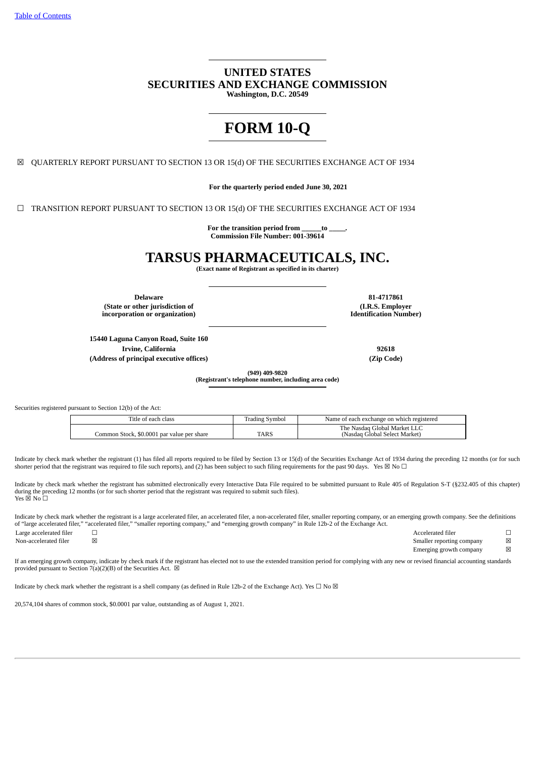Table of Contents

# UNITED STATES
# SECURITIES AND EXCHANGE COMMISSION
**Washington, D.C. 20549**

# FORM 10-Q

☒ QUARTERLY REPORT PURSUANT TO SECTION 13 OR 15(d) OF THE SECURITIES EXCHANGE ACT OF 1934

**For the quarterly period ended June 30, 2021**

☐ TRANSITION REPORT PURSUANT TO SECTION 13 OR 15(d) OF THE SECURITIES EXCHANGE ACT OF 1934

**For the transition period from \_\_\_\_\_to \_\_\_\_.**
**Commission File Number: 001-39614**

# TARSUS PHARMACEUTICALS, INC.
**(Exact name of Registrant as specified in its charter)**

| | |
|---|---|
| **Delaware** | **81-4717861** |
| **(State or other jurisdiction of incorporation or organization)** | **(I.R.S. Employer Identification Number)** |
| **15440 Laguna Canyon Road, Suite 160** | |
| **Irvine, California** | **92618** |
| **(Address of principal executive offices)** | **(Zip Code)** |

**(949) 409-9820**
**(Registrant's telephone number, including area code)**

Securities registered pursuant to Section 12(b) of the Act:

| Title of each class | Trading Symbol | Name of each exchange on which registered |
|---|---|---|
| Common Stock, $0.0001 par value per share | TARS | The Nasdaq Global Market LLC (Nasdaq Global Select Market) |

Indicate by check mark whether the registrant (1) has filed all reports required to be filed by Section 13 or 15(d) of the Securities Exchange Act of 1934 during the preceding 12 months (or for such shorter period that the registrant was required to file such reports), and (2) has been subject to such filing requirements for the past 90 days. Yes ☒ No ☐

Indicate by check mark whether the registrant has submitted electronically every Interactive Data File required to be submitted pursuant to Rule 405 of Regulation S-T (§232.405 of this chapter) during the preceding 12 months (or for such shorter period that the registrant was required to submit such files).
Yes ☒ No ☐

Indicate by check mark whether the registrant is a large accelerated filer, an accelerated filer, a non-accelerated filer, smaller reporting company, or an emerging growth company. See the definitions of "large accelerated filer," "accelerated filer," "smaller reporting company," and "emerging growth company" in Rule 12b-2 of the Exchange Act.

| | | | |
|---|---|---|---|
| Large accelerated filer | ☐ | Accelerated filer | ☐ |
| Non-accelerated filer | ☒ | Smaller reporting company | ☒ |
| | | Emerging growth company | ☒ |

If an emerging growth company, indicate by check mark if the registrant has elected not to use the extended transition period for complying with any new or revised financial accounting standards provided pursuant to Section 7(a)(2)(B) of the Securities Act. ☒

Indicate by check mark whether the registrant is a shell company (as defined in Rule 12b-2 of the Exchange Act). Yes ☐ No ☒

20,574,104 shares of common stock, $0.0001 par value, outstanding as of August 1, 2021.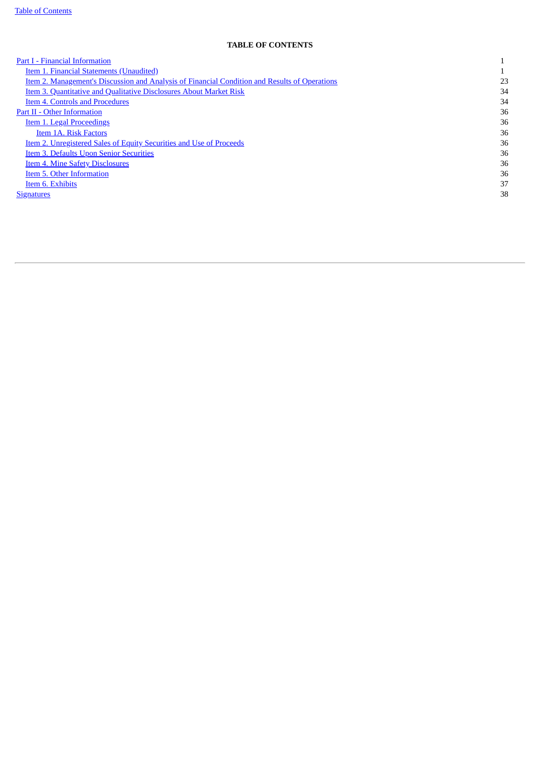# TABLE OF CONTENTS

| | |
|---|---|
| Part I - Financial Information | 1 |
| Item 1. Financial Statements (Unaudited) | 1 |
| Item 2. Management's Discussion and Analysis of Financial Condition and Results of Operations | 23 |
| Item 3. Quantitative and Qualitative Disclosures About Market Risk | 34 |
| Item 4. Controls and Procedures | 34 |
| Part II - Other Information | 36 |
| Item 1. Legal Proceedings | 36 |
| Item 1A. Risk Factors | 36 |
| Item 2. Unregistered Sales of Equity Securities and Use of Proceeds | 36 |
| Item 3. Defaults Upon Senior Securities | 36 |
| Item 4. Mine Safety Disclosures | 36 |
| Item 5. Other Information | 36 |
| Item 6. Exhibits | 37 |
| Signatures | 38 |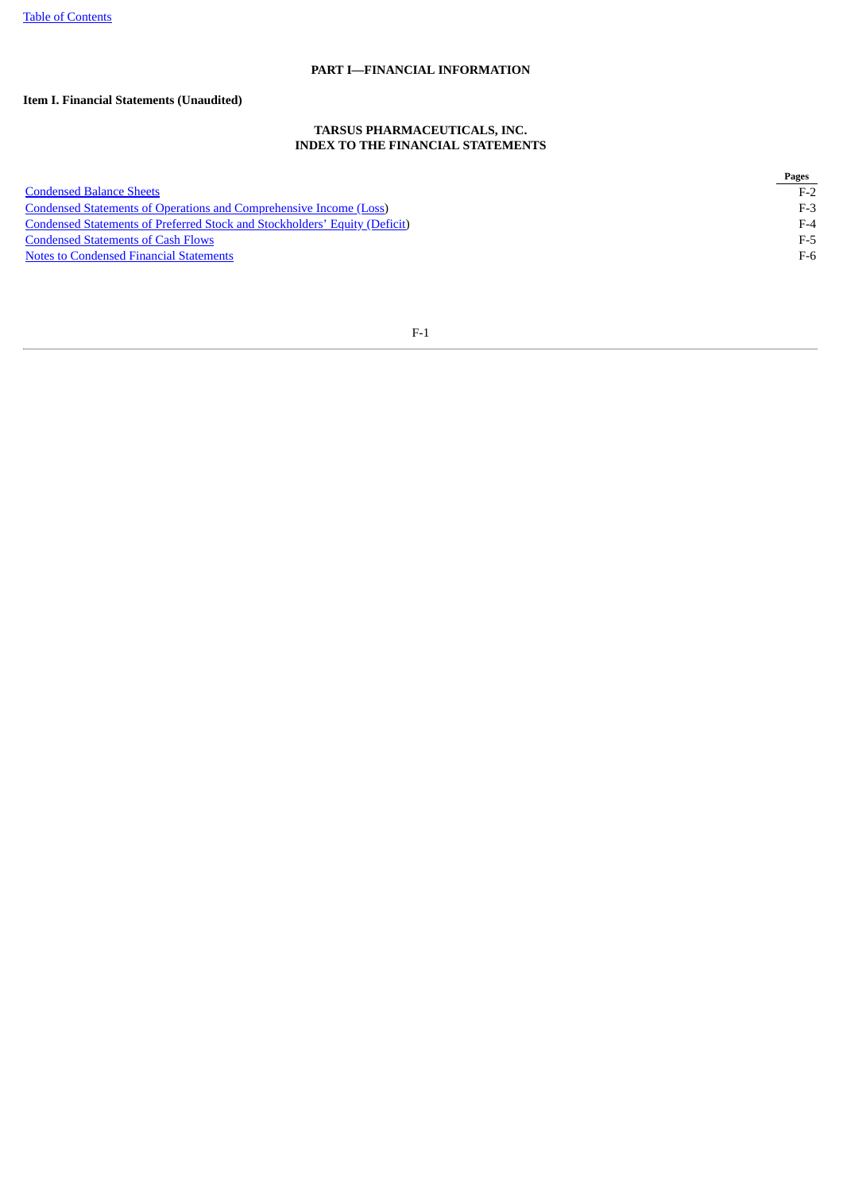# PART I—FINANCIAL INFORMATION

## Item I. Financial Statements (Unaudited)

### TARSUS PHARMACEUTICALS, INC.
### INDEX TO THE FINANCIAL STATEMENTS

| | Pages |
|---|---|
| Condensed Balance Sheets | F-2 |
| Condensed Statements of Operations and Comprehensive Income (Loss) | F-3 |
| Condensed Statements of Preferred Stock and Stockholders' Equity (Deficit) | F-4 |
| Condensed Statements of Cash Flows | F-5 |
| Notes to Condensed Financial Statements | F-6 |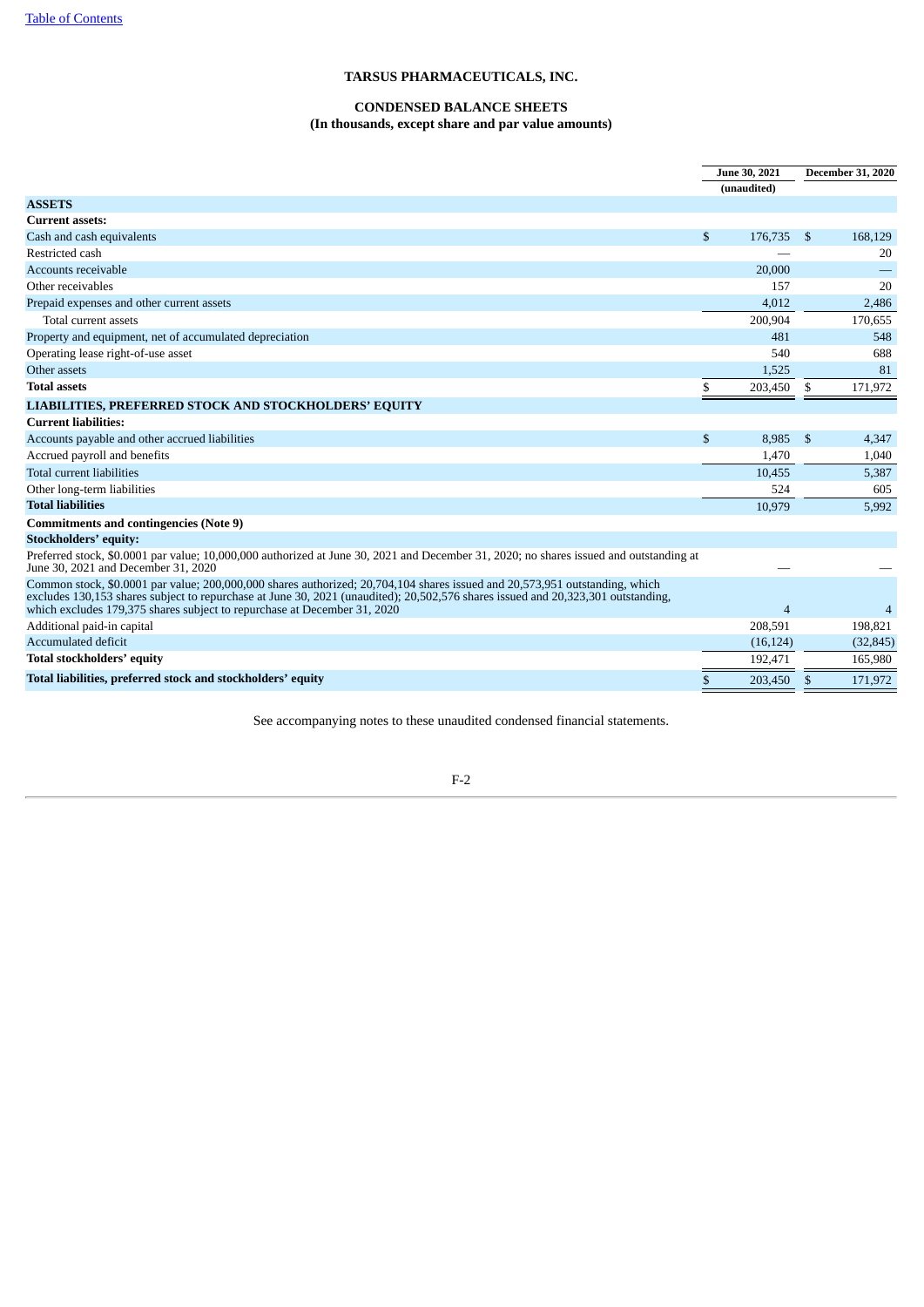# TARSUS PHARMACEUTICALS, INC.

## CONDENSED BALANCE SHEETS
### (In thousands, except share and par value amounts)

| | June 30, 2021 (unaudited) | December 31, 2020 |
|---|---|---|
| **ASSETS** | | |
| **Current assets:** | | |
| Cash and cash equivalents | $ 176,735 | $ 168,129 |
| Restricted cash | — | 20 |
| Accounts receivable | 20,000 | — |
| Other receivables | 157 | 20 |
| Prepaid expenses and other current assets | 4,012 | 2,486 |
| Total current assets | 200,904 | 170,655 |
| Property and equipment, net of accumulated depreciation | 481 | 548 |
| Operating lease right-of-use asset | 540 | 688 |
| Other assets | 1,525 | 81 |
| **Total assets** | $ 203,450 | $ 171,972 |
| **LIABILITIES, PREFERRED STOCK AND STOCKHOLDERS' EQUITY** | | |
| **Current liabilities:** | | |
| Accounts payable and other accrued liabilities | $ 8,985 | $ 4,347 |
| Accrued payroll and benefits | 1,470 | 1,040 |
| Total current liabilities | 10,455 | 5,387 |
| Other long-term liabilities | 524 | 605 |
| **Total liabilities** | 10,979 | 5,992 |
| **Commitments and contingencies (Note 9)** | | |
| **Stockholders' equity:** | | |
| Preferred stock, $0.0001 par value; 10,000,000 authorized at June 30, 2021 and December 31, 2020; no shares issued and outstanding at June 30, 2021 and December 31, 2020 | — | — |
| Common stock, $0.0001 par value; 200,000,000 shares authorized; 20,704,104 shares issued and 20,573,951 outstanding, which excludes 130,153 shares subject to repurchase at June 30, 2021 (unaudited); 20,502,576 shares issued and 20,323,301 outstanding, which excludes 179,375 shares subject to repurchase at December 31, 2020 | 4 | 4 |
| Additional paid-in capital | 208,591 | 198,821 |
| Accumulated deficit | (16,124) | (32,845) |
| **Total stockholders' equity** | 192,471 | 165,980 |
| **Total liabilities, preferred stock and stockholders' equity** | $ 203,450 | $ 171,972 |

See accompanying notes to these unaudited condensed financial statements.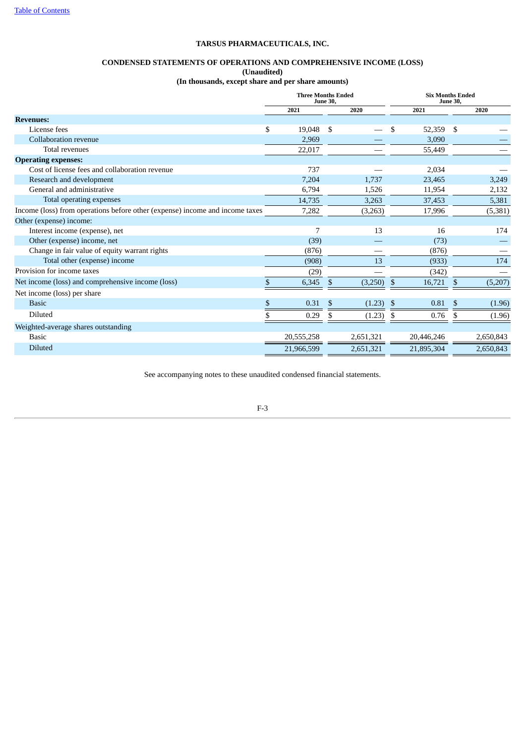**TARSUS PHARMACEUTICALS, INC.**

**CONDENSED STATEMENTS OF OPERATIONS AND COMPREHENSIVE INCOME (LOSS)**
**(Unaudited)**
**(In thousands, except share and per share amounts)**

| | Three Months Ended June 30, | | Six Months Ended June 30, | |
|---|---|---|---|---|
| | 2021 | 2020 | 2021 | 2020 |
| **Revenues:** | | | | |
| License fees | $ 19,048 | $ — | $ 52,359 | $ — |
| Collaboration revenue | 2,969 | — | 3,090 | — |
| Total revenues | 22,017 | — | 55,449 | — |
| **Operating expenses:** | | | | |
| Cost of license fees and collaboration revenue | 737 | — | 2,034 | — |
| Research and development | 7,204 | 1,737 | 23,465 | 3,249 |
| General and administrative | 6,794 | 1,526 | 11,954 | 2,132 |
| Total operating expenses | 14,735 | 3,263 | 37,453 | 5,381 |
| Income (loss) from operations before other (expense) income and income taxes | 7,282 | (3,263) | 17,996 | (5,381) |
| Other (expense) income: | | | | |
| Interest income (expense), net | 7 | 13 | 16 | 174 |
| Other (expense) income, net | (39) | — | (73) | — |
| Change in fair value of equity warrant rights | (876) | — | (876) | — |
| Total other (expense) income | (908) | 13 | (933) | 174 |
| Provision for income taxes | (29) | — | (342) | — |
| Net income (loss) and comprehensive income (loss) | $ 6,345 | $ (3,250) | $ 16,721 | $ (5,207) |
| Net income (loss) per share | | | | |
| Basic | $ 0.31 | $ (1.23) | $ 0.81 | $ (1.96) |
| Diluted | $ 0.29 | $ (1.23) | $ 0.76 | $ (1.96) |
| Weighted-average shares outstanding | | | | |
| Basic | 20,555,258 | 2,651,321 | 20,446,246 | 2,650,843 |
| Diluted | 21,966,599 | 2,651,321 | 21,895,304 | 2,650,843 |

See accompanying notes to these unaudited condensed financial statements.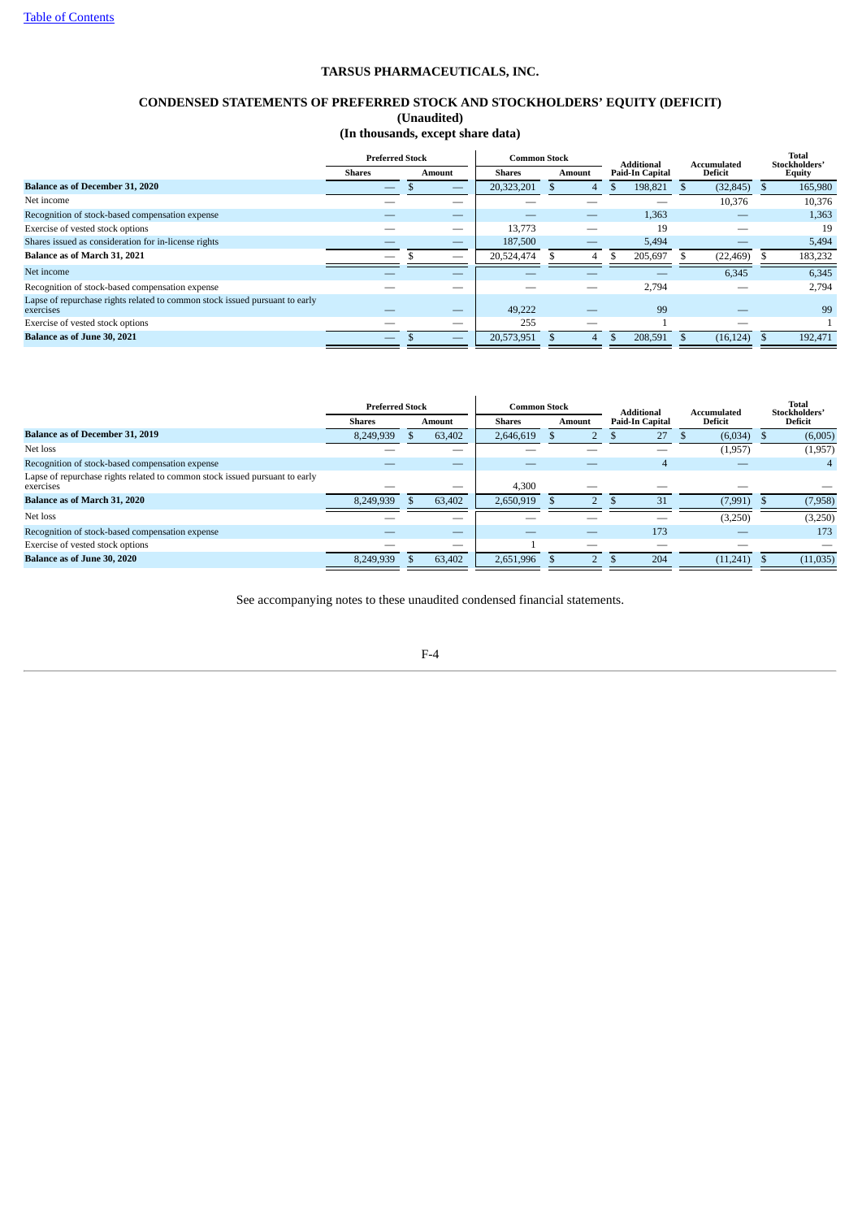# TARSUS PHARMACEUTICALS, INC.

## CONDENSED STATEMENTS OF PREFERRED STOCK AND STOCKHOLDERS' EQUITY (DEFICIT)

**(Unaudited)**

**(In thousands, except share data)**

| | Preferred Stock | | Common Stock | | Additional Paid-In Capital | Accumulated Deficit | Total Stockholders' Equity |
|---|---|---|---|---|---|---|---|
| | Shares | Amount | Shares | Amount | | | |
| **Balance as of December 31, 2020** | — | $ — | 20,323,201 | $ 4 | $ 198,821 | $ (32,845) | $ 165,980 |
| Net income | — | — | — | — | — | 10,376 | 10,376 |
| Recognition of stock-based compensation expense | — | — | — | — | 1,363 | — | 1,363 |
| Exercise of vested stock options | — | — | 13,773 | — | 19 | — | 19 |
| Shares issued as consideration for in-license rights | — | — | 187,500 | — | 5,494 | — | 5,494 |
| **Balance as of March 31, 2021** | — | $ — | 20,524,474 | $ 4 | $ 205,697 | $ (22,469) | $ 183,232 |
| Net income | — | — | — | — | — | 6,345 | 6,345 |
| Recognition of stock-based compensation expense | — | — | — | — | 2,794 | — | 2,794 |
| Lapse of repurchase rights related to common stock issued pursuant to early exercises | — | — | 49,222 | — | 99 | — | 99 |
| Exercise of vested stock options | — | — | 255 | — | 1 | — | 1 |
| **Balance as of June 30, 2021** | — | $ — | 20,573,951 | $ 4 | $ 208,591 | $ (16,124) | $ 192,471 |

| | Preferred Stock | | Common Stock | | Additional Paid-In Capital | Accumulated Deficit | Total Stockholders' Deficit |
|---|---|---|---|---|---|---|---|
| | Shares | Amount | Shares | Amount | | | |
| **Balance as of December 31, 2019** | 8,249,939 | $ 63,402 | 2,646,619 | $ 2 | $ 27 | $ (6,034) | $ (6,005) |
| Net loss | — | — | — | — | — | (1,957) | (1,957) |
| Recognition of stock-based compensation expense | — | — | — | — | 4 | — | 4 |
| Lapse of repurchase rights related to common stock issued pursuant to early exercises | — | — | 4,300 | — | — | — | — |
| **Balance as of March 31, 2020** | 8,249,939 | $ 63,402 | 2,650,919 | $ 2 | $ 31 | $ (7,991) | $ (7,958) |
| Net loss | — | — | — | — | — | (3,250) | (3,250) |
| Recognition of stock-based compensation expense | — | — | — | — | 173 | — | 173 |
| Exercise of vested stock options | — | — | 1 | — | — | — | — |
| **Balance as of June 30, 2020** | 8,249,939 | $ 63,402 | 2,651,996 | $ 2 | $ 204 | $ (11,241) | $ (11,035) |

See accompanying notes to these unaudited condensed financial statements.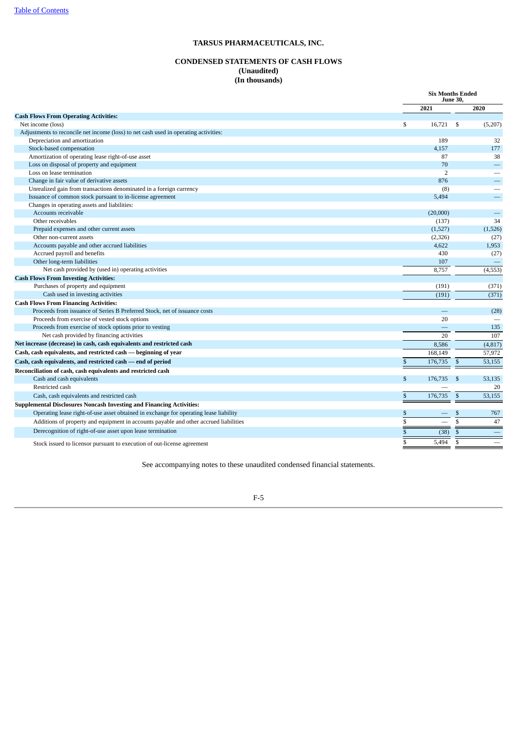# TARSUS PHARMACEUTICALS, INC.

## CONDENSED STATEMENTS OF CASH FLOWS

**(Unaudited)**

**(In thousands)**

| | Six Months Ended June 30, | |
|---|---|---|
| | **2021** | **2020** |
| **Cash Flows From Operating Activities:** | | |
| Net income (loss) | $ 16,721 | $ (5,207) |
| Adjustments to reconcile net income (loss) to net cash used in operating activities: | | |
| Depreciation and amortization | 189 | 32 |
| Stock-based compensation | 4,157 | 177 |
| Amortization of operating lease right-of-use asset | 87 | 38 |
| Loss on disposal of property and equipment | 70 | — |
| Loss on lease termination | 2 | — |
| Change in fair value of derivative assets | 876 | — |
| Unrealized gain from transactions denominated in a foreign currency | (8) | — |
| Issuance of common stock pursuant to in-license agreement | 5,494 | — |
| Changes in operating assets and liabilities: | | |
| Accounts receivable | (20,000) | — |
| Other receivables | (137) | 34 |
| Prepaid expenses and other current assets | (1,527) | (1,526) |
| Other non-current assets | (2,326) | (27) |
| Accounts payable and other accrued liabilities | 4,622 | 1,953 |
| Accrued payroll and benefits | 430 | (27) |
| Other long-term liabilities | 107 | — |
| Net cash provided by (used in) operating activities | 8,757 | (4,553) |
| **Cash Flows From Investing Activities:** | | |
| Purchases of property and equipment | (191) | (371) |
| Cash used in investing activities | (191) | (371) |
| **Cash Flows From Financing Activities:** | | |
| Proceeds from issuance of Series B Preferred Stock, net of issuance costs | — | (28) |
| Proceeds from exercise of vested stock options | 20 | — |
| Proceeds from exercise of stock options prior to vesting | — | 135 |
| Net cash provided by financing activities | 20 | 107 |
| **Net increase (decrease) in cash, cash equivalents and restricted cash** | 8,586 | (4,817) |
| **Cash, cash equivalents, and restricted cash — beginning of year** | 168,149 | 57,972 |
| **Cash, cash equivalents, and restricted cash — end of period** | $ 176,735 | $ 53,155 |
| **Reconciliation of cash, cash equivalents and restricted cash** | | |
| Cash and cash equivalents | $ 176,735 | $ 53,135 |
| Restricted cash | — | 20 |
| Cash, cash equivalents and restricted cash | $ 176,735 | $ 53,155 |
| **Supplemental Disclosures Noncash Investing and Financing Activities:** | | |
| Operating lease right-of-use asset obtained in exchange for operating lease liability | $ — | $ 767 |
| Additions of property and equipment in accounts payable and other accrued liabilities | $ — | $ 47 |
| Derecognition of right-of-use asset upon lease termination | $ (38) | $ — |
| Stock issued to licensor pursuant to execution of out-license agreement | $ 5,494 | $ — |

See accompanying notes to these unaudited condensed financial statements.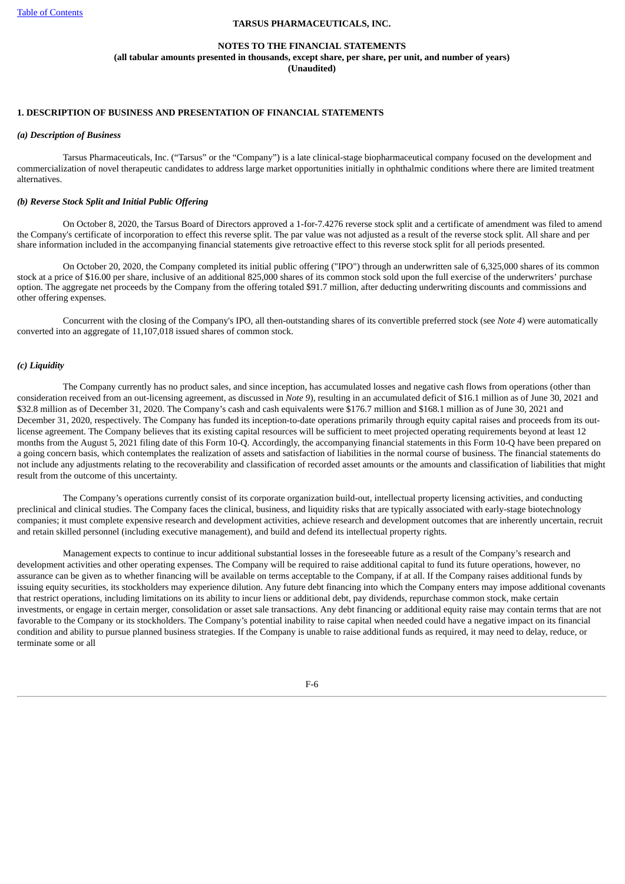**TARSUS PHARMACEUTICALS, INC.**

**NOTES TO THE FINANCIAL STATEMENTS**
**(all tabular amounts presented in thousands, except share, per share, per unit, and number of years)**
**(Unaudited)**

### 1. DESCRIPTION OF BUSINESS AND PRESENTATION OF FINANCIAL STATEMENTS

***(a) Description of Business***

Tarsus Pharmaceuticals, Inc. ("Tarsus" or the "Company") is a late clinical-stage biopharmaceutical company focused on the development and commercialization of novel therapeutic candidates to address large market opportunities initially in ophthalmic conditions where there are limited treatment alternatives.

***(b) Reverse Stock Split and Initial Public Offering***

On October 8, 2020, the Tarsus Board of Directors approved a 1-for-7.4276 reverse stock split and a certificate of amendment was filed to amend the Company's certificate of incorporation to effect this reverse split. The par value was not adjusted as a result of the reverse stock split. All share and per share information included in the accompanying financial statements give retroactive effect to this reverse stock split for all periods presented.

On October 20, 2020, the Company completed its initial public offering ("IPO") through an underwritten sale of 6,325,000 shares of its common stock at a price of $16.00 per share, inclusive of an additional 825,000 shares of its common stock sold upon the full exercise of the underwriters' purchase option. The aggregate net proceeds by the Company from the offering totaled $91.7 million, after deducting underwriting discounts and commissions and other offering expenses.

Concurrent with the closing of the Company's IPO, all then-outstanding shares of its convertible preferred stock (see *Note 4*) were automatically converted into an aggregate of 11,107,018 issued shares of common stock.

***(c) Liquidity***

The Company currently has no product sales, and since inception, has accumulated losses and negative cash flows from operations (other than consideration received from an out-licensing agreement, as discussed in *Note 9*), resulting in an accumulated deficit of $16.1 million as of June 30, 2021 and $32.8 million as of December 31, 2020. The Company's cash and cash equivalents were $176.7 million and $168.1 million as of June 30, 2021 and December 31, 2020, respectively. The Company has funded its inception-to-date operations primarily through equity capital raises and proceeds from its out-license agreement. The Company believes that its existing capital resources will be sufficient to meet projected operating requirements beyond at least 12 months from the August 5, 2021 filing date of this Form 10-Q. Accordingly, the accompanying financial statements in this Form 10-Q have been prepared on a going concern basis, which contemplates the realization of assets and satisfaction of liabilities in the normal course of business. The financial statements do not include any adjustments relating to the recoverability and classification of recorded asset amounts or the amounts and classification of liabilities that might result from the outcome of this uncertainty.

The Company's operations currently consist of its corporate organization build-out, intellectual property licensing activities, and conducting preclinical and clinical studies. The Company faces the clinical, business, and liquidity risks that are typically associated with early-stage biotechnology companies; it must complete expensive research and development activities, achieve research and development outcomes that are inherently uncertain, recruit and retain skilled personnel (including executive management), and build and defend its intellectual property rights.

Management expects to continue to incur additional substantial losses in the foreseeable future as a result of the Company's research and development activities and other operating expenses. The Company will be required to raise additional capital to fund its future operations, however, no assurance can be given as to whether financing will be available on terms acceptable to the Company, if at all. If the Company raises additional funds by issuing equity securities, its stockholders may experience dilution. Any future debt financing into which the Company enters may impose additional covenants that restrict operations, including limitations on its ability to incur liens or additional debt, pay dividends, repurchase common stock, make certain investments, or engage in certain merger, consolidation or asset sale transactions. Any debt financing or additional equity raise may contain terms that are not favorable to the Company or its stockholders. The Company's potential inability to raise capital when needed could have a negative impact on its financial condition and ability to pursue planned business strategies. If the Company is unable to raise additional funds as required, it may need to delay, reduce, or terminate some or all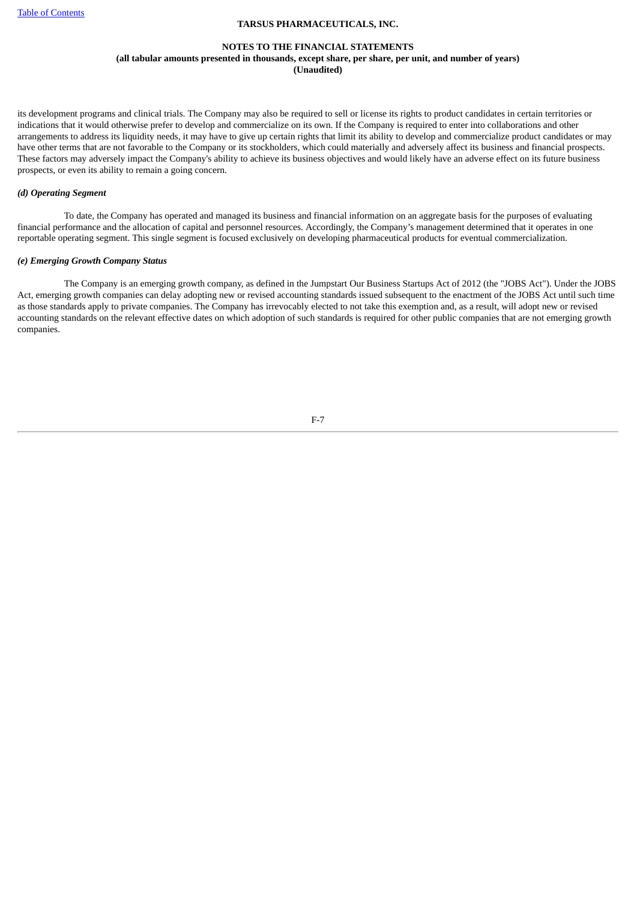its development programs and clinical trials. The Company may also be required to sell or license its rights to product candidates in certain territories or indications that it would otherwise prefer to develop and commercialize on its own. If the Company is required to enter into collaborations and other arrangements to address its liquidity needs, it may have to give up certain rights that limit its ability to develop and commercialize product candidates or may have other terms that are not favorable to the Company or its stockholders, which could materially and adversely affect its business and financial prospects. These factors may adversely impact the Company's ability to achieve its business objectives and would likely have an adverse effect on its future business prospects, or even its ability to remain a going concern.

***(d) Operating Segment***

To date, the Company has operated and managed its business and financial information on an aggregate basis for the purposes of evaluating financial performance and the allocation of capital and personnel resources. Accordingly, the Company's management determined that it operates in one reportable operating segment. This single segment is focused exclusively on developing pharmaceutical products for eventual commercialization.

***(e) Emerging Growth Company Status***

The Company is an emerging growth company, as defined in the Jumpstart Our Business Startups Act of 2012 (the "JOBS Act"). Under the JOBS Act, emerging growth companies can delay adopting new or revised accounting standards issued subsequent to the enactment of the JOBS Act until such time as those standards apply to private companies. The Company has irrevocably elected to not take this exemption and, as a result, will adopt new or revised accounting standards on the relevant effective dates on which adoption of such standards is required for other public companies that are not emerging growth companies.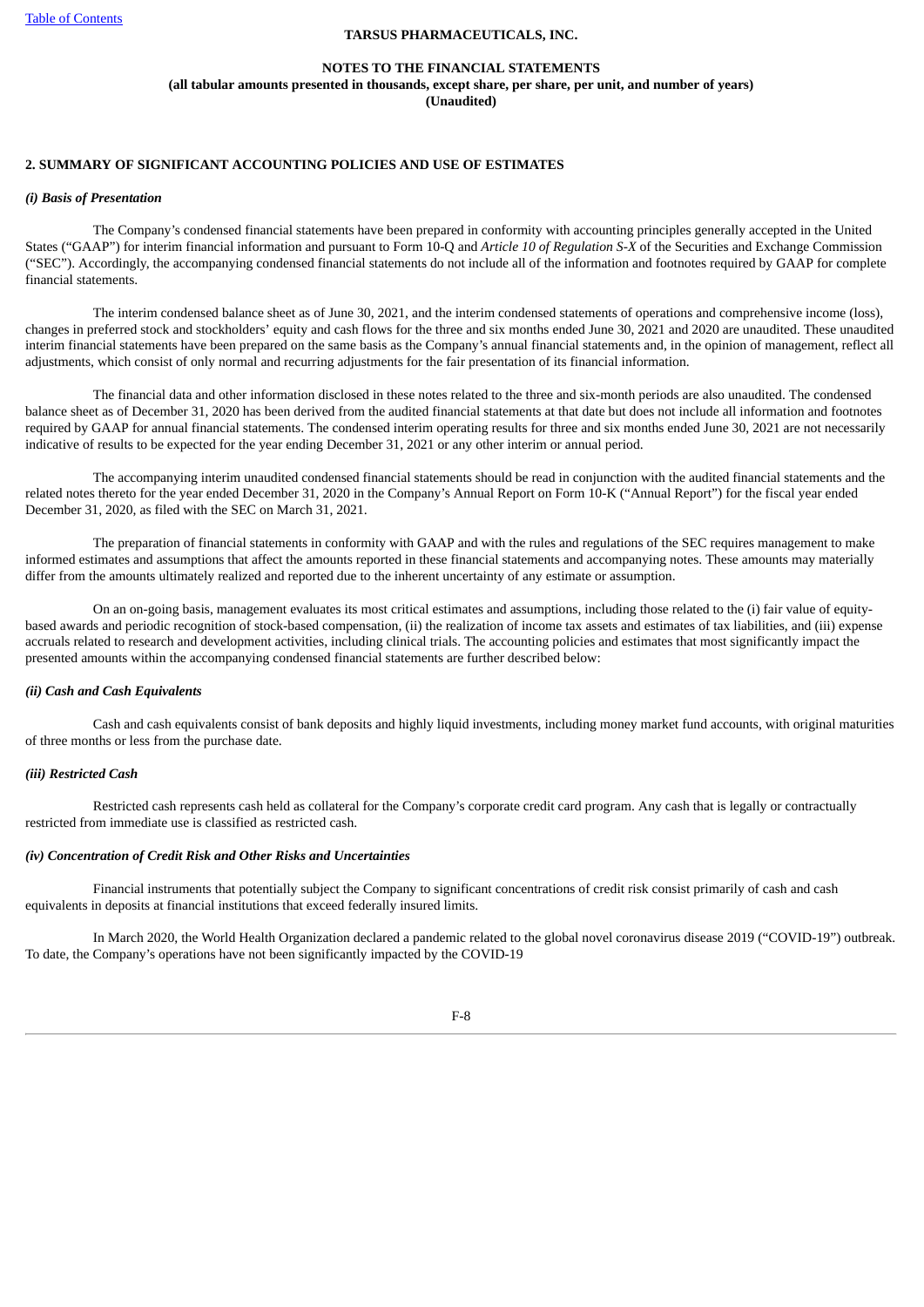**TARSUS PHARMACEUTICALS, INC.**

**NOTES TO THE FINANCIAL STATEMENTS**
**(all tabular amounts presented in thousands, except share, per share, per unit, and number of years)**
**(Unaudited)**

## 2. SUMMARY OF SIGNIFICANT ACCOUNTING POLICIES AND USE OF ESTIMATES

### *(i) Basis of Presentation*

The Company's condensed financial statements have been prepared in conformity with accounting principles generally accepted in the United States ("GAAP") for interim financial information and pursuant to Form 10-Q and *Article 10 of Regulation S-X* of the Securities and Exchange Commission ("SEC"). Accordingly, the accompanying condensed financial statements do not include all of the information and footnotes required by GAAP for complete financial statements.

The interim condensed balance sheet as of June 30, 2021, and the interim condensed statements of operations and comprehensive income (loss), changes in preferred stock and stockholders' equity and cash flows for the three and six months ended June 30, 2021 and 2020 are unaudited. These unaudited interim financial statements have been prepared on the same basis as the Company's annual financial statements and, in the opinion of management, reflect all adjustments, which consist of only normal and recurring adjustments for the fair presentation of its financial information.

The financial data and other information disclosed in these notes related to the three and six-month periods are also unaudited. The condensed balance sheet as of December 31, 2020 has been derived from the audited financial statements at that date but does not include all information and footnotes required by GAAP for annual financial statements. The condensed interim operating results for three and six months ended June 30, 2021 are not necessarily indicative of results to be expected for the year ending December 31, 2021 or any other interim or annual period.

The accompanying interim unaudited condensed financial statements should be read in conjunction with the audited financial statements and the related notes thereto for the year ended December 31, 2020 in the Company's Annual Report on Form 10-K ("Annual Report") for the fiscal year ended December 31, 2020, as filed with the SEC on March 31, 2021.

The preparation of financial statements in conformity with GAAP and with the rules and regulations of the SEC requires management to make informed estimates and assumptions that affect the amounts reported in these financial statements and accompanying notes. These amounts may materially differ from the amounts ultimately realized and reported due to the inherent uncertainty of any estimate or assumption.

On an on-going basis, management evaluates its most critical estimates and assumptions, including those related to the (i) fair value of equity-based awards and periodic recognition of stock-based compensation, (ii) the realization of income tax assets and estimates of tax liabilities, and (iii) expense accruals related to research and development activities, including clinical trials. The accounting policies and estimates that most significantly impact the presented amounts within the accompanying condensed financial statements are further described below:

### *(ii) Cash and Cash Equivalents*

Cash and cash equivalents consist of bank deposits and highly liquid investments, including money market fund accounts, with original maturities of three months or less from the purchase date.

### *(iii) Restricted Cash*

Restricted cash represents cash held as collateral for the Company's corporate credit card program. Any cash that is legally or contractually restricted from immediate use is classified as restricted cash.

### *(iv) Concentration of Credit Risk and Other Risks and Uncertainties*

Financial instruments that potentially subject the Company to significant concentrations of credit risk consist primarily of cash and cash equivalents in deposits at financial institutions that exceed federally insured limits.

In March 2020, the World Health Organization declared a pandemic related to the global novel coronavirus disease 2019 ("COVID-19") outbreak. To date, the Company's operations have not been significantly impacted by the COVID-19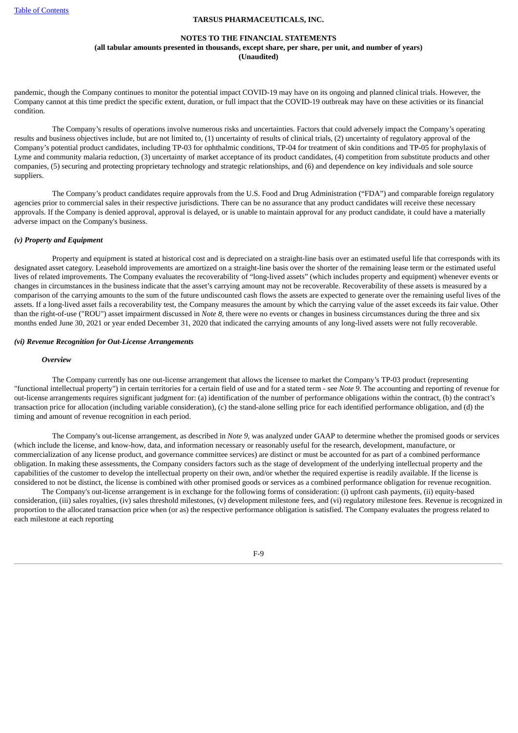pandemic, though the Company continues to monitor the potential impact COVID-19 may have on its ongoing and planned clinical trials. However, the Company cannot at this time predict the specific extent, duration, or full impact that the COVID-19 outbreak may have on these activities or its financial condition.

The Company's results of operations involve numerous risks and uncertainties. Factors that could adversely impact the Company's operating results and business objectives include, but are not limited to, (1) uncertainty of results of clinical trials, (2) uncertainty of regulatory approval of the Company's potential product candidates, including TP-03 for ophthalmic conditions, TP-04 for treatment of skin conditions and TP-05 for prophylaxis of Lyme and community malaria reduction, (3) uncertainty of market acceptance of its product candidates, (4) competition from substitute products and other companies, (5) securing and protecting proprietary technology and strategic relationships, and (6) and dependence on key individuals and sole source suppliers.

The Company's product candidates require approvals from the U.S. Food and Drug Administration ("FDA") and comparable foreign regulatory agencies prior to commercial sales in their respective jurisdictions. There can be no assurance that any product candidates will receive these necessary approvals. If the Company is denied approval, approval is delayed, or is unable to maintain approval for any product candidate, it could have a materially adverse impact on the Company's business.

#### *(v) Property and Equipment*

Property and equipment is stated at historical cost and is depreciated on a straight-line basis over an estimated useful life that corresponds with its designated asset category. Leasehold improvements are amortized on a straight-line basis over the shorter of the remaining lease term or the estimated useful lives of related improvements. The Company evaluates the recoverability of "long-lived assets" (which includes property and equipment) whenever events or changes in circumstances in the business indicate that the asset's carrying amount may not be recoverable. Recoverability of these assets is measured by a comparison of the carrying amounts to the sum of the future undiscounted cash flows the assets are expected to generate over the remaining useful lives of the assets. If a long-lived asset fails a recoverability test, the Company measures the amount by which the carrying value of the asset exceeds its fair value. Other than the right-of-use ("ROU") asset impairment discussed in *Note 8*, there were no events or changes in business circumstances during the three and six months ended June 30, 2021 or year ended December 31, 2020 that indicated the carrying amounts of any long-lived assets were not fully recoverable.

#### *(vi) Revenue Recognition for Out-License Arrangements*

##### *Overview*

The Company currently has one out-license arrangement that allows the licensee to market the Company's TP-03 product (representing "functional intellectual property") in certain territories for a certain field of use and for a stated term - see *Note 9*. The accounting and reporting of revenue for out-license arrangements requires significant judgment for: (a) identification of the number of performance obligations within the contract, (b) the contract's transaction price for allocation (including variable consideration), (c) the stand-alone selling price for each identified performance obligation, and (d) the timing and amount of revenue recognition in each period.

The Company's out-license arrangement, as described in *Note 9*, was analyzed under GAAP to determine whether the promised goods or services (which include the license, and know-how, data, and information necessary or reasonably useful for the research, development, manufacture, or commercialization of any license product, and governance committee services) are distinct or must be accounted for as part of a combined performance obligation. In making these assessments, the Company considers factors such as the stage of development of the underlying intellectual property and the capabilities of the customer to develop the intellectual property on their own, and/or whether the required expertise is readily available. If the license is considered to not be distinct, the license is combined with other promised goods or services as a combined performance obligation for revenue recognition.

The Company's out-license arrangement is in exchange for the following forms of consideration: (i) upfront cash payments, (ii) equity-based consideration, (iii) sales royalties, (iv) sales threshold milestones, (v) development milestone fees, and (vi) regulatory milestone fees. Revenue is recognized in proportion to the allocated transaction price when (or as) the respective performance obligation is satisfied. The Company evaluates the progress related to each milestone at each reporting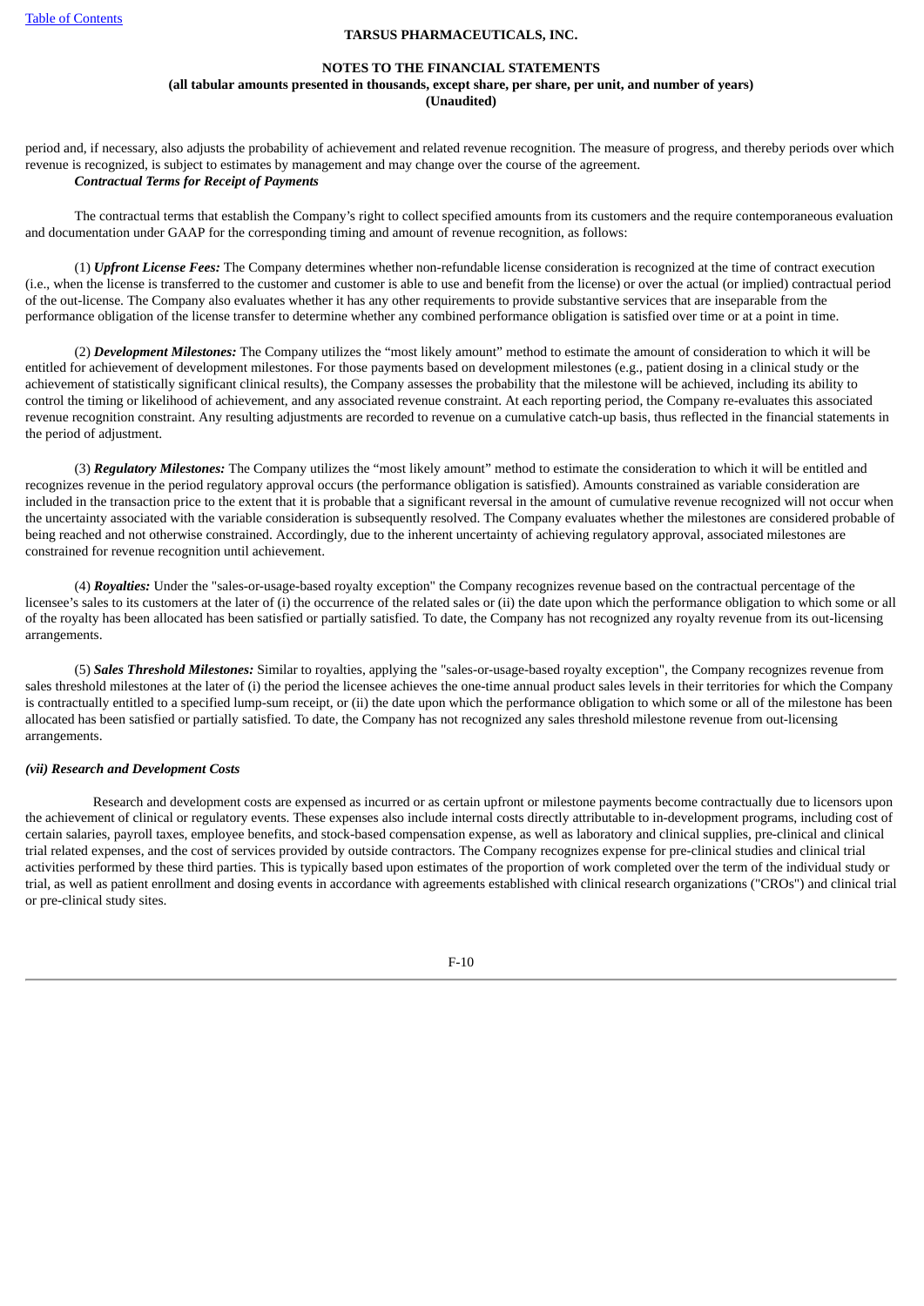period and, if necessary, also adjusts the probability of achievement and related revenue recognition. The measure of progress, and thereby periods over which revenue is recognized, is subject to estimates by management and may change over the course of the agreement.

***Contractual Terms for Receipt of Payments***

The contractual terms that establish the Company's right to collect specified amounts from its customers and the require contemporaneous evaluation and documentation under GAAP for the corresponding timing and amount of revenue recognition, as follows:

(1) ***Upfront License Fees:*** The Company determines whether non-refundable license consideration is recognized at the time of contract execution (i.e., when the license is transferred to the customer and customer is able to use and benefit from the license) or over the actual (or implied) contractual period of the out-license. The Company also evaluates whether it has any other requirements to provide substantive services that are inseparable from the performance obligation of the license transfer to determine whether any combined performance obligation is satisfied over time or at a point in time.

(2) ***Development Milestones:*** The Company utilizes the "most likely amount" method to estimate the amount of consideration to which it will be entitled for achievement of development milestones. For those payments based on development milestones (e.g., patient dosing in a clinical study or the achievement of statistically significant clinical results), the Company assesses the probability that the milestone will be achieved, including its ability to control the timing or likelihood of achievement, and any associated revenue constraint. At each reporting period, the Company re-evaluates this associated revenue recognition constraint. Any resulting adjustments are recorded to revenue on a cumulative catch-up basis, thus reflected in the financial statements in the period of adjustment.

(3) ***Regulatory Milestones:*** The Company utilizes the "most likely amount" method to estimate the consideration to which it will be entitled and recognizes revenue in the period regulatory approval occurs (the performance obligation is satisfied). Amounts constrained as variable consideration are included in the transaction price to the extent that it is probable that a significant reversal in the amount of cumulative revenue recognized will not occur when the uncertainty associated with the variable consideration is subsequently resolved. The Company evaluates whether the milestones are considered probable of being reached and not otherwise constrained. Accordingly, due to the inherent uncertainty of achieving regulatory approval, associated milestones are constrained for revenue recognition until achievement.

(4) ***Royalties:*** Under the "sales-or-usage-based royalty exception" the Company recognizes revenue based on the contractual percentage of the licensee's sales to its customers at the later of (i) the occurrence of the related sales or (ii) the date upon which the performance obligation to which some or all of the royalty has been allocated has been satisfied or partially satisfied. To date, the Company has not recognized any royalty revenue from its out-licensing arrangements.

(5) ***Sales Threshold Milestones:*** Similar to royalties, applying the "sales-or-usage-based royalty exception", the Company recognizes revenue from sales threshold milestones at the later of (i) the period the licensee achieves the one-time annual product sales levels in their territories for which the Company is contractually entitled to a specified lump-sum receipt, or (ii) the date upon which the performance obligation to which some or all of the milestone has been allocated has been satisfied or partially satisfied. To date, the Company has not recognized any sales threshold milestone revenue from out-licensing arrangements.

***(vii) Research and Development Costs***

Research and development costs are expensed as incurred or as certain upfront or milestone payments become contractually due to licensors upon the achievement of clinical or regulatory events. These expenses also include internal costs directly attributable to in-development programs, including cost of certain salaries, payroll taxes, employee benefits, and stock-based compensation expense, as well as laboratory and clinical supplies, pre-clinical and clinical trial related expenses, and the cost of services provided by outside contractors. The Company recognizes expense for pre-clinical studies and clinical trial activities performed by these third parties. This is typically based upon estimates of the proportion of work completed over the term of the individual study or trial, as well as patient enrollment and dosing events in accordance with agreements established with clinical research organizations ("CROs") and clinical trial or pre-clinical study sites.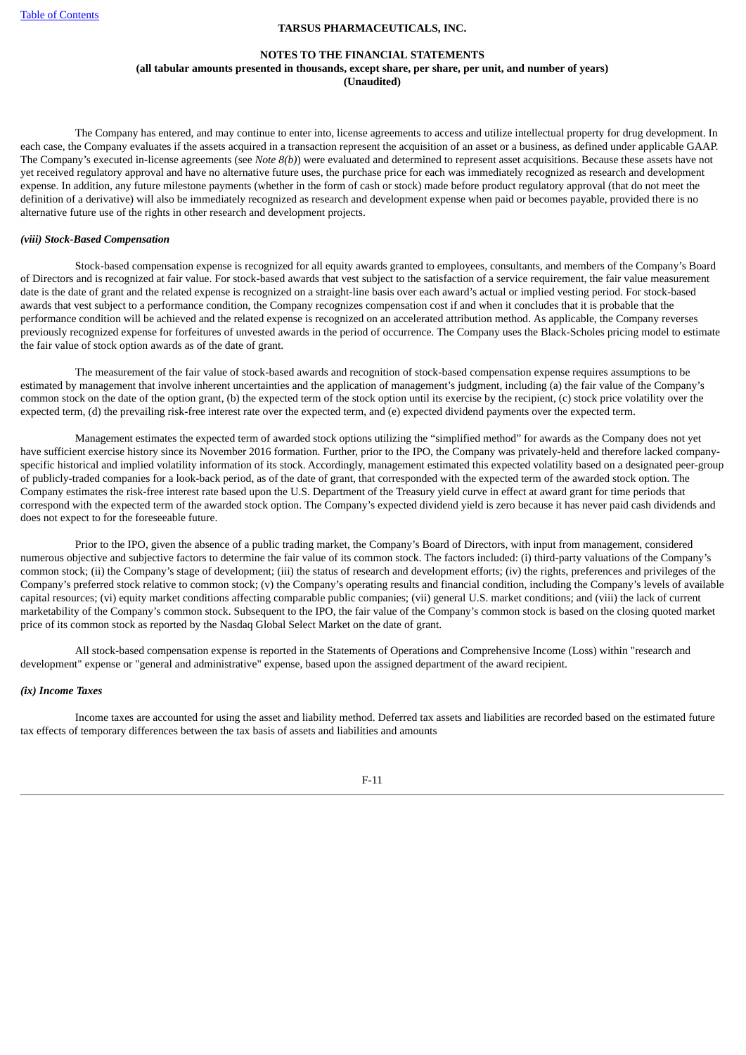The Company has entered, and may continue to enter into, license agreements to access and utilize intellectual property for drug development. In each case, the Company evaluates if the assets acquired in a transaction represent the acquisition of an asset or a business, as defined under applicable GAAP. The Company's executed in-license agreements (see *Note 8(b)*) were evaluated and determined to represent asset acquisitions. Because these assets have not yet received regulatory approval and have no alternative future uses, the purchase price for each was immediately recognized as research and development expense. In addition, any future milestone payments (whether in the form of cash or stock) made before product regulatory approval (that do not meet the definition of a derivative) will also be immediately recognized as research and development expense when paid or becomes payable, provided there is no alternative future use of the rights in other research and development projects.

***(viii) Stock-Based Compensation***

Stock-based compensation expense is recognized for all equity awards granted to employees, consultants, and members of the Company's Board of Directors and is recognized at fair value. For stock-based awards that vest subject to the satisfaction of a service requirement, the fair value measurement date is the date of grant and the related expense is recognized on a straight-line basis over each award's actual or implied vesting period. For stock-based awards that vest subject to a performance condition, the Company recognizes compensation cost if and when it concludes that it is probable that the performance condition will be achieved and the related expense is recognized on an accelerated attribution method. As applicable, the Company reverses previously recognized expense for forfeitures of unvested awards in the period of occurrence. The Company uses the Black-Scholes pricing model to estimate the fair value of stock option awards as of the date of grant.

The measurement of the fair value of stock-based awards and recognition of stock-based compensation expense requires assumptions to be estimated by management that involve inherent uncertainties and the application of management's judgment, including (a) the fair value of the Company's common stock on the date of the option grant, (b) the expected term of the stock option until its exercise by the recipient, (c) stock price volatility over the expected term, (d) the prevailing risk-free interest rate over the expected term, and (e) expected dividend payments over the expected term.

Management estimates the expected term of awarded stock options utilizing the "simplified method" for awards as the Company does not yet have sufficient exercise history since its November 2016 formation. Further, prior to the IPO, the Company was privately-held and therefore lacked company-specific historical and implied volatility information of its stock. Accordingly, management estimated this expected volatility based on a designated peer-group of publicly-traded companies for a look-back period, as of the date of grant, that corresponded with the expected term of the awarded stock option. The Company estimates the risk-free interest rate based upon the U.S. Department of the Treasury yield curve in effect at award grant for time periods that correspond with the expected term of the awarded stock option. The Company's expected dividend yield is zero because it has never paid cash dividends and does not expect to for the foreseeable future.

Prior to the IPO, given the absence of a public trading market, the Company's Board of Directors, with input from management, considered numerous objective and subjective factors to determine the fair value of its common stock. The factors included: (i) third-party valuations of the Company's common stock; (ii) the Company's stage of development; (iii) the status of research and development efforts; (iv) the rights, preferences and privileges of the Company's preferred stock relative to common stock; (v) the Company's operating results and financial condition, including the Company's levels of available capital resources; (vi) equity market conditions affecting comparable public companies; (vii) general U.S. market conditions; and (viii) the lack of current marketability of the Company's common stock. Subsequent to the IPO, the fair value of the Company's common stock is based on the closing quoted market price of its common stock as reported by the Nasdaq Global Select Market on the date of grant.

All stock-based compensation expense is reported in the Statements of Operations and Comprehensive Income (Loss) within "research and development" expense or "general and administrative" expense, based upon the assigned department of the award recipient.

***(ix) Income Taxes***

Income taxes are accounted for using the asset and liability method. Deferred tax assets and liabilities are recorded based on the estimated future tax effects of temporary differences between the tax basis of assets and liabilities and amounts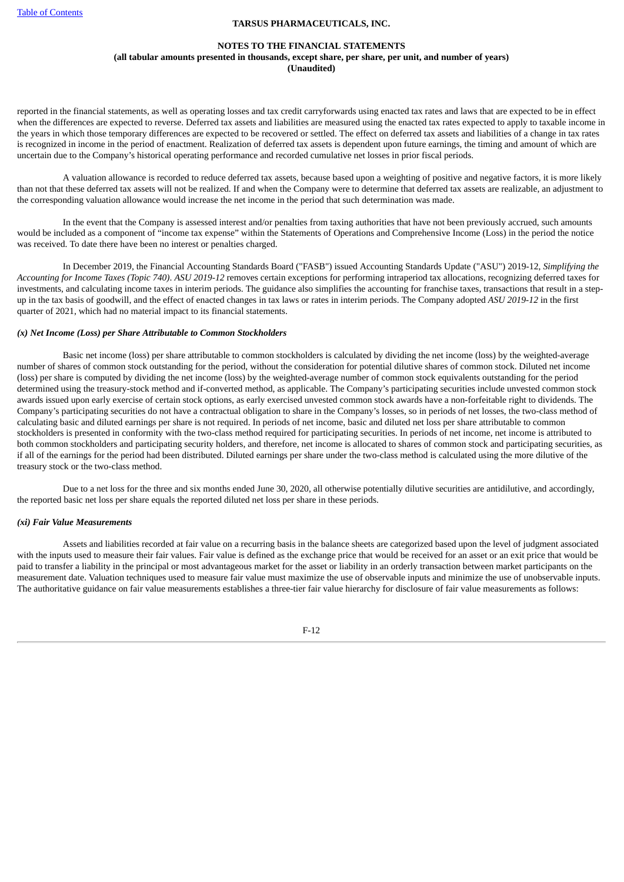reported in the financial statements, as well as operating losses and tax credit carryforwards using enacted tax rates and laws that are expected to be in effect when the differences are expected to reverse. Deferred tax assets and liabilities are measured using the enacted tax rates expected to apply to taxable income in the years in which those temporary differences are expected to be recovered or settled. The effect on deferred tax assets and liabilities of a change in tax rates is recognized in income in the period of enactment. Realization of deferred tax assets is dependent upon future earnings, the timing and amount of which are uncertain due to the Company's historical operating performance and recorded cumulative net losses in prior fiscal periods.

A valuation allowance is recorded to reduce deferred tax assets, because based upon a weighting of positive and negative factors, it is more likely than not that these deferred tax assets will not be realized. If and when the Company were to determine that deferred tax assets are realizable, an adjustment to the corresponding valuation allowance would increase the net income in the period that such determination was made.

In the event that the Company is assessed interest and/or penalties from taxing authorities that have not been previously accrued, such amounts would be included as a component of "income tax expense" within the Statements of Operations and Comprehensive Income (Loss) in the period the notice was received. To date there have been no interest or penalties charged.

In December 2019, the Financial Accounting Standards Board ("FASB") issued Accounting Standards Update ("ASU") 2019-12, *Simplifying the Accounting for Income Taxes (Topic 740)*. *ASU 2019-12* removes certain exceptions for performing intraperiod tax allocations, recognizing deferred taxes for investments, and calculating income taxes in interim periods. The guidance also simplifies the accounting for franchise taxes, transactions that result in a step-up in the tax basis of goodwill, and the effect of enacted changes in tax laws or rates in interim periods. The Company adopted *ASU 2019-12* in the first quarter of 2021, which had no material impact to its financial statements.

***(x) Net Income (Loss) per Share Attributable to Common Stockholders***

Basic net income (loss) per share attributable to common stockholders is calculated by dividing the net income (loss) by the weighted-average number of shares of common stock outstanding for the period, without the consideration for potential dilutive shares of common stock. Diluted net income (loss) per share is computed by dividing the net income (loss) by the weighted-average number of common stock equivalents outstanding for the period determined using the treasury-stock method and if-converted method, as applicable. The Company's participating securities include unvested common stock awards issued upon early exercise of certain stock options, as early exercised unvested common stock awards have a non-forfeitable right to dividends. The Company's participating securities do not have a contractual obligation to share in the Company's losses, so in periods of net losses, the two-class method of calculating basic and diluted earnings per share is not required. In periods of net income, basic and diluted net loss per share attributable to common stockholders is presented in conformity with the two-class method required for participating securities. In periods of net income, net income is attributed to both common stockholders and participating security holders, and therefore, net income is allocated to shares of common stock and participating securities, as if all of the earnings for the period had been distributed. Diluted earnings per share under the two-class method is calculated using the more dilutive of the treasury stock or the two-class method.

Due to a net loss for the three and six months ended June 30, 2020, all otherwise potentially dilutive securities are antidilutive, and accordingly, the reported basic net loss per share equals the reported diluted net loss per share in these periods.

***(xi) Fair Value Measurements***

Assets and liabilities recorded at fair value on a recurring basis in the balance sheets are categorized based upon the level of judgment associated with the inputs used to measure their fair values. Fair value is defined as the exchange price that would be received for an asset or an exit price that would be paid to transfer a liability in the principal or most advantageous market for the asset or liability in an orderly transaction between market participants on the measurement date. Valuation techniques used to measure fair value must maximize the use of observable inputs and minimize the use of unobservable inputs. The authoritative guidance on fair value measurements establishes a three-tier fair value hierarchy for disclosure of fair value measurements as follows: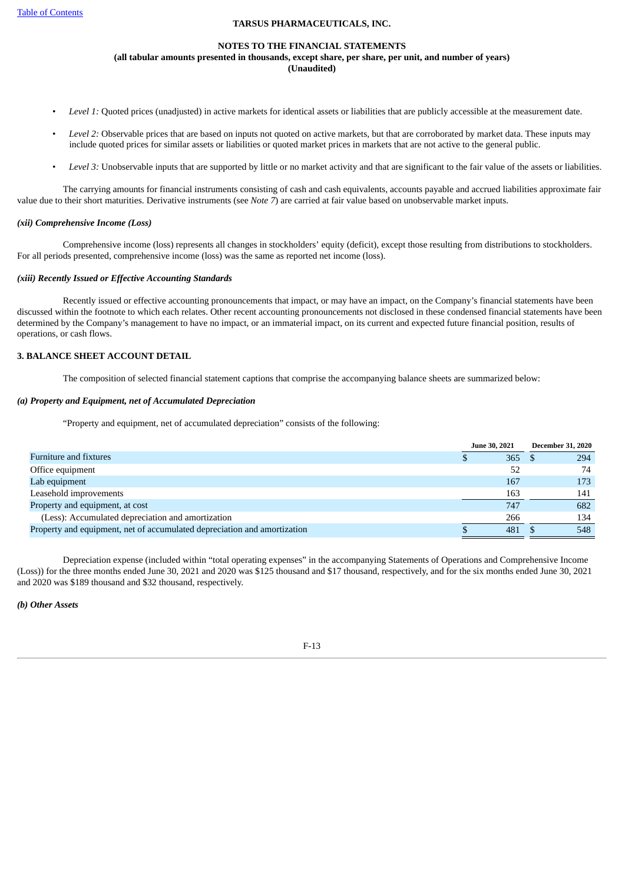- *Level 1:* Quoted prices (unadjusted) in active markets for identical assets or liabilities that are publicly accessible at the measurement date.
- *Level 2:* Observable prices that are based on inputs not quoted on active markets, but that are corroborated by market data. These inputs may include quoted prices for similar assets or liabilities or quoted market prices in markets that are not active to the general public.
- *Level 3:* Unobservable inputs that are supported by little or no market activity and that are significant to the fair value of the assets or liabilities.

The carrying amounts for financial instruments consisting of cash and cash equivalents, accounts payable and accrued liabilities approximate fair value due to their short maturities. Derivative instruments (see *Note 7*) are carried at fair value based on unobservable market inputs.

***(xii) Comprehensive Income (Loss)***

Comprehensive income (loss) represents all changes in stockholders' equity (deficit), except those resulting from distributions to stockholders. For all periods presented, comprehensive income (loss) was the same as reported net income (loss).

***(xiii) Recently Issued or Effective Accounting Standards***

Recently issued or effective accounting pronouncements that impact, or may have an impact, on the Company's financial statements have been discussed within the footnote to which each relates. Other recent accounting pronouncements not disclosed in these condensed financial statements have been determined by the Company's management to have no impact, or an immaterial impact, on its current and expected future financial position, results of operations, or cash flows.

## 3. BALANCE SHEET ACCOUNT DETAIL

The composition of selected financial statement captions that comprise the accompanying balance sheets are summarized below:

***(a) Property and Equipment, net of Accumulated Depreciation***

"Property and equipment, net of accumulated depreciation" consists of the following:

| | June 30, 2021 | December 31, 2020 |
|---|---|---|
| Furniture and fixtures | $ 365 | $ 294 |
| Office equipment | 52 | 74 |
| Lab equipment | 167 | 173 |
| Leasehold improvements | 163 | 141 |
| Property and equipment, at cost | 747 | 682 |
| (Less): Accumulated depreciation and amortization | 266 | 134 |
| Property and equipment, net of accumulated depreciation and amortization | $ 481 | $ 548 |

Depreciation expense (included within "total operating expenses" in the accompanying Statements of Operations and Comprehensive Income (Loss)) for the three months ended June 30, 2021 and 2020 was $125 thousand and $17 thousand, respectively, and for the six months ended June 30, 2021 and 2020 was $189 thousand and $32 thousand, respectively.

***(b) Other Assets***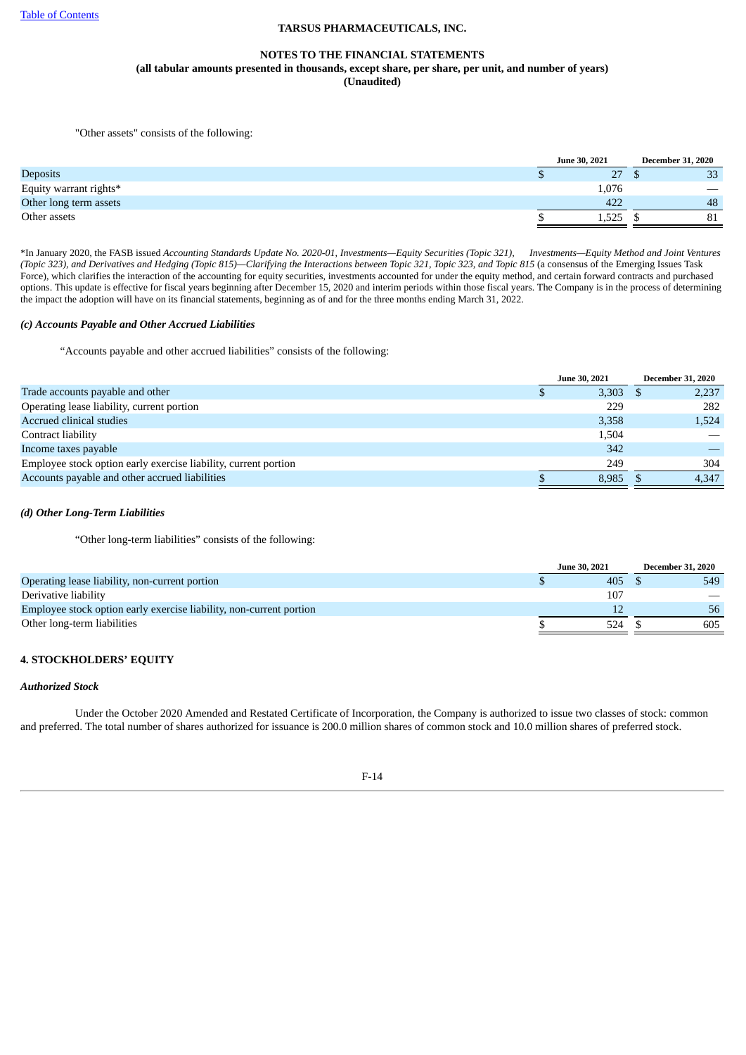"Other assets" consists of the following:

| | June 30, 2021 | December 31, 2020 |
|---|---|---|
| Deposits | $ 27 | $ 33 |
| Equity warrant rights* | 1,076 | — |
| Other long term assets | 422 | 48 |
| Other assets | $ 1,525 | $ 81 |

*In January 2020, the FASB issued *Accounting Standards Update No. 2020-01, Investments—Equity Securities (Topic 321), Investments—Equity Method and Joint Ventures (Topic 323), and Derivatives and Hedging (Topic 815)—Clarifying the Interactions between Topic 321, Topic 323, and Topic 815* (a consensus of the Emerging Issues Task Force), which clarifies the interaction of the accounting for equity securities, investments accounted for under the equity method, and certain forward contracts and purchased options. This update is effective for fiscal years beginning after December 15, 2020 and interim periods within those fiscal years. The Company is in the process of determining the impact the adoption will have on its financial statements, beginning as of and for the three months ending March 31, 2022.

### *(c) Accounts Payable and Other Accrued Liabilities*

"Accounts payable and other accrued liabilities" consists of the following:

| | June 30, 2021 | December 31, 2020 |
|---|---|---|
| Trade accounts payable and other | $ 3,303 | $ 2,237 |
| Operating lease liability, current portion | 229 | 282 |
| Accrued clinical studies | 3,358 | 1,524 |
| Contract liability | 1,504 | — |
| Income taxes payable | 342 | — |
| Employee stock option early exercise liability, current portion | 249 | 304 |
| Accounts payable and other accrued liabilities | $ 8,985 | $ 4,347 |

### *(d) Other Long-Term Liabilities*

"Other long-term liabilities" consists of the following:

| | June 30, 2021 | December 31, 2020 |
|---|---|---|
| Operating lease liability, non-current portion | $ 405 | $ 549 |
| Derivative liability | 107 | — |
| Employee stock option early exercise liability, non-current portion | 12 | 56 |
| Other long-term liabilities | $ 524 | $ 605 |

## 4. STOCKHOLDERS' EQUITY

### *Authorized Stock*

Under the October 2020 Amended and Restated Certificate of Incorporation, the Company is authorized to issue two classes of stock: common and preferred. The total number of shares authorized for issuance is 200.0 million shares of common stock and 10.0 million shares of preferred stock.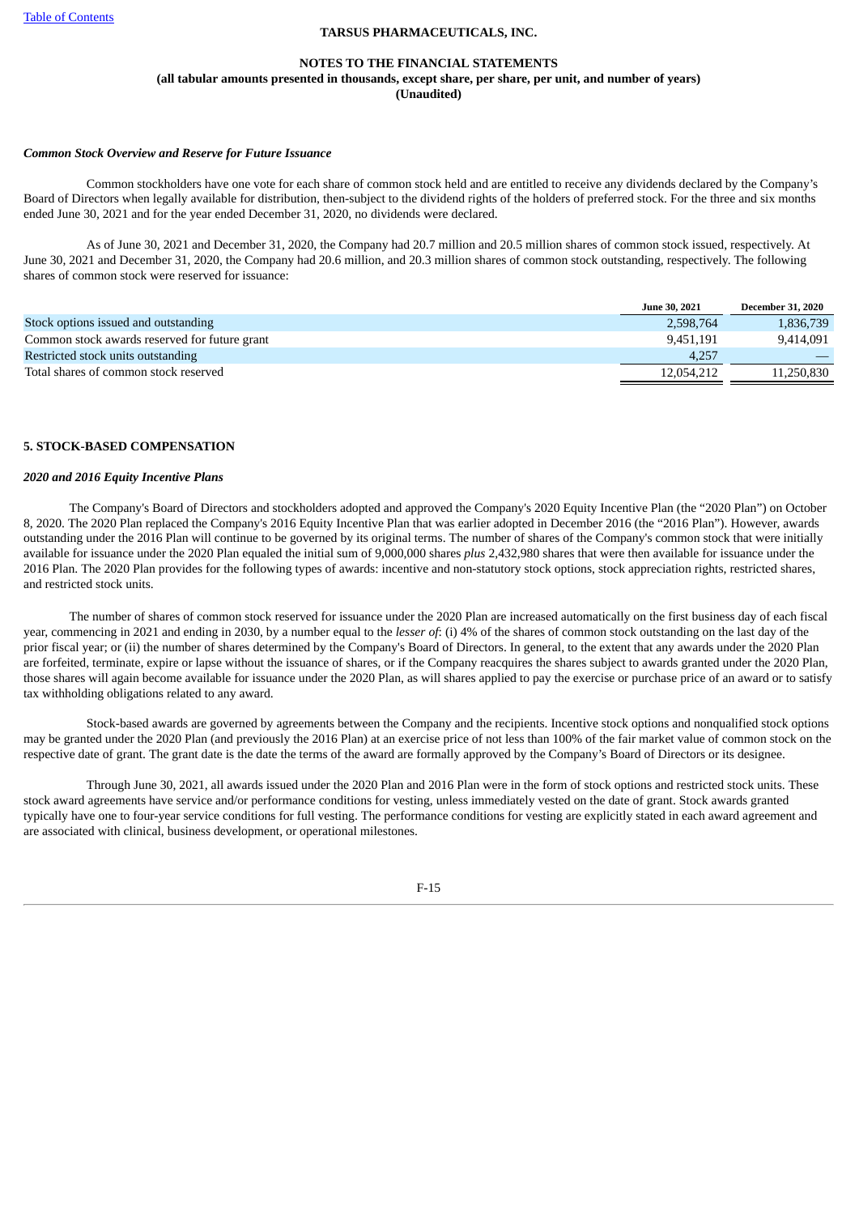**NOTES TO THE FINANCIAL STATEMENTS**
**(all tabular amounts presented in thousands, except share, per share, per unit, and number of years)**
**(Unaudited)**

***Common Stock Overview and Reserve for Future Issuance***

Common stockholders have one vote for each share of common stock held and are entitled to receive any dividends declared by the Company's Board of Directors when legally available for distribution, then-subject to the dividend rights of the holders of preferred stock. For the three and six months ended June 30, 2021 and for the year ended December 31, 2020, no dividends were declared.

As of June 30, 2021 and December 31, 2020, the Company had 20.7 million and 20.5 million shares of common stock issued, respectively. At June 30, 2021 and December 31, 2020, the Company had 20.6 million, and 20.3 million shares of common stock outstanding, respectively. The following shares of common stock were reserved for issuance:

| | June 30, 2021 | December 31, 2020 |
|---|---|---|
| Stock options issued and outstanding | 2,598,764 | 1,836,739 |
| Common stock awards reserved for future grant | 9,451,191 | 9,414,091 |
| Restricted stock units outstanding | 4,257 | — |
| Total shares of common stock reserved | 12,054,212 | 11,250,830 |

## 5. STOCK-BASED COMPENSATION

***2020 and 2016 Equity Incentive Plans***

The Company's Board of Directors and stockholders adopted and approved the Company's 2020 Equity Incentive Plan (the "2020 Plan") on October 8, 2020. The 2020 Plan replaced the Company's 2016 Equity Incentive Plan that was earlier adopted in December 2016 (the "2016 Plan"). However, awards outstanding under the 2016 Plan will continue to be governed by its original terms. The number of shares of the Company's common stock that were initially available for issuance under the 2020 Plan equaled the initial sum of 9,000,000 shares *plus* 2,432,980 shares that were then available for issuance under the 2016 Plan. The 2020 Plan provides for the following types of awards: incentive and non-statutory stock options, stock appreciation rights, restricted shares, and restricted stock units.

The number of shares of common stock reserved for issuance under the 2020 Plan are increased automatically on the first business day of each fiscal year, commencing in 2021 and ending in 2030, by a number equal to the *lesser of*: (i) 4% of the shares of common stock outstanding on the last day of the prior fiscal year; or (ii) the number of shares determined by the Company's Board of Directors. In general, to the extent that any awards under the 2020 Plan are forfeited, terminate, expire or lapse without the issuance of shares, or if the Company reacquires the shares subject to awards granted under the 2020 Plan, those shares will again become available for issuance under the 2020 Plan, as will shares applied to pay the exercise or purchase price of an award or to satisfy tax withholding obligations related to any award.

Stock-based awards are governed by agreements between the Company and the recipients. Incentive stock options and nonqualified stock options may be granted under the 2020 Plan (and previously the 2016 Plan) at an exercise price of not less than 100% of the fair market value of common stock on the respective date of grant. The grant date is the date the terms of the award are formally approved by the Company's Board of Directors or its designee.

Through June 30, 2021, all awards issued under the 2020 Plan and 2016 Plan were in the form of stock options and restricted stock units. These stock award agreements have service and/or performance conditions for vesting, unless immediately vested on the date of grant. Stock awards granted typically have one to four-year service conditions for full vesting. The performance conditions for vesting are explicitly stated in each award agreement and are associated with clinical, business development, or operational milestones.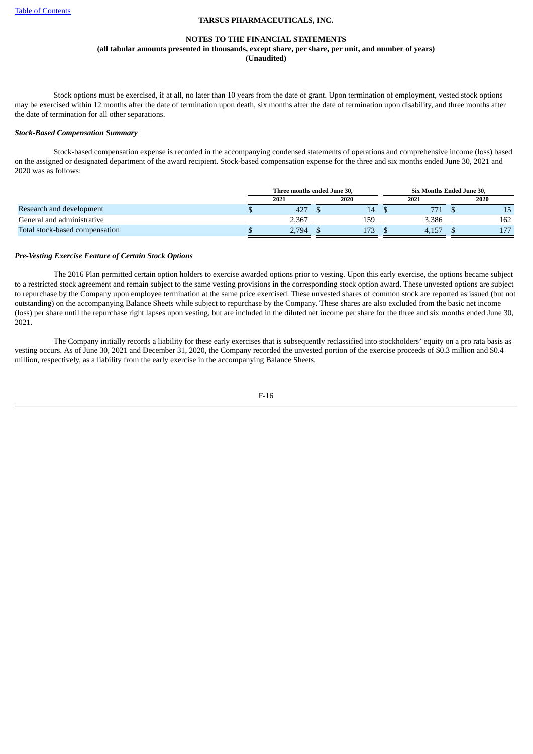**TARSUS PHARMACEUTICALS, INC.**

**NOTES TO THE FINANCIAL STATEMENTS**
**(all tabular amounts presented in thousands, except share, per share, per unit, and number of years)**
**(Unaudited)**

Stock options must be exercised, if at all, no later than 10 years from the date of grant. Upon termination of employment, vested stock options may be exercised within 12 months after the date of termination upon death, six months after the date of termination upon disability, and three months after the date of termination for all other separations.

***Stock-Based Compensation Summary***

Stock-based compensation expense is recorded in the accompanying condensed statements of operations and comprehensive income (loss) based on the assigned or designated department of the award recipient. Stock-based compensation expense for the three and six months ended June 30, 2021 and 2020 was as follows:

| | Three months ended June 30, | | Six Months Ended June 30, | |
|---|---|---|---|---|
| | 2021 | 2020 | 2021 | 2020 |
| Research and development | $ 427 | $ 14 | $ 771 | $ 15 |
| General and administrative | 2,367 | 159 | 3,386 | 162 |
| Total stock-based compensation | $ 2,794 | $ 173 | $ 4,157 | $ 177 |

***Pre-Vesting Exercise Feature of Certain Stock Options***

The 2016 Plan permitted certain option holders to exercise awarded options prior to vesting. Upon this early exercise, the options became subject to a restricted stock agreement and remain subject to the same vesting provisions in the corresponding stock option award. These unvested options are subject to repurchase by the Company upon employee termination at the same price exercised. These unvested shares of common stock are reported as issued (but not outstanding) on the accompanying Balance Sheets while subject to repurchase by the Company. These shares are also excluded from the basic net income (loss) per share until the repurchase right lapses upon vesting, but are included in the diluted net income per share for the three and six months ended June 30, 2021.

The Company initially records a liability for these early exercises that is subsequently reclassified into stockholders' equity on a pro rata basis as vesting occurs. As of June 30, 2021 and December 31, 2020, the Company recorded the unvested portion of the exercise proceeds of $0.3 million and $0.4 million, respectively, as a liability from the early exercise in the accompanying Balance Sheets.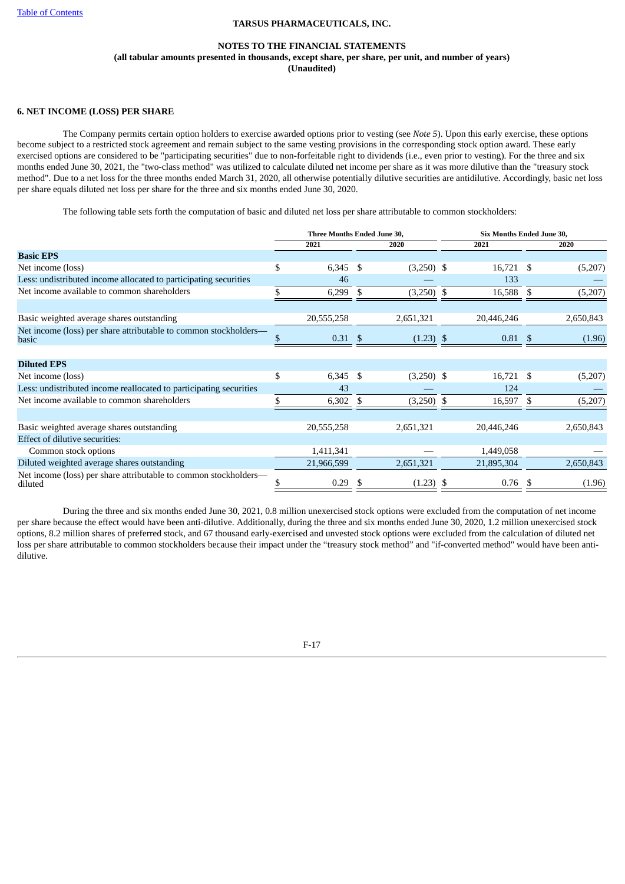**TARSUS PHARMACEUTICALS, INC.**

**NOTES TO THE FINANCIAL STATEMENTS**
**(all tabular amounts presented in thousands, except share, per share, per unit, and number of years)**
**(Unaudited)**

### 6. NET INCOME (LOSS) PER SHARE

The Company permits certain option holders to exercise awarded options prior to vesting (see *Note 5*). Upon this early exercise, these options become subject to a restricted stock agreement and remain subject to the same vesting provisions in the corresponding stock option award. These early exercised options are considered to be "participating securities" due to non-forfeitable right to dividends (i.e., even prior to vesting). For the three and six months ended June 30, 2021, the "two-class method" was utilized to calculate diluted net income per share as it was more dilutive than the "treasury stock method". Due to a net loss for the three months ended March 31, 2020, all otherwise potentially dilutive securities are antidilutive. Accordingly, basic net loss per share equals diluted net loss per share for the three and six months ended June 30, 2020.

The following table sets forth the computation of basic and diluted net loss per share attributable to common stockholders:

| | Three Months Ended June 30, | | Six Months Ended June 30, | |
|---|---|---|---|---|
| | 2021 | 2020 | 2021 | 2020 |
| **Basic EPS** | | | | |
| Net income (loss) | $ 6,345 | $ (3,250) | $ 16,721 | $ (5,207) |
| Less: undistributed income allocated to participating securities | 46 | — | 133 | — |
| Net income available to common shareholders | $ 6,299 | $ (3,250) | $ 16,588 | $ (5,207) |
| | | | | |
| Basic weighted average shares outstanding | 20,555,258 | 2,651,321 | 20,446,246 | 2,650,843 |
| Net income (loss) per share attributable to common stockholders—basic | $ 0.31 | $ (1.23) | $ 0.81 | $ (1.96) |
| | | | | |
| **Diluted EPS** | | | | |
| Net income (loss) | $ 6,345 | $ (3,250) | $ 16,721 | $ (5,207) |
| Less: undistributed income reallocated to participating securities | 43 | — | 124 | — |
| Net income available to common shareholders | $ 6,302 | $ (3,250) | $ 16,597 | $ (5,207) |
| | | | | |
| Basic weighted average shares outstanding | 20,555,258 | 2,651,321 | 20,446,246 | 2,650,843 |
| Effect of dilutive securities: | | | | |
| Common stock options | 1,411,341 | — | 1,449,058 | — |
| Diluted weighted average shares outstanding | 21,966,599 | 2,651,321 | 21,895,304 | 2,650,843 |
| Net income (loss) per share attributable to common stockholders—diluted | $ 0.29 | $ (1.23) | $ 0.76 | $ (1.96) |

During the three and six months ended June 30, 2021, 0.8 million unexercised stock options were excluded from the computation of net income per share because the effect would have been anti-dilutive. Additionally, during the three and six months ended June 30, 2020, 1.2 million unexercised stock options, 8.2 million shares of preferred stock, and 67 thousand early-exercised and unvested stock options were excluded from the calculation of diluted net loss per share attributable to common stockholders because their impact under the "treasury stock method" and "if-converted method" would have been anti-dilutive.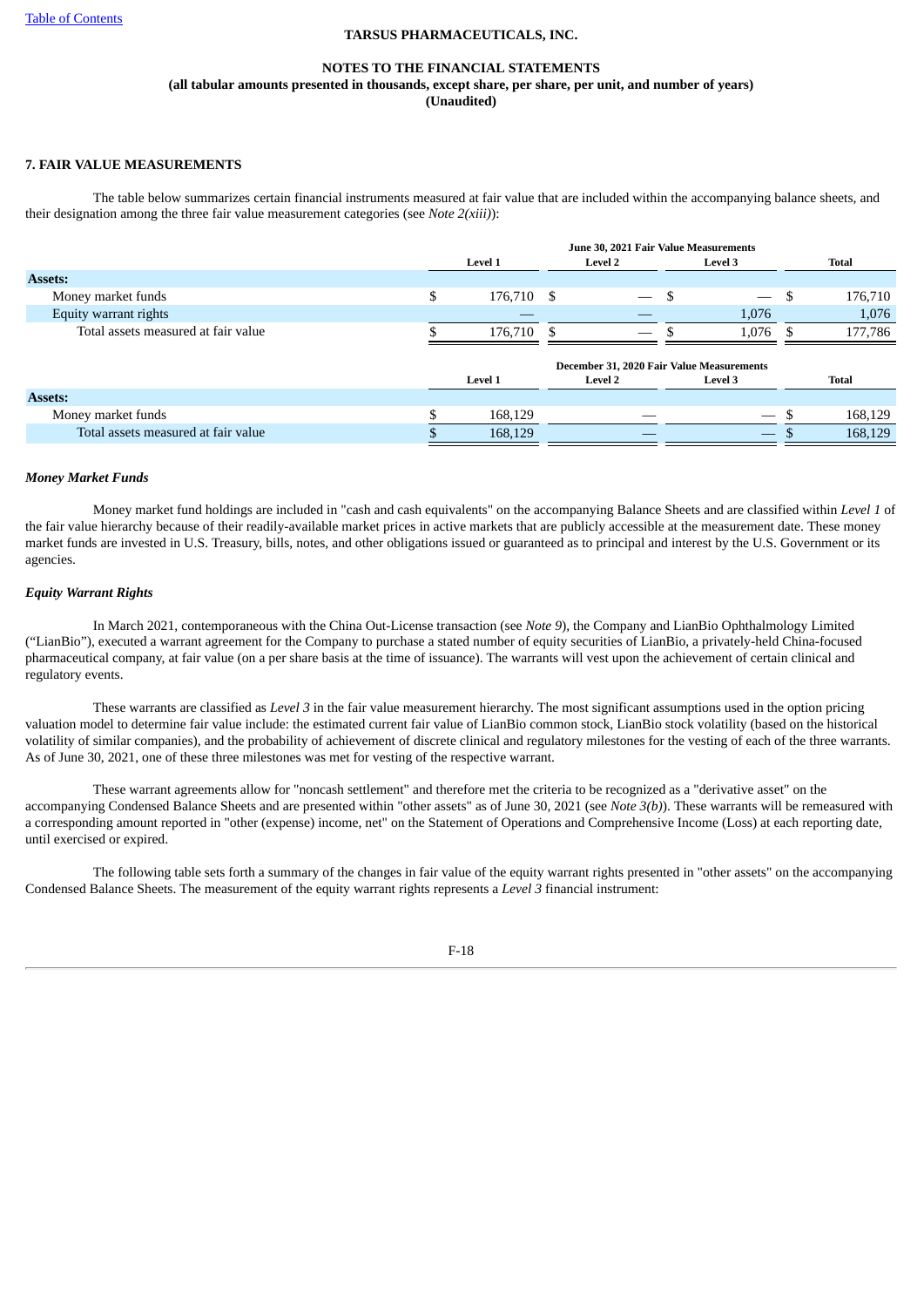TARSUS PHARMACEUTICALS, INC.

NOTES TO THE FINANCIAL STATEMENTS
(all tabular amounts presented in thousands, except share, per share, per unit, and number of years)
(Unaudited)

### 7. FAIR VALUE MEASUREMENTS

The table below summarizes certain financial instruments measured at fair value that are included within the accompanying balance sheets, and their designation among the three fair value measurement categories (see *Note 2(xiii)*):

| | June 30, 2021 Fair Value Measurements | | | |
|---|---|---|---|---|
| | Level 1 | Level 2 | Level 3 | Total |
| **Assets:** | | | | |
| Money market funds | $ 176,710 | $ — | $ — | $ 176,710 |
| Equity warrant rights | — | — | 1,076 | 1,076 |
| Total assets measured at fair value | $ 176,710 | $ — | $ 1,076 | $ 177,786 |

| | December 31, 2020 Fair Value Measurements | | | |
|---|---|---|---|---|
| | Level 1 | Level 2 | Level 3 | Total |
| **Assets:** | | | | |
| Money market funds | $ 168,129 | — | — | $ 168,129 |
| Total assets measured at fair value | $ 168,129 | — | — | $ 168,129 |

***Money Market Funds***

Money market fund holdings are included in "cash and cash equivalents" on the accompanying Balance Sheets and are classified within *Level 1* of the fair value hierarchy because of their readily-available market prices in active markets that are publicly accessible at the measurement date. These money market funds are invested in U.S. Treasury, bills, notes, and other obligations issued or guaranteed as to principal and interest by the U.S. Government or its agencies.

***Equity Warrant Rights***

In March 2021, contemporaneous with the China Out-License transaction (see *Note 9*), the Company and LianBio Ophthalmology Limited ("LianBio"), executed a warrant agreement for the Company to purchase a stated number of equity securities of LianBio, a privately-held China-focused pharmaceutical company, at fair value (on a per share basis at the time of issuance). The warrants will vest upon the achievement of certain clinical and regulatory events.

These warrants are classified as *Level 3* in the fair value measurement hierarchy. The most significant assumptions used in the option pricing valuation model to determine fair value include: the estimated current fair value of LianBio common stock, LianBio stock volatility (based on the historical volatility of similar companies), and the probability of achievement of discrete clinical and regulatory milestones for the vesting of each of the three warrants. As of June 30, 2021, one of these three milestones was met for vesting of the respective warrant.

These warrant agreements allow for "noncash settlement" and therefore met the criteria to be recognized as a "derivative asset" on the accompanying Condensed Balance Sheets and are presented within "other assets" as of June 30, 2021 (see *Note 3(b)*). These warrants will be remeasured with a corresponding amount reported in "other (expense) income, net" on the Statement of Operations and Comprehensive Income (Loss) at each reporting date, until exercised or expired.

The following table sets forth a summary of the changes in fair value of the equity warrant rights presented in "other assets" on the accompanying Condensed Balance Sheets. The measurement of the equity warrant rights represents a *Level 3* financial instrument: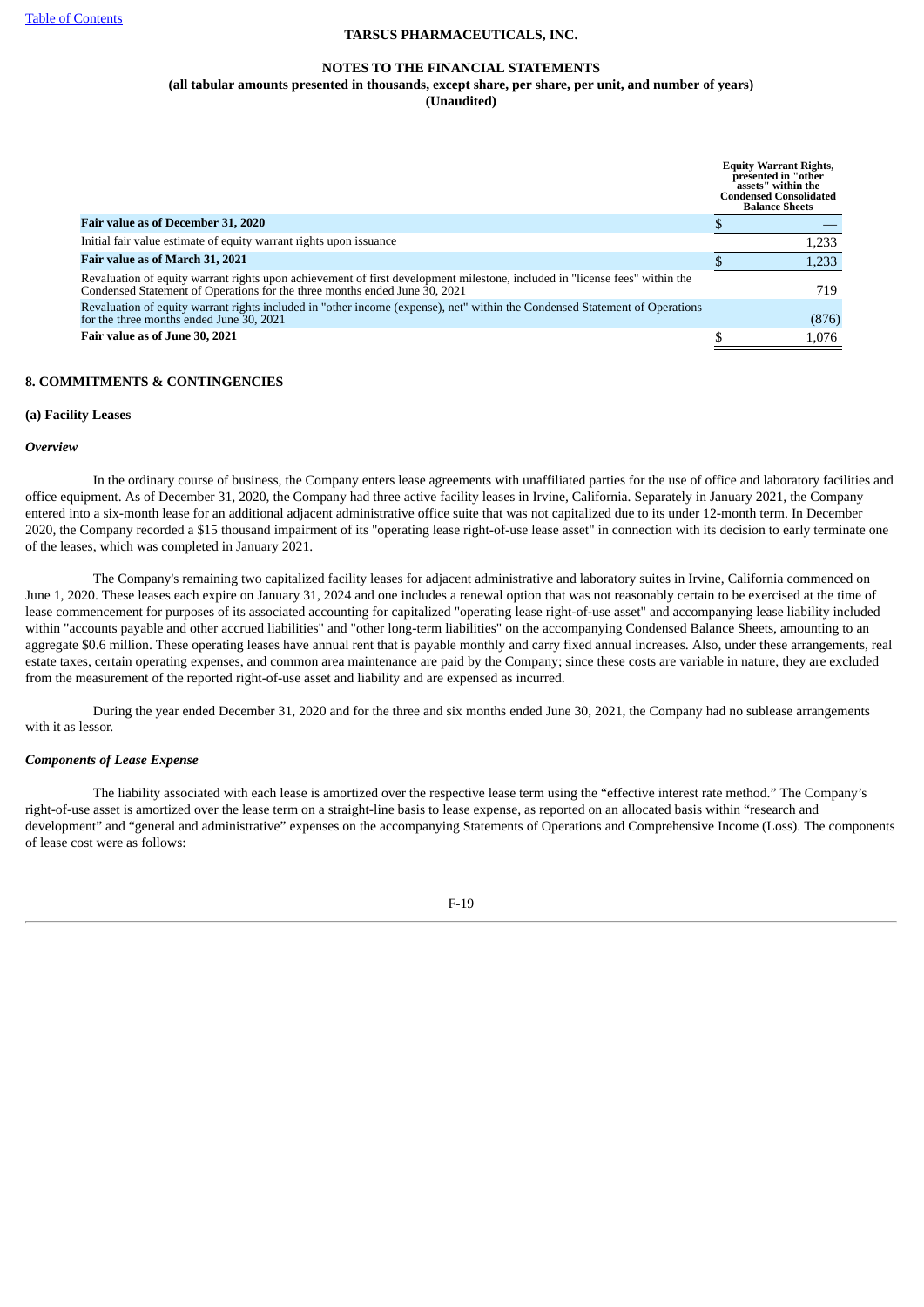| | Equity Warrant Rights, presented in "other assets" within the Condensed Consolidated Balance Sheets |
|---|---|
| **Fair value as of December 31, 2020** | $ — |
| Initial fair value estimate of equity warrant rights upon issuance | 1,233 |
| **Fair value as of March 31, 2021** | $ 1,233 |
| Revaluation of equity warrant rights upon achievement of first development milestone, included in "license fees" within the Condensed Statement of Operations for the three months ended June 30, 2021 | 719 |
| Revaluation of equity warrant rights included in "other income (expense), net" within the Condensed Statement of Operations for the three months ended June 30, 2021 | (876) |
| **Fair value as of June 30, 2021** | $ 1,076 |

## 8. COMMITMENTS & CONTINGENCIES

### (a) Facility Leases

#### *Overview*

In the ordinary course of business, the Company enters lease agreements with unaffiliated parties for the use of office and laboratory facilities and office equipment. As of December 31, 2020, the Company had three active facility leases in Irvine, California. Separately in January 2021, the Company entered into a six-month lease for an additional adjacent administrative office suite that was not capitalized due to its under 12-month term. In December 2020, the Company recorded a $15 thousand impairment of its "operating lease right-of-use lease asset" in connection with its decision to early terminate one of the leases, which was completed in January 2021.

The Company's remaining two capitalized facility leases for adjacent administrative and laboratory suites in Irvine, California commenced on June 1, 2020. These leases each expire on January 31, 2024 and one includes a renewal option that was not reasonably certain to be exercised at the time of lease commencement for purposes of its associated accounting for capitalized "operating lease right-of-use asset" and accompanying lease liability included within "accounts payable and other accrued liabilities" and "other long-term liabilities" on the accompanying Condensed Balance Sheets, amounting to an aggregate $0.6 million. These operating leases have annual rent that is payable monthly and carry fixed annual increases. Also, under these arrangements, real estate taxes, certain operating expenses, and common area maintenance are paid by the Company; since these costs are variable in nature, they are excluded from the measurement of the reported right-of-use asset and liability and are expensed as incurred.

During the year ended December 31, 2020 and for the three and six months ended June 30, 2021, the Company had no sublease arrangements with it as lessor.

#### *Components of Lease Expense*

The liability associated with each lease is amortized over the respective lease term using the "effective interest rate method." The Company's right-of-use asset is amortized over the lease term on a straight-line basis to lease expense, as reported on an allocated basis within "research and development" and "general and administrative" expenses on the accompanying Statements of Operations and Comprehensive Income (Loss). The components of lease cost were as follows: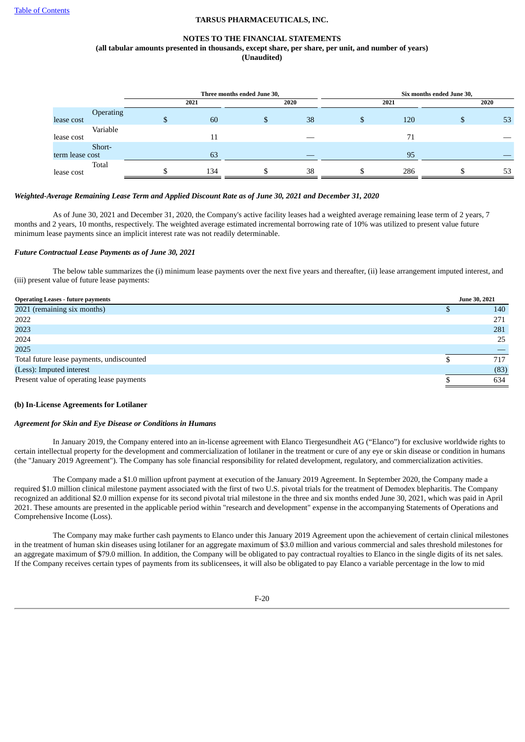| | Three months ended June 30, | | Six months ended June 30, | |
|---|---|---|---|---|
| | 2021 | 2020 | 2021 | 2020 |
| Operating lease cost | $ 60 | $ 38 | $ 120 | $ 53 |
| Variable lease cost | 11 | — | 71 | — |
| Short-term lease cost | 63 | — | 95 | — |
| Total lease cost | $ 134 | $ 38 | $ 286 | $ 53 |

***Weighted-Average Remaining Lease Term and Applied Discount Rate as of June 30, 2021 and December 31, 2020***

As of June 30, 2021 and December 31, 2020, the Company's active facility leases had a weighted average remaining lease term of 2 years, 7 months and 2 years, 10 months, respectively. The weighted average estimated incremental borrowing rate of 10% was utilized to present value future minimum lease payments since an implicit interest rate was not readily determinable.

***Future Contractual Lease Payments as of June 30, 2021***

The below table summarizes the (i) minimum lease payments over the next five years and thereafter, (ii) lease arrangement imputed interest, and (iii) present value of future lease payments:

| Operating Leases - future payments | June 30, 2021 |
|---|---|
| 2021 (remaining six months) | $ 140 |
| 2022 | 271 |
| 2023 | 281 |
| 2024 | 25 |
| 2025 | — |
| Total future lease payments, undiscounted | $ 717 |
| (Less): Imputed interest | (83) |
| Present value of operating lease payments | $ 634 |

**(b) In-License Agreements for Lotilaner**

***Agreement for Skin and Eye Disease or Conditions in Humans***

In January 2019, the Company entered into an in-license agreement with Elanco Tiergesundheit AG ("Elanco") for exclusive worldwide rights to certain intellectual property for the development and commercialization of lotilaner in the treatment or cure of any eye or skin disease or condition in humans (the "January 2019 Agreement"). The Company has sole financial responsibility for related development, regulatory, and commercialization activities.

The Company made a $1.0 million upfront payment at execution of the January 2019 Agreement. In September 2020, the Company made a required $1.0 million clinical milestone payment associated with the first of two U.S. pivotal trials for the treatment of Demodex blepharitis. The Company recognized an additional $2.0 million expense for its second pivotal trial milestone in the three and six months ended June 30, 2021, which was paid in April 2021. These amounts are presented in the applicable period within "research and development" expense in the accompanying Statements of Operations and Comprehensive Income (Loss).

The Company may make further cash payments to Elanco under this January 2019 Agreement upon the achievement of certain clinical milestones in the treatment of human skin diseases using lotilaner for an aggregate maximum of $3.0 million and various commercial and sales threshold milestones for an aggregate maximum of $79.0 million. In addition, the Company will be obligated to pay contractual royalties to Elanco in the single digits of its net sales. If the Company receives certain types of payments from its sublicensees, it will also be obligated to pay Elanco a variable percentage in the low to mid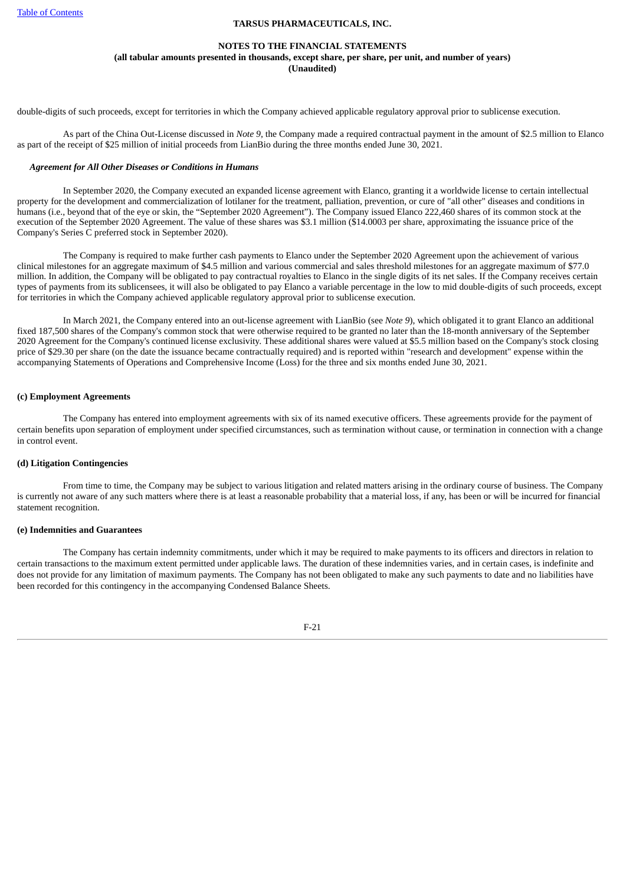double-digits of such proceeds, except for territories in which the Company achieved applicable regulatory approval prior to sublicense execution.

As part of the China Out-License discussed in *Note 9*, the Company made a required contractual payment in the amount of $2.5 million to Elanco as part of the receipt of $25 million of initial proceeds from LianBio during the three months ended June 30, 2021.

***Agreement for All Other Diseases or Conditions in Humans***

In September 2020, the Company executed an expanded license agreement with Elanco, granting it a worldwide license to certain intellectual property for the development and commercialization of lotilaner for the treatment, palliation, prevention, or cure of "all other" diseases and conditions in humans (i.e., beyond that of the eye or skin, the "September 2020 Agreement"). The Company issued Elanco 222,460 shares of its common stock at the execution of the September 2020 Agreement. The value of these shares was $3.1 million ($14.0003 per share, approximating the issuance price of the Company's Series C preferred stock in September 2020).

The Company is required to make further cash payments to Elanco under the September 2020 Agreement upon the achievement of various clinical milestones for an aggregate maximum of $4.5 million and various commercial and sales threshold milestones for an aggregate maximum of $77.0 million. In addition, the Company will be obligated to pay contractual royalties to Elanco in the single digits of its net sales. If the Company receives certain types of payments from its sublicensees, it will also be obligated to pay Elanco a variable percentage in the low to mid double-digits of such proceeds, except for territories in which the Company achieved applicable regulatory approval prior to sublicense execution.

In March 2021, the Company entered into an out-license agreement with LianBio (see *Note 9*), which obligated it to grant Elanco an additional fixed 187,500 shares of the Company's common stock that were otherwise required to be granted no later than the 18-month anniversary of the September 2020 Agreement for the Company's continued license exclusivity. These additional shares were valued at $5.5 million based on the Company's stock closing price of $29.30 per share (on the date the issuance became contractually required) and is reported within "research and development" expense within the accompanying Statements of Operations and Comprehensive Income (Loss) for the three and six months ended June 30, 2021.

**(c) Employment Agreements**

The Company has entered into employment agreements with six of its named executive officers. These agreements provide for the payment of certain benefits upon separation of employment under specified circumstances, such as termination without cause, or termination in connection with a change in control event.

**(d) Litigation Contingencies**

From time to time, the Company may be subject to various litigation and related matters arising in the ordinary course of business. The Company is currently not aware of any such matters where there is at least a reasonable probability that a material loss, if any, has been or will be incurred for financial statement recognition.

**(e) Indemnities and Guarantees**

The Company has certain indemnity commitments, under which it may be required to make payments to its officers and directors in relation to certain transactions to the maximum extent permitted under applicable laws. The duration of these indemnities varies, and in certain cases, is indefinite and does not provide for any limitation of maximum payments. The Company has not been obligated to make any such payments to date and no liabilities have been recorded for this contingency in the accompanying Condensed Balance Sheets.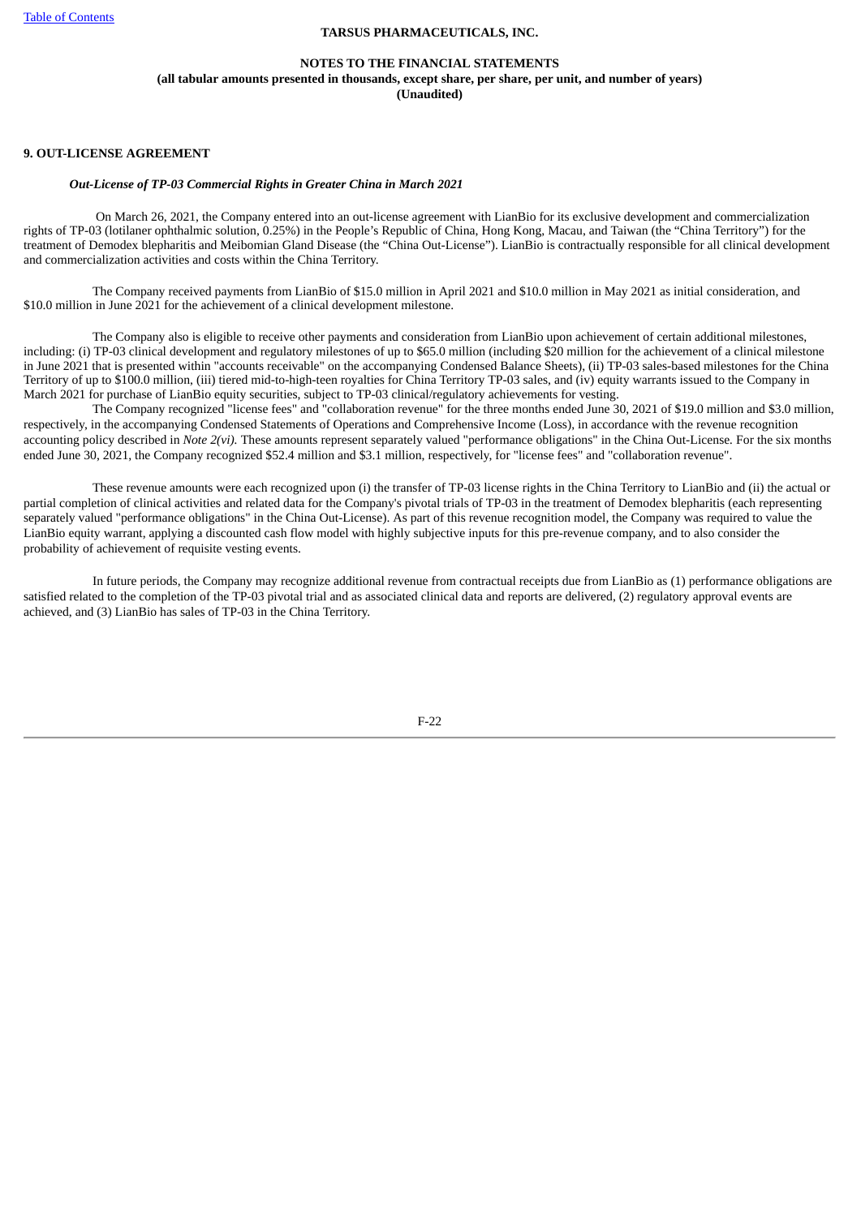## 9. OUT-LICENSE AGREEMENT

### *Out-License of TP-03 Commercial Rights in Greater China in March 2021*

On March 26, 2021, the Company entered into an out-license agreement with LianBio for its exclusive development and commercialization rights of TP-03 (lotilaner ophthalmic solution, 0.25%) in the People's Republic of China, Hong Kong, Macau, and Taiwan (the "China Territory") for the treatment of Demodex blepharitis and Meibomian Gland Disease (the "China Out-License"). LianBio is contractually responsible for all clinical development and commercialization activities and costs within the China Territory.

The Company received payments from LianBio of $15.0 million in April 2021 and $10.0 million in May 2021 as initial consideration, and $10.0 million in June 2021 for the achievement of a clinical development milestone.

The Company also is eligible to receive other payments and consideration from LianBio upon achievement of certain additional milestones, including: (i) TP-03 clinical development and regulatory milestones of up to $65.0 million (including $20 million for the achievement of a clinical milestone in June 2021 that is presented within "accounts receivable" on the accompanying Condensed Balance Sheets), (ii) TP-03 sales-based milestones for the China Territory of up to $100.0 million, (iii) tiered mid-to-high-teen royalties for China Territory TP-03 sales, and (iv) equity warrants issued to the Company in March 2021 for purchase of LianBio equity securities, subject to TP-03 clinical/regulatory achievements for vesting.

The Company recognized "license fees" and "collaboration revenue" for the three months ended June 30, 2021 of $19.0 million and $3.0 million, respectively, in the accompanying Condensed Statements of Operations and Comprehensive Income (Loss), in accordance with the revenue recognition accounting policy described in *Note 2(vi).* These amounts represent separately valued "performance obligations" in the China Out-License. For the six months ended June 30, 2021, the Company recognized $52.4 million and $3.1 million, respectively, for "license fees" and "collaboration revenue".

These revenue amounts were each recognized upon (i) the transfer of TP-03 license rights in the China Territory to LianBio and (ii) the actual or partial completion of clinical activities and related data for the Company's pivotal trials of TP-03 in the treatment of Demodex blepharitis (each representing separately valued "performance obligations" in the China Out-License). As part of this revenue recognition model, the Company was required to value the LianBio equity warrant, applying a discounted cash flow model with highly subjective inputs for this pre-revenue company, and to also consider the probability of achievement of requisite vesting events.

In future periods, the Company may recognize additional revenue from contractual receipts due from LianBio as (1) performance obligations are satisfied related to the completion of the TP-03 pivotal trial and as associated clinical data and reports are delivered, (2) regulatory approval events are achieved, and (3) LianBio has sales of TP-03 in the China Territory.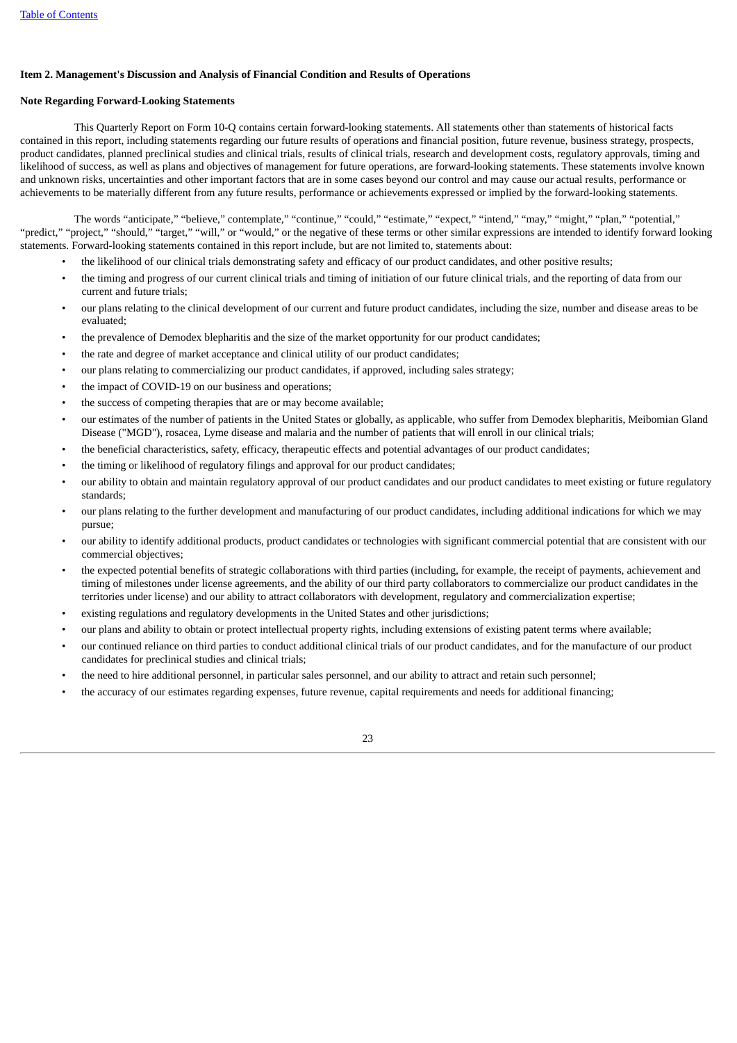**Item 2. Management's Discussion and Analysis of Financial Condition and Results of Operations**

**Note Regarding Forward-Looking Statements**

This Quarterly Report on Form 10-Q contains certain forward-looking statements. All statements other than statements of historical facts contained in this report, including statements regarding our future results of operations and financial position, future revenue, business strategy, prospects, product candidates, planned preclinical studies and clinical trials, results of clinical trials, research and development costs, regulatory approvals, timing and likelihood of success, as well as plans and objectives of management for future operations, are forward-looking statements. These statements involve known and unknown risks, uncertainties and other important factors that are in some cases beyond our control and may cause our actual results, performance or achievements to be materially different from any future results, performance or achievements expressed or implied by the forward-looking statements.

The words "anticipate," "believe," contemplate," "continue," "could," "estimate," "expect," "intend," "may," "might," "plan," "potential," "predict," "project," "should," "target," "will," or "would," or the negative of these terms or other similar expressions are intended to identify forward looking statements. Forward-looking statements contained in this report include, but are not limited to, statements about:

- the likelihood of our clinical trials demonstrating safety and efficacy of our product candidates, and other positive results;
- the timing and progress of our current clinical trials and timing of initiation of our future clinical trials, and the reporting of data from our current and future trials;
- our plans relating to the clinical development of our current and future product candidates, including the size, number and disease areas to be evaluated;
- the prevalence of Demodex blepharitis and the size of the market opportunity for our product candidates;
- the rate and degree of market acceptance and clinical utility of our product candidates;
- our plans relating to commercializing our product candidates, if approved, including sales strategy;
- the impact of COVID-19 on our business and operations;
- the success of competing therapies that are or may become available;
- our estimates of the number of patients in the United States or globally, as applicable, who suffer from Demodex blepharitis, Meibomian Gland Disease ("MGD"), rosacea, Lyme disease and malaria and the number of patients that will enroll in our clinical trials;
- the beneficial characteristics, safety, efficacy, therapeutic effects and potential advantages of our product candidates;
- the timing or likelihood of regulatory filings and approval for our product candidates;
- our ability to obtain and maintain regulatory approval of our product candidates and our product candidates to meet existing or future regulatory standards;
- our plans relating to the further development and manufacturing of our product candidates, including additional indications for which we may pursue;
- our ability to identify additional products, product candidates or technologies with significant commercial potential that are consistent with our commercial objectives;
- the expected potential benefits of strategic collaborations with third parties (including, for example, the receipt of payments, achievement and timing of milestones under license agreements, and the ability of our third party collaborators to commercialize our product candidates in the territories under license) and our ability to attract collaborators with development, regulatory and commercialization expertise;
- existing regulations and regulatory developments in the United States and other jurisdictions;
- our plans and ability to obtain or protect intellectual property rights, including extensions of existing patent terms where available;
- our continued reliance on third parties to conduct additional clinical trials of our product candidates, and for the manufacture of our product candidates for preclinical studies and clinical trials;
- the need to hire additional personnel, in particular sales personnel, and our ability to attract and retain such personnel;
- the accuracy of our estimates regarding expenses, future revenue, capital requirements and needs for additional financing;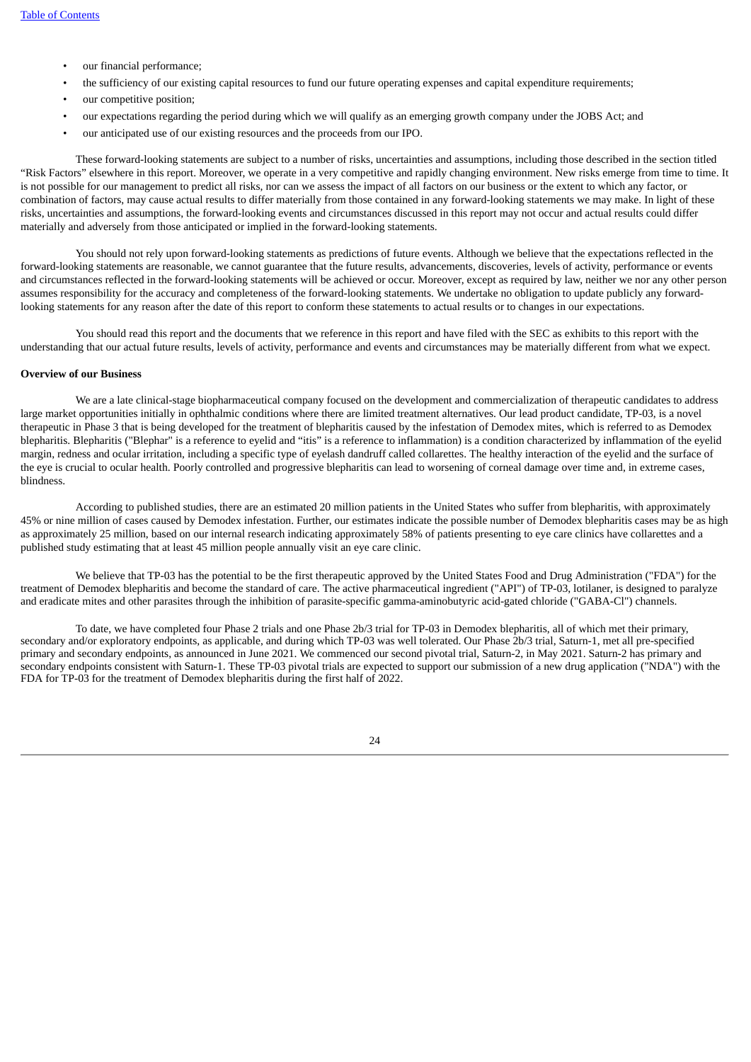- our financial performance;
- the sufficiency of our existing capital resources to fund our future operating expenses and capital expenditure requirements;
- our competitive position;
- our expectations regarding the period during which we will qualify as an emerging growth company under the JOBS Act; and
- our anticipated use of our existing resources and the proceeds from our IPO.

These forward-looking statements are subject to a number of risks, uncertainties and assumptions, including those described in the section titled "Risk Factors" elsewhere in this report. Moreover, we operate in a very competitive and rapidly changing environment. New risks emerge from time to time. It is not possible for our management to predict all risks, nor can we assess the impact of all factors on our business or the extent to which any factor, or combination of factors, may cause actual results to differ materially from those contained in any forward-looking statements we may make. In light of these risks, uncertainties and assumptions, the forward-looking events and circumstances discussed in this report may not occur and actual results could differ materially and adversely from those anticipated or implied in the forward-looking statements.

You should not rely upon forward-looking statements as predictions of future events. Although we believe that the expectations reflected in the forward-looking statements are reasonable, we cannot guarantee that the future results, advancements, discoveries, levels of activity, performance or events and circumstances reflected in the forward-looking statements will be achieved or occur. Moreover, except as required by law, neither we nor any other person assumes responsibility for the accuracy and completeness of the forward-looking statements. We undertake no obligation to update publicly any forward-looking statements for any reason after the date of this report to conform these statements to actual results or to changes in our expectations.

You should read this report and the documents that we reference in this report and have filed with the SEC as exhibits to this report with the understanding that our actual future results, levels of activity, performance and events and circumstances may be materially different from what we expect.

**Overview of our Business**

We are a late clinical-stage biopharmaceutical company focused on the development and commercialization of therapeutic candidates to address large market opportunities initially in ophthalmic conditions where there are limited treatment alternatives. Our lead product candidate, TP-03, is a novel therapeutic in Phase 3 that is being developed for the treatment of blepharitis caused by the infestation of Demodex mites, which is referred to as Demodex blepharitis. Blepharitis ("Blephar" is a reference to eyelid and "itis" is a reference to inflammation) is a condition characterized by inflammation of the eyelid margin, redness and ocular irritation, including a specific type of eyelash dandruff called collarettes. The healthy interaction of the eyelid and the surface of the eye is crucial to ocular health. Poorly controlled and progressive blepharitis can lead to worsening of corneal damage over time and, in extreme cases, blindness.

According to published studies, there are an estimated 20 million patients in the United States who suffer from blepharitis, with approximately 45% or nine million of cases caused by Demodex infestation. Further, our estimates indicate the possible number of Demodex blepharitis cases may be as high as approximately 25 million, based on our internal research indicating approximately 58% of patients presenting to eye care clinics have collarettes and a published study estimating that at least 45 million people annually visit an eye care clinic.

We believe that TP-03 has the potential to be the first therapeutic approved by the United States Food and Drug Administration ("FDA") for the treatment of Demodex blepharitis and become the standard of care. The active pharmaceutical ingredient ("API") of TP-03, lotilaner, is designed to paralyze and eradicate mites and other parasites through the inhibition of parasite-specific gamma-aminobutyric acid-gated chloride ("GABA-Cl") channels.

To date, we have completed four Phase 2 trials and one Phase 2b/3 trial for TP-03 in Demodex blepharitis, all of which met their primary, secondary and/or exploratory endpoints, as applicable, and during which TP-03 was well tolerated. Our Phase 2b/3 trial, Saturn-1, met all pre-specified primary and secondary endpoints, as announced in June 2021. We commenced our second pivotal trial, Saturn-2, in May 2021. Saturn-2 has primary and secondary endpoints consistent with Saturn-1. These TP-03 pivotal trials are expected to support our submission of a new drug application ("NDA") with the FDA for TP-03 for the treatment of Demodex blepharitis during the first half of 2022.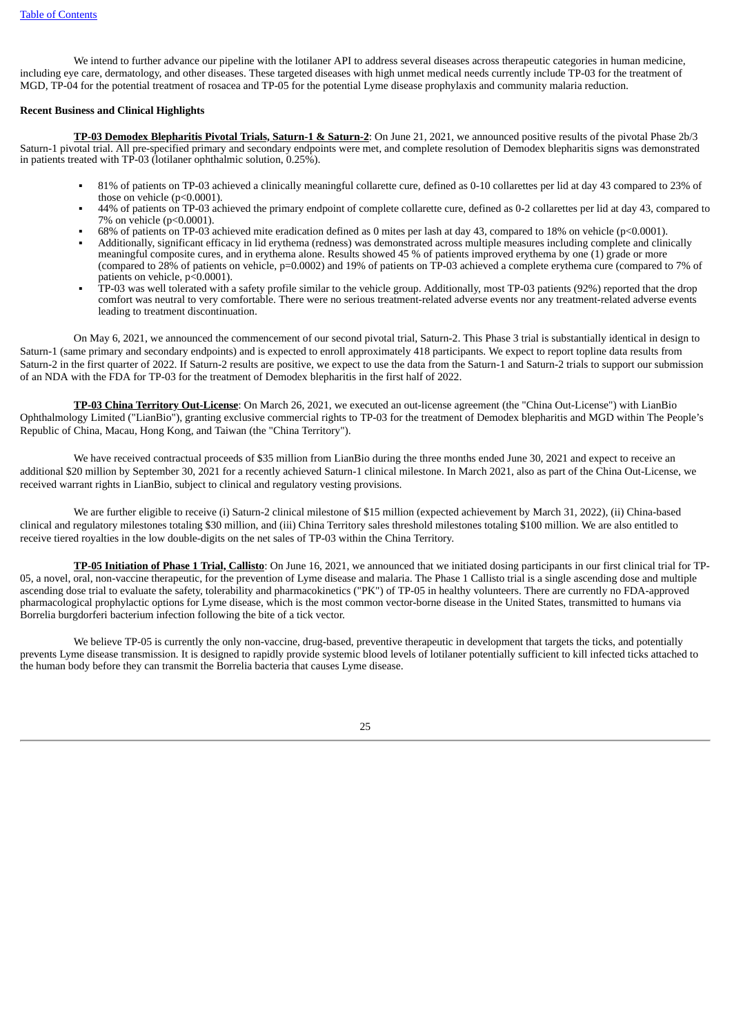We intend to further advance our pipeline with the lotilaner API to address several diseases across therapeutic categories in human medicine, including eye care, dermatology, and other diseases. These targeted diseases with high unmet medical needs currently include TP-03 for the treatment of MGD, TP-04 for the potential treatment of rosacea and TP-05 for the potential Lyme disease prophylaxis and community malaria reduction.

**Recent Business and Clinical Highlights**

**TP-03 Demodex Blepharitis Pivotal Trials, Saturn-1 & Saturn-2**: On June 21, 2021, we announced positive results of the pivotal Phase 2b/3 Saturn-1 pivotal trial. All pre-specified primary and secondary endpoints were met, and complete resolution of Demodex blepharitis signs was demonstrated in patients treated with TP-03 (lotilaner ophthalmic solution, 0.25%).

- 81% of patients on TP-03 achieved a clinically meaningful collarette cure, defined as 0-10 collarettes per lid at day 43 compared to 23% of those on vehicle ($p<0.0001$).
- 44% of patients on TP-03 achieved the primary endpoint of complete collarette cure, defined as 0-2 collarettes per lid at day 43, compared to 7% on vehicle ($p<0.0001$).
- 68% of patients on TP-03 achieved mite eradication defined as 0 mites per lash at day 43, compared to 18% on vehicle ($p<0.0001$).
- Additionally, significant efficacy in lid erythema (redness) was demonstrated across multiple measures including complete and clinically meaningful composite cures, and in erythema alone. Results showed 45 % of patients improved erythema by one (1) grade or more (compared to 28% of patients on vehicle, $p=0.0002$) and 19% of patients on TP-03 achieved a complete erythema cure (compared to 7% of patients on vehicle, $p<0.0001$).
- TP-03 was well tolerated with a safety profile similar to the vehicle group. Additionally, most TP-03 patients (92%) reported that the drop comfort was neutral to very comfortable. There were no serious treatment-related adverse events nor any treatment-related adverse events leading to treatment discontinuation.

On May 6, 2021, we announced the commencement of our second pivotal trial, Saturn-2. This Phase 3 trial is substantially identical in design to Saturn-1 (same primary and secondary endpoints) and is expected to enroll approximately 418 participants. We expect to report topline data results from Saturn-2 in the first quarter of 2022. If Saturn-2 results are positive, we expect to use the data from the Saturn-1 and Saturn-2 trials to support our submission of an NDA with the FDA for TP-03 for the treatment of Demodex blepharitis in the first half of 2022.

**TP-03 China Territory Out-License**: On March 26, 2021, we executed an out-license agreement (the "China Out-License") with LianBio Ophthalmology Limited ("LianBio"), granting exclusive commercial rights to TP-03 for the treatment of Demodex blepharitis and MGD within The People's Republic of China, Macau, Hong Kong, and Taiwan (the "China Territory").

We have received contractual proceeds of $35 million from LianBio during the three months ended June 30, 2021 and expect to receive an additional $20 million by September 30, 2021 for a recently achieved Saturn-1 clinical milestone. In March 2021, also as part of the China Out-License, we received warrant rights in LianBio, subject to clinical and regulatory vesting provisions.

We are further eligible to receive (i) Saturn-2 clinical milestone of $15 million (expected achievement by March 31, 2022), (ii) China-based clinical and regulatory milestones totaling $30 million, and (iii) China Territory sales threshold milestones totaling $100 million. We are also entitled to receive tiered royalties in the low double-digits on the net sales of TP-03 within the China Territory.

**TP-05 Initiation of Phase 1 Trial, Callisto**: On June 16, 2021, we announced that we initiated dosing participants in our first clinical trial for TP-05, a novel, oral, non-vaccine therapeutic, for the prevention of Lyme disease and malaria. The Phase 1 Callisto trial is a single ascending dose and multiple ascending dose trial to evaluate the safety, tolerability and pharmacokinetics ("PK") of TP-05 in healthy volunteers. There are currently no FDA-approved pharmacological prophylactic options for Lyme disease, which is the most common vector-borne disease in the United States, transmitted to humans via Borrelia burgdorferi bacterium infection following the bite of a tick vector.

We believe TP-05 is currently the only non-vaccine, drug-based, preventive therapeutic in development that targets the ticks, and potentially prevents Lyme disease transmission. It is designed to rapidly provide systemic blood levels of lotilaner potentially sufficient to kill infected ticks attached to the human body before they can transmit the Borrelia bacteria that causes Lyme disease.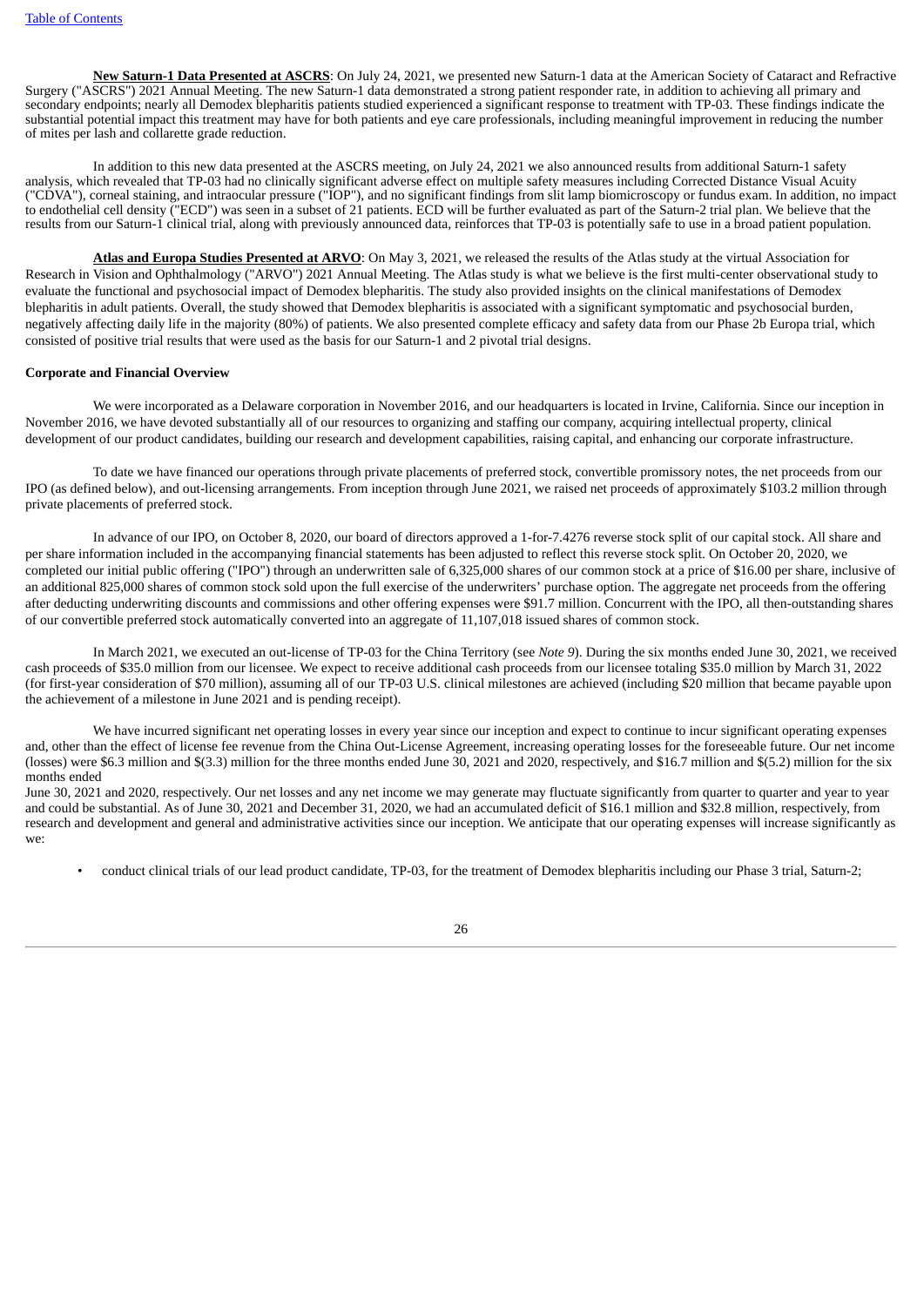**New Saturn-1 Data Presented at ASCRS**: On July 24, 2021, we presented new Saturn-1 data at the American Society of Cataract and Refractive Surgery ("ASCRS") 2021 Annual Meeting. The new Saturn-1 data demonstrated a strong patient responder rate, in addition to achieving all primary and secondary endpoints; nearly all Demodex blepharitis patients studied experienced a significant response to treatment with TP-03. These findings indicate the substantial potential impact this treatment may have for both patients and eye care professionals, including meaningful improvement in reducing the number of mites per lash and collarette grade reduction.

In addition to this new data presented at the ASCRS meeting, on July 24, 2021 we also announced results from additional Saturn-1 safety analysis, which revealed that TP-03 had no clinically significant adverse effect on multiple safety measures including Corrected Distance Visual Acuity ("CDVA"), corneal staining, and intraocular pressure ("IOP"), and no significant findings from slit lamp biomicroscopy or fundus exam. In addition, no impact to endothelial cell density ("ECD") was seen in a subset of 21 patients. ECD will be further evaluated as part of the Saturn-2 trial plan. We believe that the results from our Saturn-1 clinical trial, along with previously announced data, reinforces that TP-03 is potentially safe to use in a broad patient population.

**Atlas and Europa Studies Presented at ARVO**: On May 3, 2021, we released the results of the Atlas study at the virtual Association for Research in Vision and Ophthalmology ("ARVO") 2021 Annual Meeting. The Atlas study is what we believe is the first multi-center observational study to evaluate the functional and psychosocial impact of Demodex blepharitis. The study also provided insights on the clinical manifestations of Demodex blepharitis in adult patients. Overall, the study showed that Demodex blepharitis is associated with a significant symptomatic and psychosocial burden, negatively affecting daily life in the majority (80%) of patients. We also presented complete efficacy and safety data from our Phase 2b Europa trial, which consisted of positive trial results that were used as the basis for our Saturn-1 and 2 pivotal trial designs.

**Corporate and Financial Overview**

We were incorporated as a Delaware corporation in November 2016, and our headquarters is located in Irvine, California. Since our inception in November 2016, we have devoted substantially all of our resources to organizing and staffing our company, acquiring intellectual property, clinical development of our product candidates, building our research and development capabilities, raising capital, and enhancing our corporate infrastructure.

To date we have financed our operations through private placements of preferred stock, convertible promissory notes, the net proceeds from our IPO (as defined below), and out-licensing arrangements. From inception through June 2021, we raised net proceeds of approximately $103.2 million through private placements of preferred stock.

In advance of our IPO, on October 8, 2020, our board of directors approved a 1-for-7.4276 reverse stock split of our capital stock. All share and per share information included in the accompanying financial statements has been adjusted to reflect this reverse stock split. On October 20, 2020, we completed our initial public offering ("IPO") through an underwritten sale of 6,325,000 shares of our common stock at a price of $16.00 per share, inclusive of an additional 825,000 shares of common stock sold upon the full exercise of the underwriters' purchase option. The aggregate net proceeds from the offering after deducting underwriting discounts and commissions and other offering expenses were $91.7 million. Concurrent with the IPO, all then-outstanding shares of our convertible preferred stock automatically converted into an aggregate of 11,107,018 issued shares of common stock.

In March 2021, we executed an out-license of TP-03 for the China Territory (see *Note 9*). During the six months ended June 30, 2021, we received cash proceeds of $35.0 million from our licensee. We expect to receive additional cash proceeds from our licensee totaling $35.0 million by March 31, 2022 (for first-year consideration of $70 million), assuming all of our TP-03 U.S. clinical milestones are achieved (including $20 million that became payable upon the achievement of a milestone in June 2021 and is pending receipt).

We have incurred significant net operating losses in every year since our inception and expect to continue to incur significant operating expenses and, other than the effect of license fee revenue from the China Out-License Agreement, increasing operating losses for the foreseeable future. Our net income (losses) were $6.3 million and $(3.3) million for the three months ended June 30, 2021 and 2020, respectively, and $16.7 million and $(5.2) million for the six months ended June 30, 2021 and 2020, respectively. Our net losses and any net income we may generate may fluctuate significantly from quarter to quarter and year to year and could be substantial. As of June 30, 2021 and December 31, 2020, we had an accumulated deficit of $16.1 million and $32.8 million, respectively, from research and development and general and administrative activities since our inception. We anticipate that our operating expenses will increase significantly as we:

- conduct clinical trials of our lead product candidate, TP-03, for the treatment of Demodex blepharitis including our Phase 3 trial, Saturn-2;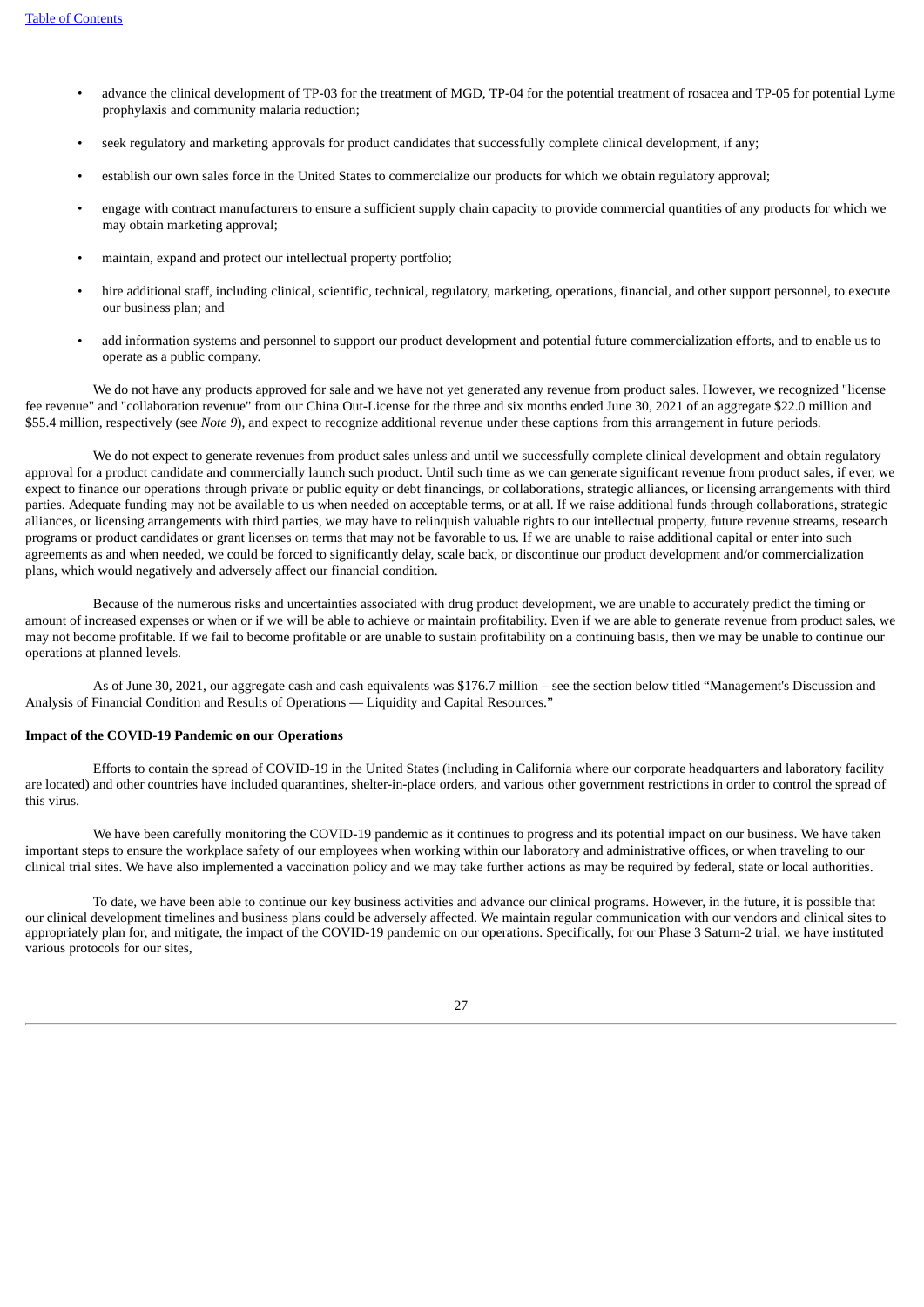- advance the clinical development of TP-03 for the treatment of MGD, TP-04 for the potential treatment of rosacea and TP-05 for potential Lyme prophylaxis and community malaria reduction;
- seek regulatory and marketing approvals for product candidates that successfully complete clinical development, if any;
- establish our own sales force in the United States to commercialize our products for which we obtain regulatory approval;
- engage with contract manufacturers to ensure a sufficient supply chain capacity to provide commercial quantities of any products for which we may obtain marketing approval;
- maintain, expand and protect our intellectual property portfolio;
- hire additional staff, including clinical, scientific, technical, regulatory, marketing, operations, financial, and other support personnel, to execute our business plan; and
- add information systems and personnel to support our product development and potential future commercialization efforts, and to enable us to operate as a public company.

We do not have any products approved for sale and we have not yet generated any revenue from product sales. However, we recognized "license fee revenue" and "collaboration revenue" from our China Out-License for the three and six months ended June 30, 2021 of an aggregate $22.0 million and $55.4 million, respectively (see *Note 9*), and expect to recognize additional revenue under these captions from this arrangement in future periods.

We do not expect to generate revenues from product sales unless and until we successfully complete clinical development and obtain regulatory approval for a product candidate and commercially launch such product. Until such time as we can generate significant revenue from product sales, if ever, we expect to finance our operations through private or public equity or debt financings, or collaborations, strategic alliances, or licensing arrangements with third parties. Adequate funding may not be available to us when needed on acceptable terms, or at all. If we raise additional funds through collaborations, strategic alliances, or licensing arrangements with third parties, we may have to relinquish valuable rights to our intellectual property, future revenue streams, research programs or product candidates or grant licenses on terms that may not be favorable to us. If we are unable to raise additional capital or enter into such agreements as and when needed, we could be forced to significantly delay, scale back, or discontinue our product development and/or commercialization plans, which would negatively and adversely affect our financial condition.

Because of the numerous risks and uncertainties associated with drug product development, we are unable to accurately predict the timing or amount of increased expenses or when or if we will be able to achieve or maintain profitability. Even if we are able to generate revenue from product sales, we may not become profitable. If we fail to become profitable or are unable to sustain profitability on a continuing basis, then we may be unable to continue our operations at planned levels.

As of June 30, 2021, our aggregate cash and cash equivalents was $176.7 million – see the section below titled "Management's Discussion and Analysis of Financial Condition and Results of Operations — Liquidity and Capital Resources."

**Impact of the COVID-19 Pandemic on our Operations**

Efforts to contain the spread of COVID-19 in the United States (including in California where our corporate headquarters and laboratory facility are located) and other countries have included quarantines, shelter-in-place orders, and various other government restrictions in order to control the spread of this virus.

We have been carefully monitoring the COVID-19 pandemic as it continues to progress and its potential impact on our business. We have taken important steps to ensure the workplace safety of our employees when working within our laboratory and administrative offices, or when traveling to our clinical trial sites. We have also implemented a vaccination policy and we may take further actions as may be required by federal, state or local authorities.

To date, we have been able to continue our key business activities and advance our clinical programs. However, in the future, it is possible that our clinical development timelines and business plans could be adversely affected. We maintain regular communication with our vendors and clinical sites to appropriately plan for, and mitigate, the impact of the COVID-19 pandemic on our operations. Specifically, for our Phase 3 Saturn-2 trial, we have instituted various protocols for our sites,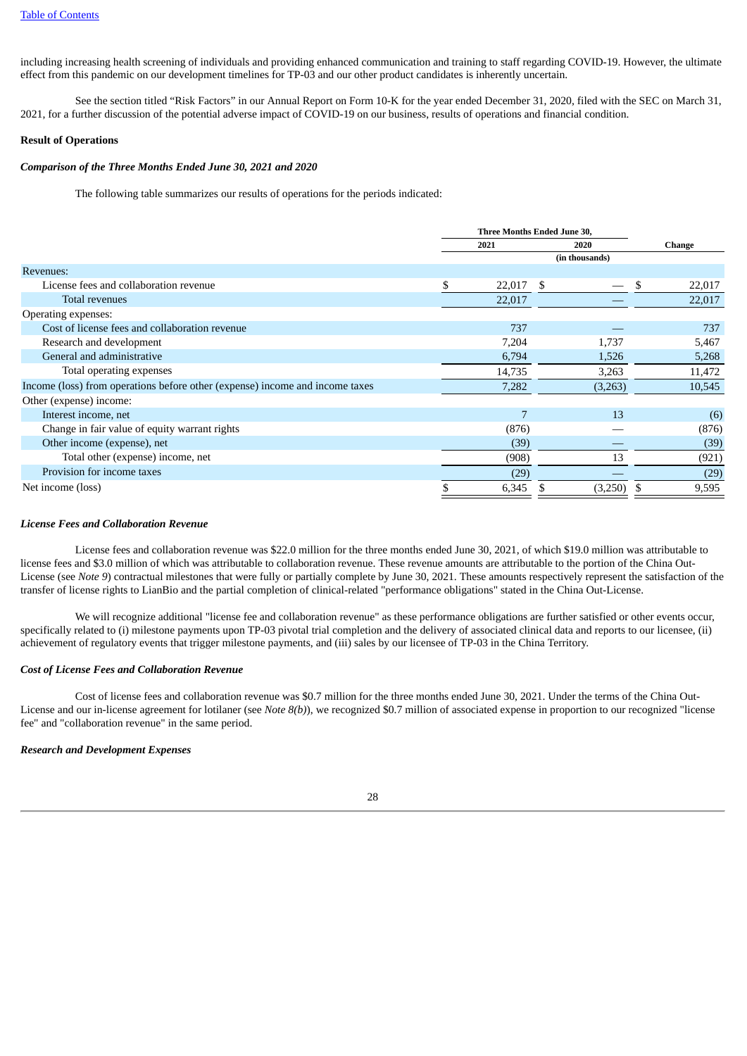including increasing health screening of individuals and providing enhanced communication and training to staff regarding COVID-19. However, the ultimate effect from this pandemic on our development timelines for TP-03 and our other product candidates is inherently uncertain.

See the section titled “Risk Factors” in our Annual Report on Form 10-K for the year ended December 31, 2020, filed with the SEC on March 31, 2021, for a further discussion of the potential adverse impact of COVID-19 on our business, results of operations and financial condition.

**Result of Operations**

***Comparison of the Three Months Ended June 30, 2021 and 2020***

The following table summarizes our results of operations for the periods indicated:

| | Three Months Ended June 30, | | |
|---|---|---|---|
| | 2021 | 2020 | Change |
| | | (in thousands) | |
| Revenues: | | | |
| License fees and collaboration revenue | $ 22,017 | $ — | $ 22,017 |
| Total revenues | 22,017 | — | 22,017 |
| Operating expenses: | | | |
| Cost of license fees and collaboration revenue | 737 | — | 737 |
| Research and development | 7,204 | 1,737 | 5,467 |
| General and administrative | 6,794 | 1,526 | 5,268 |
| Total operating expenses | 14,735 | 3,263 | 11,472 |
| Income (loss) from operations before other (expense) income and income taxes | 7,282 | (3,263) | 10,545 |
| Other (expense) income: | | | |
| Interest income, net | 7 | 13 | (6) |
| Change in fair value of equity warrant rights | (876) | — | (876) |
| Other income (expense), net | (39) | — | (39) |
| Total other (expense) income, net | (908) | 13 | (921) |
| Provision for income taxes | (29) | — | (29) |
| Net income (loss) | $ 6,345 | $ (3,250) | $ 9,595 |

***License Fees and Collaboration Revenue***

License fees and collaboration revenue was $22.0 million for the three months ended June 30, 2021, of which $19.0 million was attributable to license fees and $3.0 million of which was attributable to collaboration revenue. These revenue amounts are attributable to the portion of the China Out-License (see *Note 9*) contractual milestones that were fully or partially complete by June 30, 2021. These amounts respectively represent the satisfaction of the transfer of license rights to LianBio and the partial completion of clinical-related "performance obligations" stated in the China Out-License.

We will recognize additional "license fee and collaboration revenue" as these performance obligations are further satisfied or other events occur, specifically related to (i) milestone payments upon TP-03 pivotal trial completion and the delivery of associated clinical data and reports to our licensee, (ii) achievement of regulatory events that trigger milestone payments, and (iii) sales by our licensee of TP-03 in the China Territory.

***Cost of License Fees and Collaboration Revenue***

Cost of license fees and collaboration revenue was $0.7 million for the three months ended June 30, 2021. Under the terms of the China Out-License and our in-license agreement for lotilaner (see *Note 8(b)*), we recognized $0.7 million of associated expense in proportion to our recognized "license fee" and "collaboration revenue" in the same period.

***Research and Development Expenses***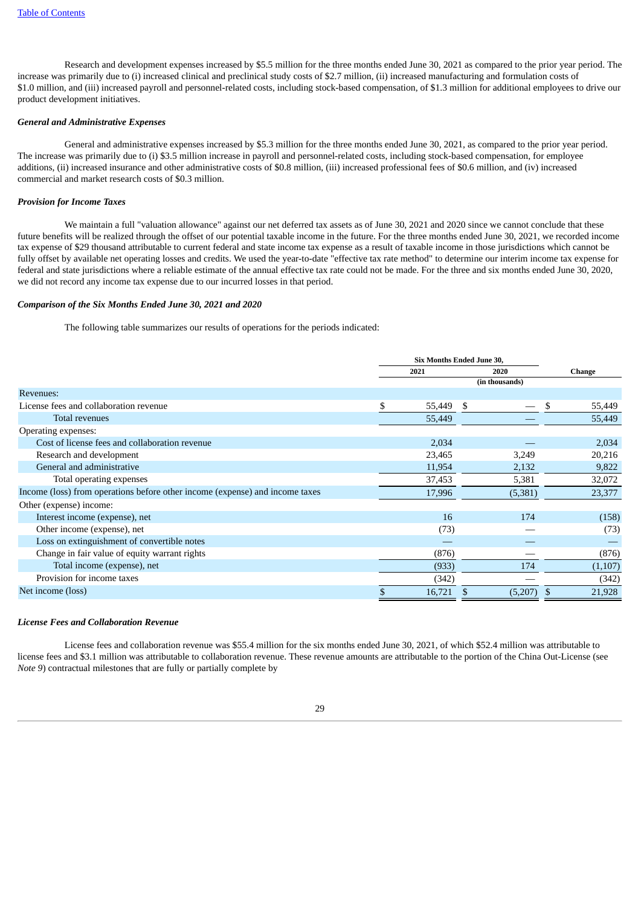Research and development expenses increased by $5.5 million for the three months ended June 30, 2021 as compared to the prior year period. The increase was primarily due to (i) increased clinical and preclinical study costs of $2.7 million, (ii) increased manufacturing and formulation costs of $1.0 million, and (iii) increased payroll and personnel-related costs, including stock-based compensation, of $1.3 million for additional employees to drive our product development initiatives.

***General and Administrative Expenses***

General and administrative expenses increased by $5.3 million for the three months ended June 30, 2021, as compared to the prior year period. The increase was primarily due to (i) $3.5 million increase in payroll and personnel-related costs, including stock-based compensation, for employee additions, (ii) increased insurance and other administrative costs of $0.8 million, (iii) increased professional fees of $0.6 million, and (iv) increased commercial and market research costs of $0.3 million.

***Provision for Income Taxes***

We maintain a full "valuation allowance" against our net deferred tax assets as of June 30, 2021 and 2020 since we cannot conclude that these future benefits will be realized through the offset of our potential taxable income in the future. For the three months ended June 30, 2021, we recorded income tax expense of $29 thousand attributable to current federal and state income tax expense as a result of taxable income in those jurisdictions which cannot be fully offset by available net operating losses and credits. We used the year-to-date "effective tax rate method" to determine our interim income tax expense for federal and state jurisdictions where a reliable estimate of the annual effective tax rate could not be made. For the three and six months ended June 30, 2020, we did not record any income tax expense due to our incurred losses in that period.

***Comparison of the Six Months Ended June 30, 2021 and 2020***

The following table summarizes our results of operations for the periods indicated:

| | Six Months Ended June 30, | | |
|---|---|---|---|
| | 2021 | 2020 | Change |
| | | (in thousands) | |
| Revenues: | | | |
| License fees and collaboration revenue | $ 55,449 | $ — | $ 55,449 |
| Total revenues | 55,449 | — | 55,449 |
| Operating expenses: | | | |
| Cost of license fees and collaboration revenue | 2,034 | — | 2,034 |
| Research and development | 23,465 | 3,249 | 20,216 |
| General and administrative | 11,954 | 2,132 | 9,822 |
| Total operating expenses | 37,453 | 5,381 | 32,072 |
| Income (loss) from operations before other income (expense) and income taxes | 17,996 | (5,381) | 23,377 |
| Other (expense) income: | | | |
| Interest income (expense), net | 16 | 174 | (158) |
| Other income (expense), net | (73) | — | (73) |
| Loss on extinguishment of convertible notes | — | — | — |
| Change in fair value of equity warrant rights | (876) | — | (876) |
| Total income (expense), net | (933) | 174 | (1,107) |
| Provision for income taxes | (342) | — | (342) |
| Net income (loss) | $ 16,721 | $ (5,207) | $ 21,928 |

***License Fees and Collaboration Revenue***

License fees and collaboration revenue was $55.4 million for the six months ended June 30, 2021, of which $52.4 million was attributable to license fees and $3.1 million was attributable to collaboration revenue. These revenue amounts are attributable to the portion of the China Out-License (see *Note 9*) contractual milestones that are fully or partially complete by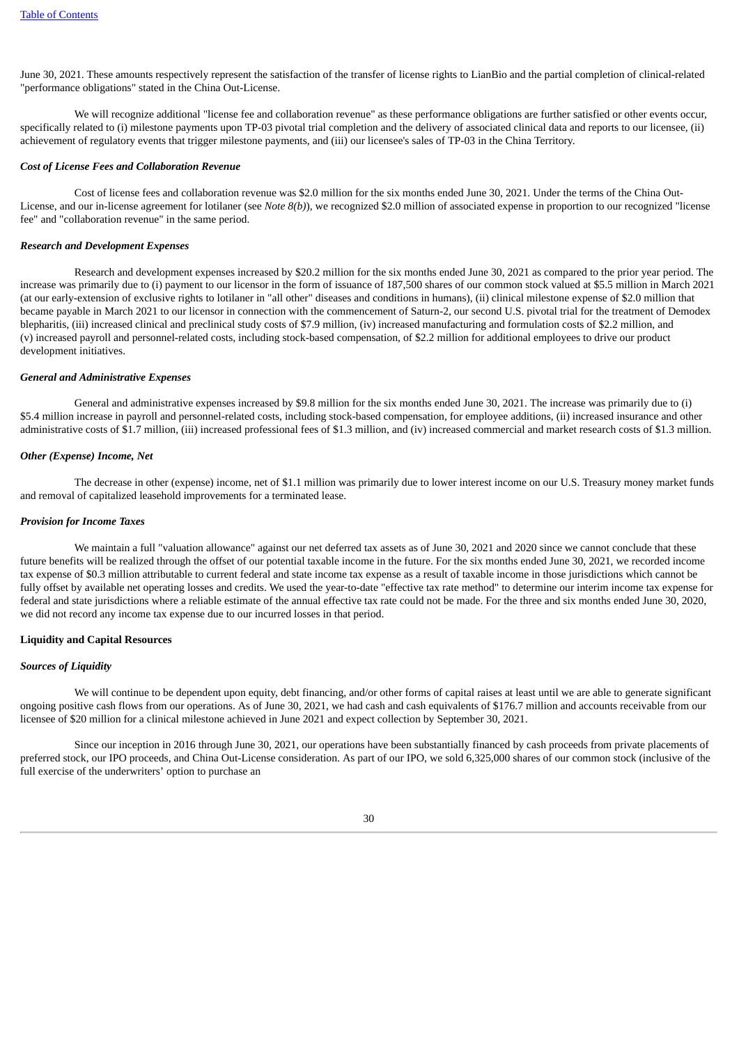June 30, 2021. These amounts respectively represent the satisfaction of the transfer of license rights to LianBio and the partial completion of clinical-related "performance obligations" stated in the China Out-License.

We will recognize additional "license fee and collaboration revenue" as these performance obligations are further satisfied or other events occur, specifically related to (i) milestone payments upon TP-03 pivotal trial completion and the delivery of associated clinical data and reports to our licensee, (ii) achievement of regulatory events that trigger milestone payments, and (iii) our licensee's sales of TP-03 in the China Territory.

***Cost of License Fees and Collaboration Revenue***

Cost of license fees and collaboration revenue was $2.0 million for the six months ended June 30, 2021. Under the terms of the China Out-License, and our in-license agreement for lotilaner (see *Note 8(b)*), we recognized $2.0 million of associated expense in proportion to our recognized "license fee" and "collaboration revenue" in the same period.

***Research and Development Expenses***

Research and development expenses increased by $20.2 million for the six months ended June 30, 2021 as compared to the prior year period. The increase was primarily due to (i) payment to our licensor in the form of issuance of 187,500 shares of our common stock valued at $5.5 million in March 2021 (at our early-extension of exclusive rights to lotilaner in "all other" diseases and conditions in humans), (ii) clinical milestone expense of $2.0 million that became payable in March 2021 to our licensor in connection with the commencement of Saturn-2, our second U.S. pivotal trial for the treatment of Demodex blepharitis, (iii) increased clinical and preclinical study costs of $7.9 million, (iv) increased manufacturing and formulation costs of $2.2 million, and (v) increased payroll and personnel-related costs, including stock-based compensation, of $2.2 million for additional employees to drive our product development initiatives.

***General and Administrative Expenses***

General and administrative expenses increased by $9.8 million for the six months ended June 30, 2021. The increase was primarily due to (i) $5.4 million increase in payroll and personnel-related costs, including stock-based compensation, for employee additions, (ii) increased insurance and other administrative costs of $1.7 million, (iii) increased professional fees of $1.3 million, and (iv) increased commercial and market research costs of $1.3 million.

***Other (Expense) Income, Net***

The decrease in other (expense) income, net of $1.1 million was primarily due to lower interest income on our U.S. Treasury money market funds and removal of capitalized leasehold improvements for a terminated lease.

***Provision for Income Taxes***

We maintain a full "valuation allowance" against our net deferred tax assets as of June 30, 2021 and 2020 since we cannot conclude that these future benefits will be realized through the offset of our potential taxable income in the future. For the six months ended June 30, 2021, we recorded income tax expense of $0.3 million attributable to current federal and state income tax expense as a result of taxable income in those jurisdictions which cannot be fully offset by available net operating losses and credits. We used the year-to-date "effective tax rate method" to determine our interim income tax expense for federal and state jurisdictions where a reliable estimate of the annual effective tax rate could not be made. For the three and six months ended June 30, 2020, we did not record any income tax expense due to our incurred losses in that period.

**Liquidity and Capital Resources**

***Sources of Liquidity***

We will continue to be dependent upon equity, debt financing, and/or other forms of capital raises at least until we are able to generate significant ongoing positive cash flows from our operations. As of June 30, 2021, we had cash and cash equivalents of $176.7 million and accounts receivable from our licensee of $20 million for a clinical milestone achieved in June 2021 and expect collection by September 30, 2021.

Since our inception in 2016 through June 30, 2021, our operations have been substantially financed by cash proceeds from private placements of preferred stock, our IPO proceeds, and China Out-License consideration. As part of our IPO, we sold 6,325,000 shares of our common stock (inclusive of the full exercise of the underwriters' option to purchase an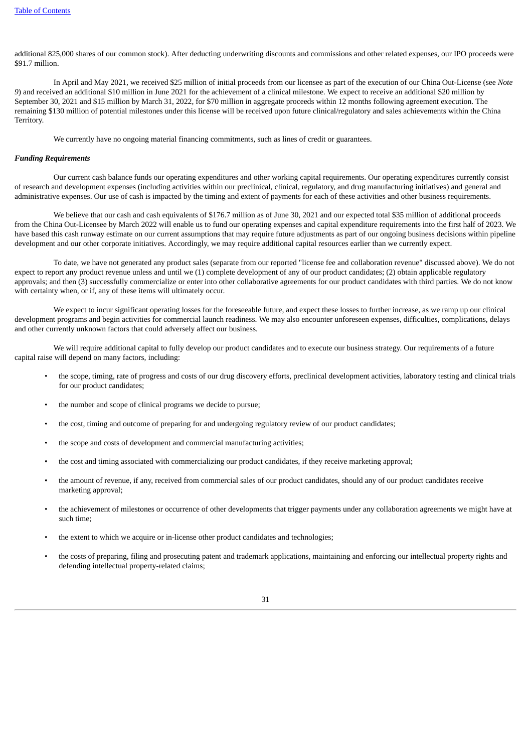additional 825,000 shares of our common stock). After deducting underwriting discounts and commissions and other related expenses, our IPO proceeds were $91.7 million.

In April and May 2021, we received $25 million of initial proceeds from our licensee as part of the execution of our China Out-License (see *Note 9*) and received an additional $10 million in June 2021 for the achievement of a clinical milestone. We expect to receive an additional $20 million by September 30, 2021 and $15 million by March 31, 2022, for $70 million in aggregate proceeds within 12 months following agreement execution. The remaining $130 million of potential milestones under this license will be received upon future clinical/regulatory and sales achievements within the China Territory.

We currently have no ongoing material financing commitments, such as lines of credit or guarantees.

***Funding Requirements***

Our current cash balance funds our operating expenditures and other working capital requirements. Our operating expenditures currently consist of research and development expenses (including activities within our preclinical, clinical, regulatory, and drug manufacturing initiatives) and general and administrative expenses. Our use of cash is impacted by the timing and extent of payments for each of these activities and other business requirements.

We believe that our cash and cash equivalents of $176.7 million as of June 30, 2021 and our expected total $35 million of additional proceeds from the China Out-Licensee by March 2022 will enable us to fund our operating expenses and capital expenditure requirements into the first half of 2023. We have based this cash runway estimate on our current assumptions that may require future adjustments as part of our ongoing business decisions within pipeline development and our other corporate initiatives. Accordingly, we may require additional capital resources earlier than we currently expect.

To date, we have not generated any product sales (separate from our reported "license fee and collaboration revenue" discussed above). We do not expect to report any product revenue unless and until we (1) complete development of any of our product candidates; (2) obtain applicable regulatory approvals; and then (3) successfully commercialize or enter into other collaborative agreements for our product candidates with third parties. We do not know with certainty when, or if, any of these items will ultimately occur.

We expect to incur significant operating losses for the foreseeable future, and expect these losses to further increase, as we ramp up our clinical development programs and begin activities for commercial launch readiness. We may also encounter unforeseen expenses, difficulties, complications, delays and other currently unknown factors that could adversely affect our business.

We will require additional capital to fully develop our product candidates and to execute our business strategy. Our requirements of a future capital raise will depend on many factors, including:

- the scope, timing, rate of progress and costs of our drug discovery efforts, preclinical development activities, laboratory testing and clinical trials for our product candidates;
- the number and scope of clinical programs we decide to pursue;
- the cost, timing and outcome of preparing for and undergoing regulatory review of our product candidates;
- the scope and costs of development and commercial manufacturing activities;
- the cost and timing associated with commercializing our product candidates, if they receive marketing approval;
- the amount of revenue, if any, received from commercial sales of our product candidates, should any of our product candidates receive marketing approval;
- the achievement of milestones or occurrence of other developments that trigger payments under any collaboration agreements we might have at such time;
- the extent to which we acquire or in-license other product candidates and technologies;
- the costs of preparing, filing and prosecuting patent and trademark applications, maintaining and enforcing our intellectual property rights and defending intellectual property-related claims;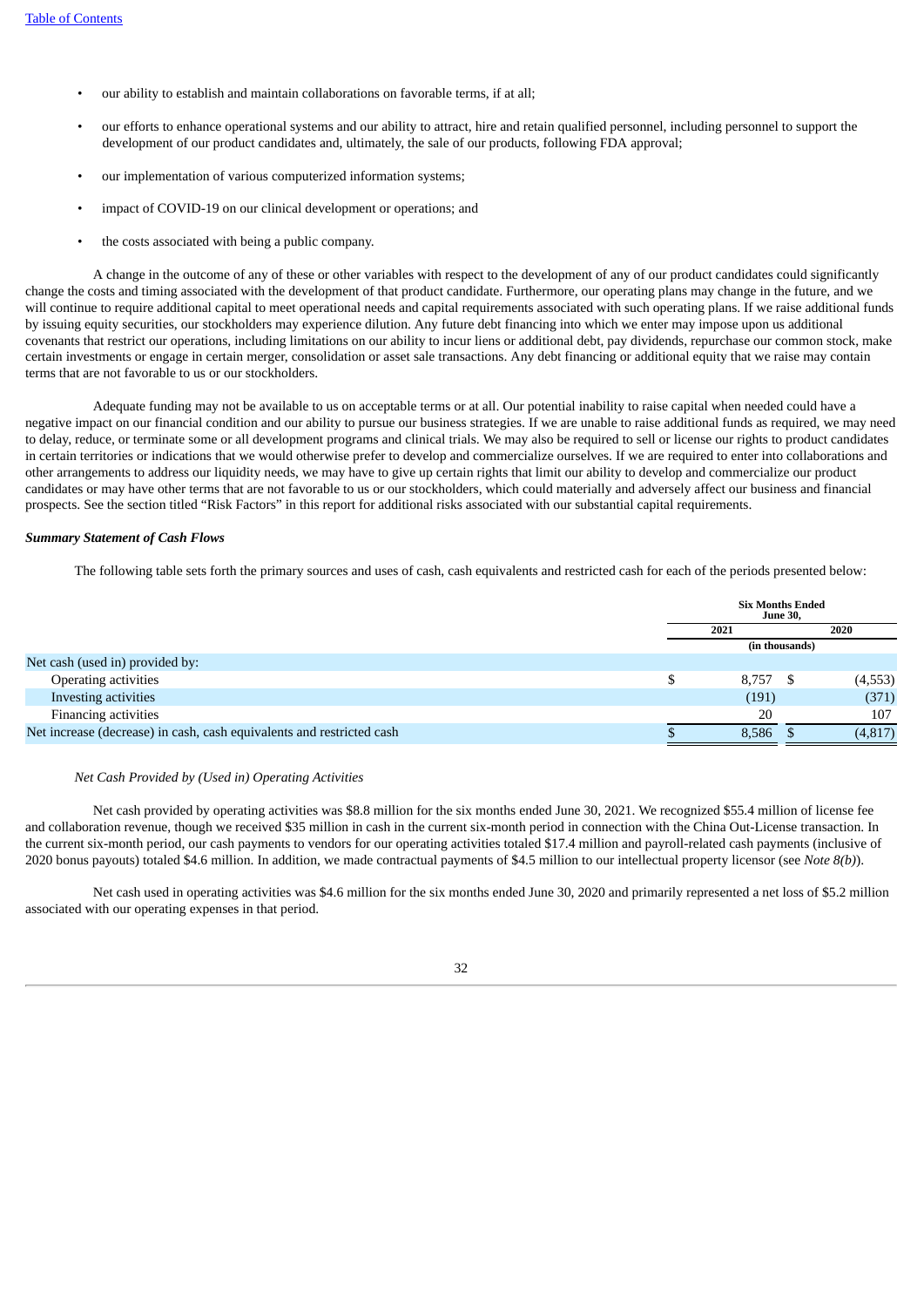- our ability to establish and maintain collaborations on favorable terms, if at all;
- our efforts to enhance operational systems and our ability to attract, hire and retain qualified personnel, including personnel to support the development of our product candidates and, ultimately, the sale of our products, following FDA approval;
- our implementation of various computerized information systems;
- impact of COVID-19 on our clinical development or operations; and
- the costs associated with being a public company.

A change in the outcome of any of these or other variables with respect to the development of any of our product candidates could significantly change the costs and timing associated with the development of that product candidate. Furthermore, our operating plans may change in the future, and we will continue to require additional capital to meet operational needs and capital requirements associated with such operating plans. If we raise additional funds by issuing equity securities, our stockholders may experience dilution. Any future debt financing into which we enter may impose upon us additional covenants that restrict our operations, including limitations on our ability to incur liens or additional debt, pay dividends, repurchase our common stock, make certain investments or engage in certain merger, consolidation or asset sale transactions. Any debt financing or additional equity that we raise may contain terms that are not favorable to us or our stockholders.

Adequate funding may not be available to us on acceptable terms or at all. Our potential inability to raise capital when needed could have a negative impact on our financial condition and our ability to pursue our business strategies. If we are unable to raise additional funds as required, we may need to delay, reduce, or terminate some or all development programs and clinical trials. We may also be required to sell or license our rights to product candidates in certain territories or indications that we would otherwise prefer to develop and commercialize ourselves. If we are required to enter into collaborations and other arrangements to address our liquidity needs, we may have to give up certain rights that limit our ability to develop and commercialize our product candidates or may have other terms that are not favorable to us or our stockholders, which could materially and adversely affect our business and financial prospects. See the section titled "Risk Factors" in this report for additional risks associated with our substantial capital requirements.

***Summary Statement of Cash Flows***

The following table sets forth the primary sources and uses of cash, cash equivalents and restricted cash for each of the periods presented below:

| | Six Months Ended June 30, | |
|---|---|---|
| | 2021 | 2020 |
| | (in thousands) | |
| Net cash (used in) provided by: | | |
| Operating activities | $ 8,757 | $ (4,553) |
| Investing activities | (191) | (371) |
| Financing activities | 20 | 107 |
| Net increase (decrease) in cash, cash equivalents and restricted cash | $ 8,586 | $ (4,817) |

*Net Cash Provided by (Used in) Operating Activities*

Net cash provided by operating activities was $8.8 million for the six months ended June 30, 2021. We recognized $55.4 million of license fee and collaboration revenue, though we received $35 million in cash in the current six-month period in connection with the China Out-License transaction. In the current six-month period, our cash payments to vendors for our operating activities totaled $17.4 million and payroll-related cash payments (inclusive of 2020 bonus payouts) totaled $4.6 million. In addition, we made contractual payments of $4.5 million to our intellectual property licensor (see *Note 8(b)*).

Net cash used in operating activities was $4.6 million for the six months ended June 30, 2020 and primarily represented a net loss of $5.2 million associated with our operating expenses in that period.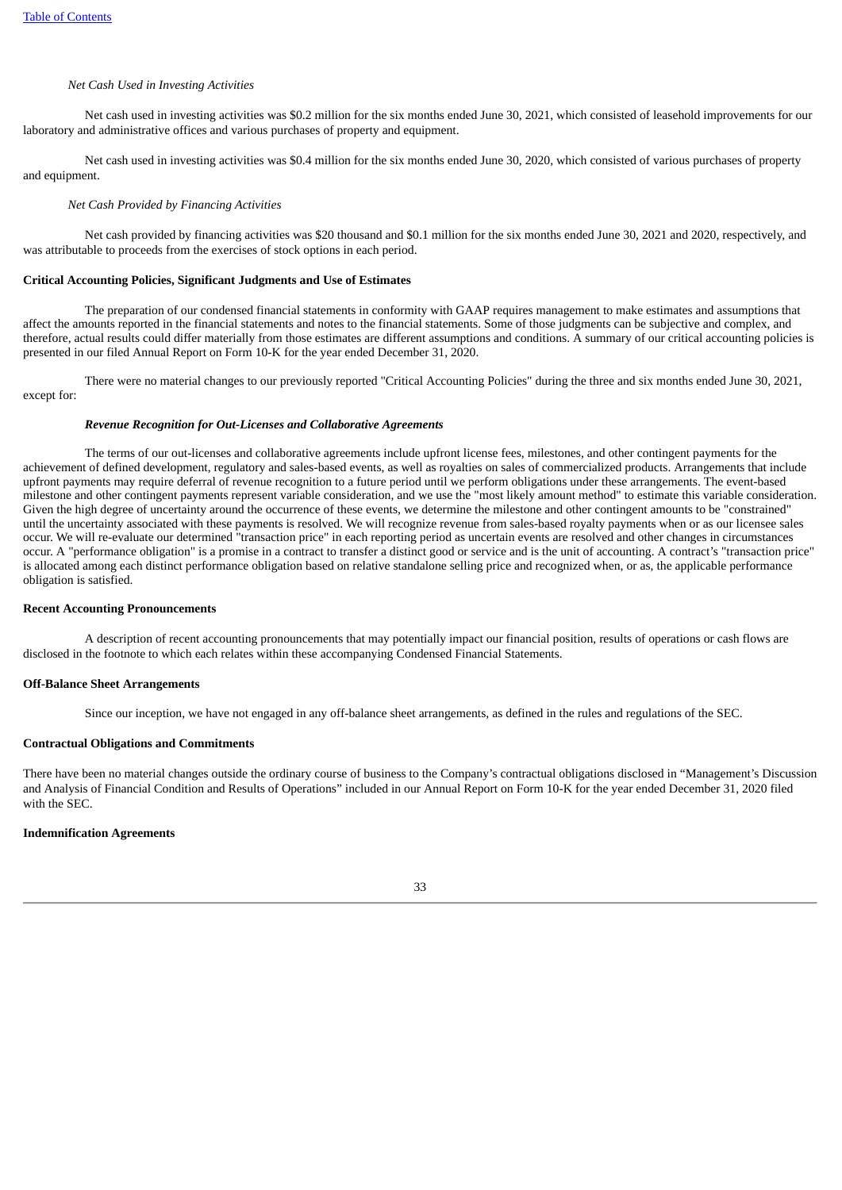*Net Cash Used in Investing Activities*

Net cash used in investing activities was $0.2 million for the six months ended June 30, 2021, which consisted of leasehold improvements for our laboratory and administrative offices and various purchases of property and equipment.

Net cash used in investing activities was $0.4 million for the six months ended June 30, 2020, which consisted of various purchases of property and equipment.

*Net Cash Provided by Financing Activities*

Net cash provided by financing activities was $20 thousand and $0.1 million for the six months ended June 30, 2021 and 2020, respectively, and was attributable to proceeds from the exercises of stock options in each period.

**Critical Accounting Policies, Significant Judgments and Use of Estimates**

The preparation of our condensed financial statements in conformity with GAAP requires management to make estimates and assumptions that affect the amounts reported in the financial statements and notes to the financial statements. Some of those judgments can be subjective and complex, and therefore, actual results could differ materially from those estimates are different assumptions and conditions. A summary of our critical accounting policies is presented in our filed Annual Report on Form 10-K for the year ended December 31, 2020.

There were no material changes to our previously reported "Critical Accounting Policies" during the three and six months ended June 30, 2021, except for:

***Revenue Recognition for Out-Licenses and Collaborative Agreements***

The terms of our out-licenses and collaborative agreements include upfront license fees, milestones, and other contingent payments for the achievement of defined development, regulatory and sales-based events, as well as royalties on sales of commercialized products. Arrangements that include upfront payments may require deferral of revenue recognition to a future period until we perform obligations under these arrangements. The event-based milestone and other contingent payments represent variable consideration, and we use the "most likely amount method" to estimate this variable consideration. Given the high degree of uncertainty around the occurrence of these events, we determine the milestone and other contingent amounts to be "constrained" until the uncertainty associated with these payments is resolved. We will recognize revenue from sales-based royalty payments when or as our licensee sales occur. We will re-evaluate our determined "transaction price" in each reporting period as uncertain events are resolved and other changes in circumstances occur. A "performance obligation" is a promise in a contract to transfer a distinct good or service and is the unit of accounting. A contract's "transaction price" is allocated among each distinct performance obligation based on relative standalone selling price and recognized when, or as, the applicable performance obligation is satisfied.

**Recent Accounting Pronouncements**

A description of recent accounting pronouncements that may potentially impact our financial position, results of operations or cash flows are disclosed in the footnote to which each relates within these accompanying Condensed Financial Statements.

**Off-Balance Sheet Arrangements**

Since our inception, we have not engaged in any off-balance sheet arrangements, as defined in the rules and regulations of the SEC.

**Contractual Obligations and Commitments**

There have been no material changes outside the ordinary course of business to the Company's contractual obligations disclosed in "Management's Discussion and Analysis of Financial Condition and Results of Operations" included in our Annual Report on Form 10-K for the year ended December 31, 2020 filed with the SEC.

**Indemnification Agreements**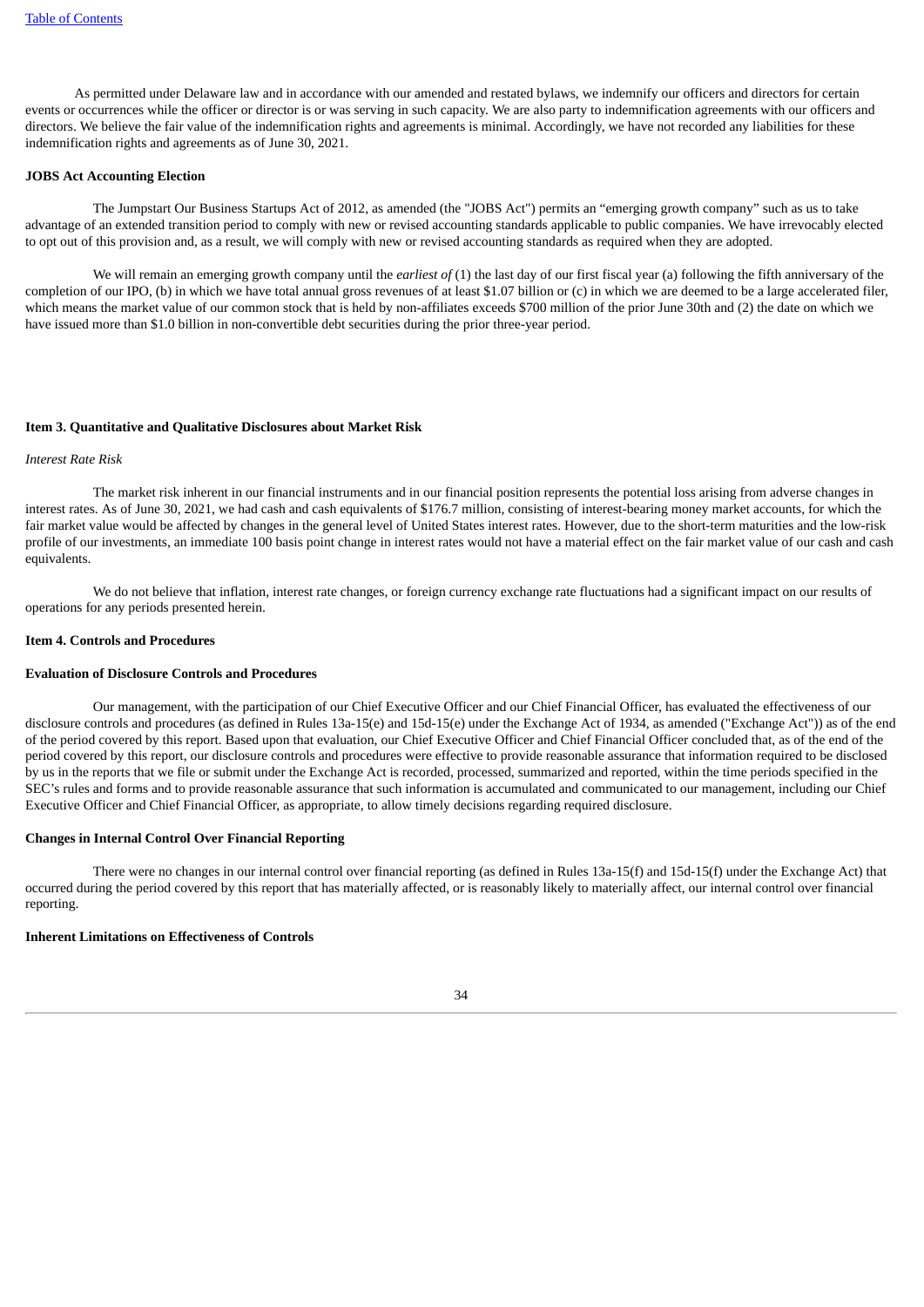As permitted under Delaware law and in accordance with our amended and restated bylaws, we indemnify our officers and directors for certain events or occurrences while the officer or director is or was serving in such capacity. We are also party to indemnification agreements with our officers and directors. We believe the fair value of the indemnification rights and agreements is minimal. Accordingly, we have not recorded any liabilities for these indemnification rights and agreements as of June 30, 2021.

**JOBS Act Accounting Election**

The Jumpstart Our Business Startups Act of 2012, as amended (the "JOBS Act") permits an "emerging growth company" such as us to take advantage of an extended transition period to comply with new or revised accounting standards applicable to public companies. We have irrevocably elected to opt out of this provision and, as a result, we will comply with new or revised accounting standards as required when they are adopted.

We will remain an emerging growth company until the *earliest of* (1) the last day of our first fiscal year (a) following the fifth anniversary of the completion of our IPO, (b) in which we have total annual gross revenues of at least $1.07 billion or (c) in which we are deemed to be a large accelerated filer, which means the market value of our common stock that is held by non-affiliates exceeds $700 million of the prior June 30th and (2) the date on which we have issued more than $1.0 billion in non-convertible debt securities during the prior three-year period.

## Item 3. Quantitative and Qualitative Disclosures about Market Risk

*Interest Rate Risk*

The market risk inherent in our financial instruments and in our financial position represents the potential loss arising from adverse changes in interest rates. As of June 30, 2021, we had cash and cash equivalents of $176.7 million, consisting of interest-bearing money market accounts, for which the fair market value would be affected by changes in the general level of United States interest rates. However, due to the short-term maturities and the low-risk profile of our investments, an immediate 100 basis point change in interest rates would not have a material effect on the fair market value of our cash and cash equivalents.

We do not believe that inflation, interest rate changes, or foreign currency exchange rate fluctuations had a significant impact on our results of operations for any periods presented herein.

## Item 4. Controls and Procedures

**Evaluation of Disclosure Controls and Procedures**

Our management, with the participation of our Chief Executive Officer and our Chief Financial Officer, has evaluated the effectiveness of our disclosure controls and procedures (as defined in Rules 13a-15(e) and 15d-15(e) under the Exchange Act of 1934, as amended ("Exchange Act")) as of the end of the period covered by this report. Based upon that evaluation, our Chief Executive Officer and Chief Financial Officer concluded that, as of the end of the period covered by this report, our disclosure controls and procedures were effective to provide reasonable assurance that information required to be disclosed by us in the reports that we file or submit under the Exchange Act is recorded, processed, summarized and reported, within the time periods specified in the SEC's rules and forms and to provide reasonable assurance that such information is accumulated and communicated to our management, including our Chief Executive Officer and Chief Financial Officer, as appropriate, to allow timely decisions regarding required disclosure.

**Changes in Internal Control Over Financial Reporting**

There were no changes in our internal control over financial reporting (as defined in Rules 13a-15(f) and 15d-15(f) under the Exchange Act) that occurred during the period covered by this report that has materially affected, or is reasonably likely to materially affect, our internal control over financial reporting.

**Inherent Limitations on Effectiveness of Controls**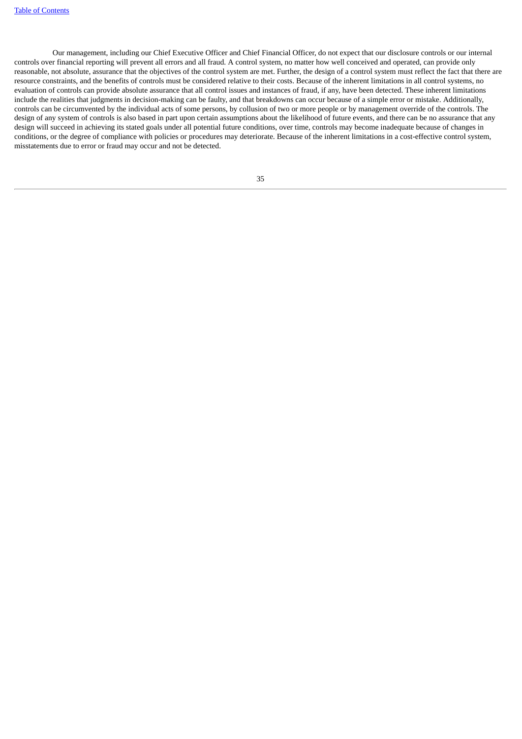Our management, including our Chief Executive Officer and Chief Financial Officer, do not expect that our disclosure controls or our internal controls over financial reporting will prevent all errors and all fraud. A control system, no matter how well conceived and operated, can provide only reasonable, not absolute, assurance that the objectives of the control system are met. Further, the design of a control system must reflect the fact that there are resource constraints, and the benefits of controls must be considered relative to their costs. Because of the inherent limitations in all control systems, no evaluation of controls can provide absolute assurance that all control issues and instances of fraud, if any, have been detected. These inherent limitations include the realities that judgments in decision-making can be faulty, and that breakdowns can occur because of a simple error or mistake. Additionally, controls can be circumvented by the individual acts of some persons, by collusion of two or more people or by management override of the controls. The design of any system of controls is also based in part upon certain assumptions about the likelihood of future events, and there can be no assurance that any design will succeed in achieving its stated goals under all potential future conditions, over time, controls may become inadequate because of changes in conditions, or the degree of compliance with policies or procedures may deteriorate. Because of the inherent limitations in a cost-effective control system, misstatements due to error or fraud may occur and not be detected.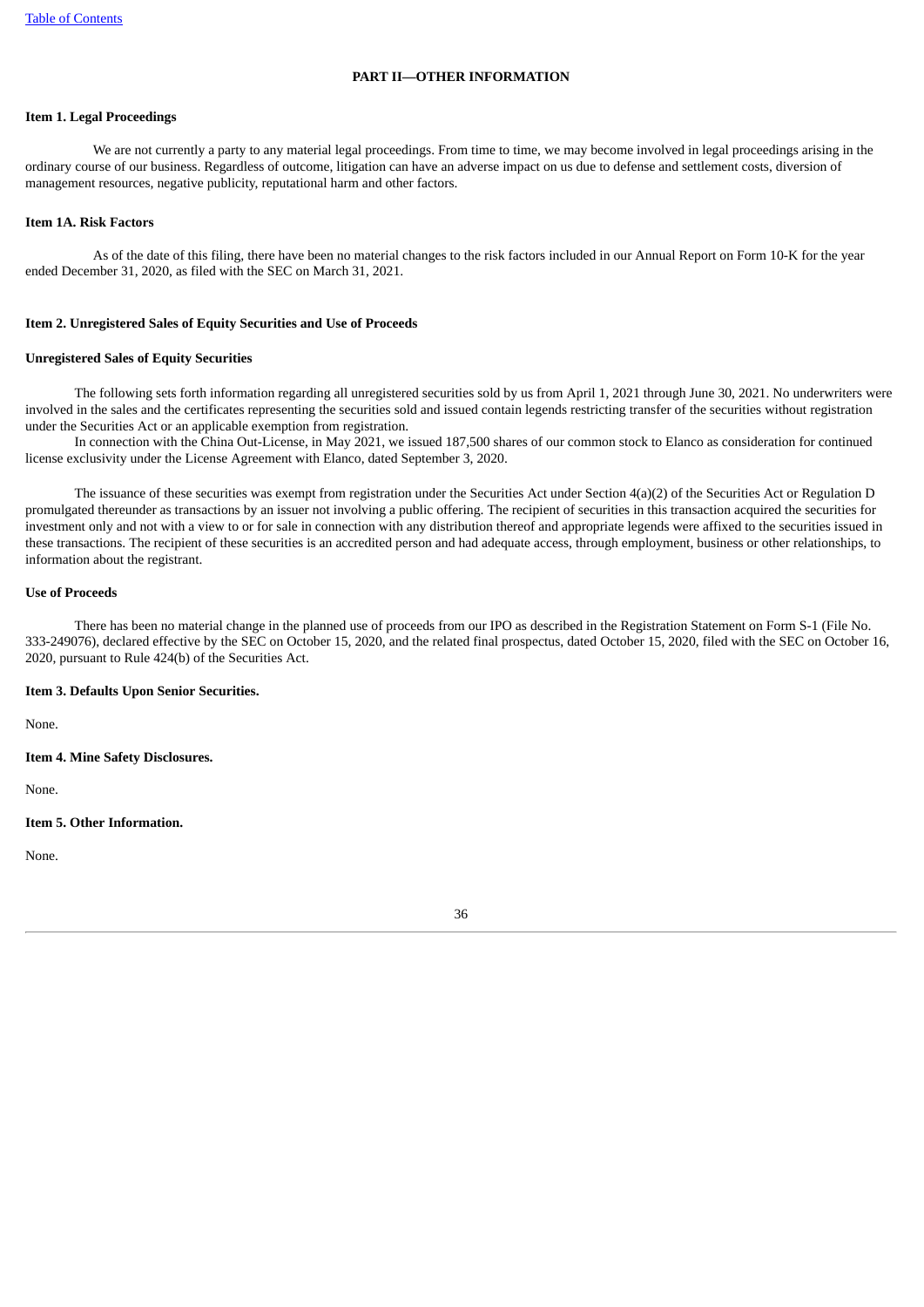# PART II—OTHER INFORMATION

## Item 1. Legal Proceedings

We are not currently a party to any material legal proceedings. From time to time, we may become involved in legal proceedings arising in the ordinary course of our business. Regardless of outcome, litigation can have an adverse impact on us due to defense and settlement costs, diversion of management resources, negative publicity, reputational harm and other factors.

## Item 1A. Risk Factors

As of the date of this filing, there have been no material changes to the risk factors included in our Annual Report on Form 10-K for the year ended December 31, 2020, as filed with the SEC on March 31, 2021.

## Item 2. Unregistered Sales of Equity Securities and Use of Proceeds

### Unregistered Sales of Equity Securities

The following sets forth information regarding all unregistered securities sold by us from April 1, 2021 through June 30, 2021. No underwriters were involved in the sales and the certificates representing the securities sold and issued contain legends restricting transfer of the securities without registration under the Securities Act or an applicable exemption from registration.

In connection with the China Out-License, in May 2021, we issued 187,500 shares of our common stock to Elanco as consideration for continued license exclusivity under the License Agreement with Elanco, dated September 3, 2020.

The issuance of these securities was exempt from registration under the Securities Act under Section 4(a)(2) of the Securities Act or Regulation D promulgated thereunder as transactions by an issuer not involving a public offering. The recipient of securities in this transaction acquired the securities for investment only and not with a view to or for sale in connection with any distribution thereof and appropriate legends were affixed to the securities issued in these transactions. The recipient of these securities is an accredited person and had adequate access, through employment, business or other relationships, to information about the registrant.

### Use of Proceeds

There has been no material change in the planned use of proceeds from our IPO as described in the Registration Statement on Form S-1 (File No. 333-249076), declared effective by the SEC on October 15, 2020, and the related final prospectus, dated October 15, 2020, filed with the SEC on October 16, 2020, pursuant to Rule 424(b) of the Securities Act.

## Item 3. Defaults Upon Senior Securities.

None.

## Item 4. Mine Safety Disclosures.

None.

## Item 5. Other Information.

None.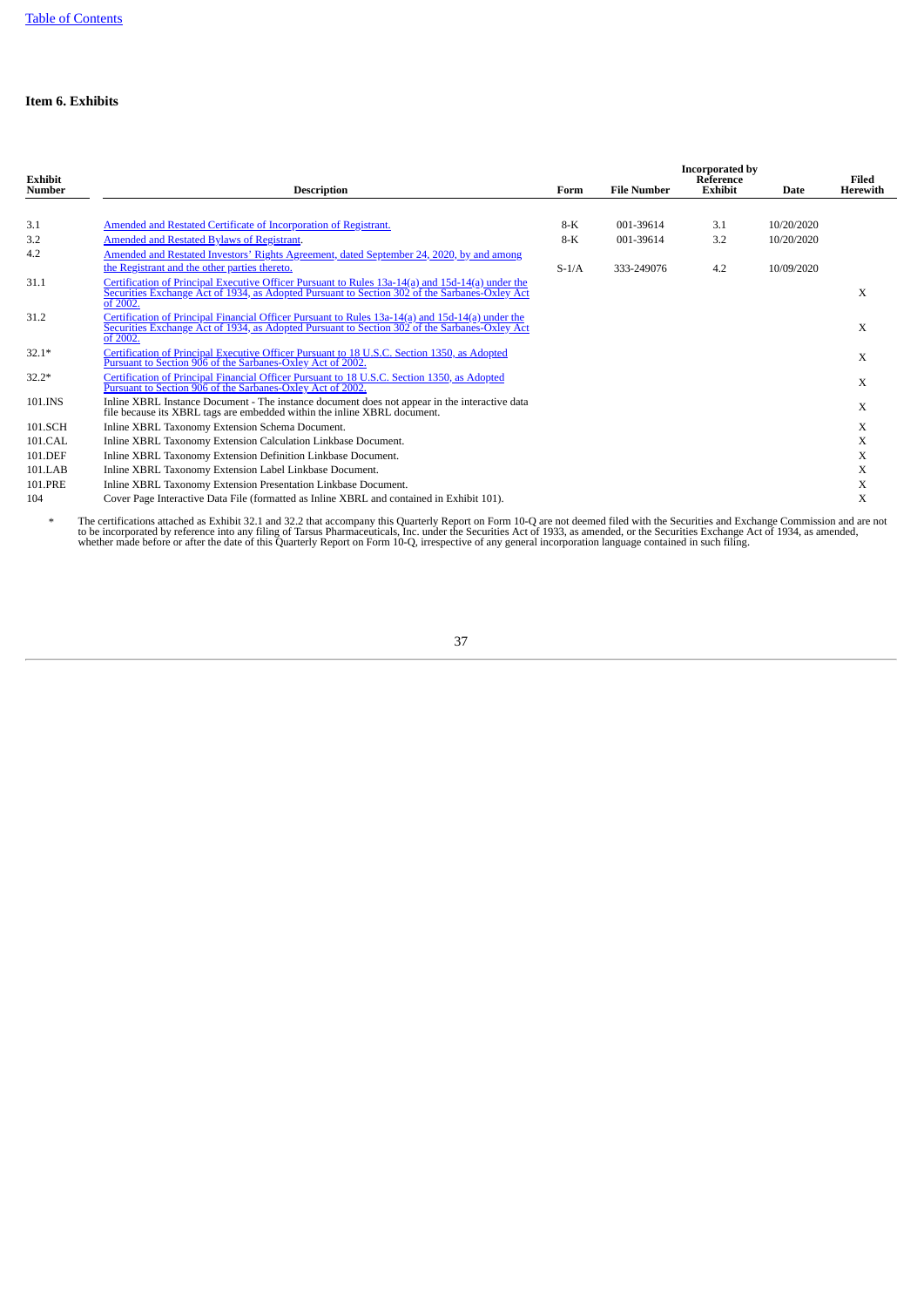## Item 6. Exhibits

| Exhibit Number | Description | Form | File Number | Incorporated by Reference Exhibit | Date | Filed Herewith |
|---|---|---|---|---|---|---|
| 3.1 | Amended and Restated Certificate of Incorporation of Registrant. | 8-K | 001-39614 | 3.1 | 10/20/2020 | |
| 3.2 | Amended and Restated Bylaws of Registrant. | 8-K | 001-39614 | 3.2 | 10/20/2020 | |
| 4.2 | Amended and Restated Investors' Rights Agreement, dated September 24, 2020, by and among the Registrant and the other parties thereto. | S-1/A | 333-249076 | 4.2 | 10/09/2020 | |
| 31.1 | Certification of Principal Executive Officer Pursuant to Rules 13a-14(a) and 15d-14(a) under the Securities Exchange Act of 1934, as Adopted Pursuant to Section 302 of the Sarbanes-Oxley Act of 2002. | | | | | X |
| 31.2 | Certification of Principal Financial Officer Pursuant to Rules 13a-14(a) and 15d-14(a) under the Securities Exchange Act of 1934, as Adopted Pursuant to Section 302 of the Sarbanes-Oxley Act of 2002. | | | | | X |
| 32.1* | Certification of Principal Executive Officer Pursuant to 18 U.S.C. Section 1350, as Adopted Pursuant to Section 906 of the Sarbanes-Oxley Act of 2002. | | | | | X |
| 32.2* | Certification of Principal Financial Officer Pursuant to 18 U.S.C. Section 1350, as Adopted Pursuant to Section 906 of the Sarbanes-Oxley Act of 2002. | | | | | X |
| 101.INS | Inline XBRL Instance Document - The instance document does not appear in the interactive data file because its XBRL tags are embedded within the inline XBRL document. | | | | | X |
| 101.SCH | Inline XBRL Taxonomy Extension Schema Document. | | | | | X |
| 101.CAL | Inline XBRL Taxonomy Extension Calculation Linkbase Document. | | | | | X |
| 101.DEF | Inline XBRL Taxonomy Extension Definition Linkbase Document. | | | | | X |
| 101.LAB | Inline XBRL Taxonomy Extension Label Linkbase Document. | | | | | X |
| 101.PRE | Inline XBRL Taxonomy Extension Presentation Linkbase Document. | | | | | X |
| 104 | Cover Page Interactive Data File (formatted as Inline XBRL and contained in Exhibit 101). | | | | | X |

\* The certifications attached as Exhibit 32.1 and 32.2 that accompany this Quarterly Report on Form 10-Q are not deemed filed with the Securities and Exchange Commission and are not to be incorporated by reference into any filing of Tarsus Pharmaceuticals, Inc. under the Securities Act of 1933, as amended, or the Securities Exchange Act of 1934, as amended, whether made before or after the date of this Quarterly Report on Form 10-Q, irrespective of any general incorporation language contained in such filing.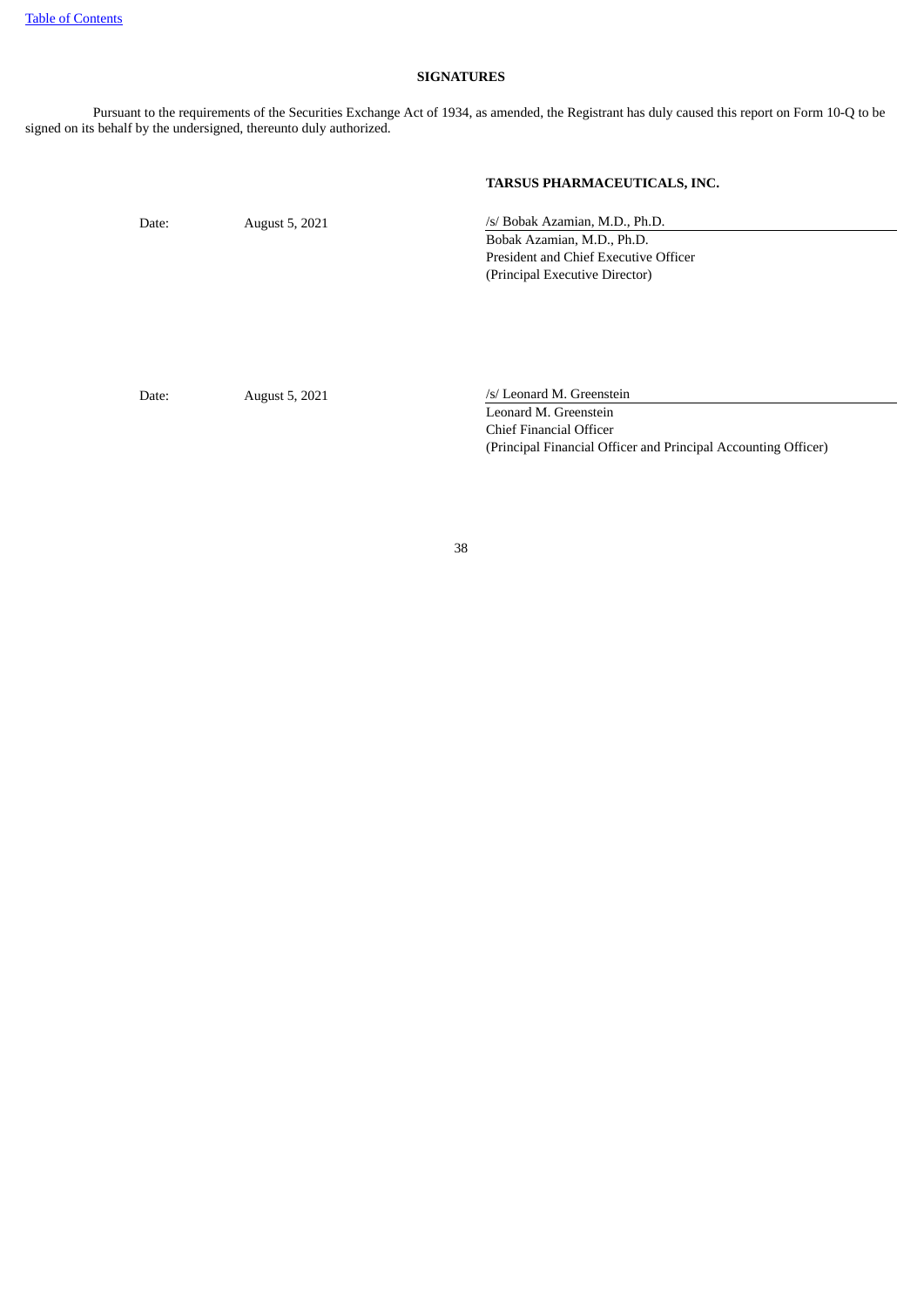## SIGNATURES

Pursuant to the requirements of the Securities Exchange Act of 1934, as amended, the Registrant has duly caused this report on Form 10-Q to be signed on its behalf by the undersigned, thereunto duly authorized.

**TARSUS PHARMACEUTICALS, INC.**

| | | |
|---|---|---|
| Date: | August 5, 2021 | /s/ Bobak Azamian, M.D., Ph.D. |
| | | Bobak Azamian, M.D., Ph.D.<br>President and Chief Executive Officer<br>(Principal Executive Director) |
| Date: | August 5, 2021 | /s/ Leonard M. Greenstein |
| | | Leonard M. Greenstein<br>Chief Financial Officer<br>(Principal Financial Officer and Principal Accounting Officer) |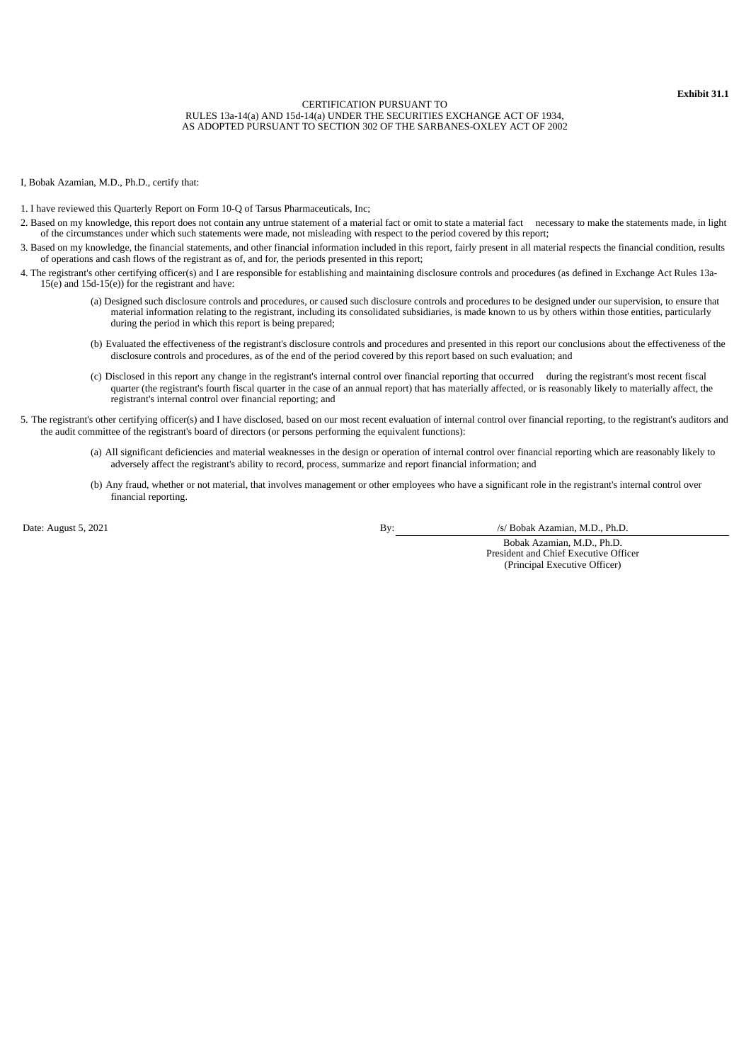**Exhibit 31.1**

CERTIFICATION PURSUANT TO
RULES 13a-14(a) AND 15d-14(a) UNDER THE SECURITIES EXCHANGE ACT OF 1934,
AS ADOPTED PURSUANT TO SECTION 302 OF THE SARBANES-OXLEY ACT OF 2002

I, Bobak Azamian, M.D., Ph.D., certify that:

1. I have reviewed this Quarterly Report on Form 10-Q of Tarsus Pharmaceuticals, Inc;
2. Based on my knowledge, this report does not contain any untrue statement of a material fact or omit to state a material fact necessary to make the statements made, in light of the circumstances under which such statements were made, not misleading with respect to the period covered by this report;
3. Based on my knowledge, the financial statements, and other financial information included in this report, fairly present in all material respects the financial condition, results of operations and cash flows of the registrant as of, and for, the periods presented in this report;
4. The registrant's other certifying officer(s) and I are responsible for establishing and maintaining disclosure controls and procedures (as defined in Exchange Act Rules 13a-15(e) and 15d-15(e)) for the registrant and have:

   (a) Designed such disclosure controls and procedures, or caused such disclosure controls and procedures to be designed under our supervision, to ensure that material information relating to the registrant, including its consolidated subsidiaries, is made known to us by others within those entities, particularly during the period in which this report is being prepared;

   (b) Evaluated the effectiveness of the registrant's disclosure controls and procedures and presented in this report our conclusions about the effectiveness of the disclosure controls and procedures, as of the end of the period covered by this report based on such evaluation; and

   (c) Disclosed in this report any change in the registrant's internal control over financial reporting that occurred during the registrant's most recent fiscal quarter (the registrant's fourth fiscal quarter in the case of an annual report) that has materially affected, or is reasonably likely to materially affect, the registrant's internal control over financial reporting; and

5. The registrant's other certifying officer(s) and I have disclosed, based on our most recent evaluation of internal control over financial reporting, to the registrant's auditors and the audit committee of the registrant's board of directors (or persons performing the equivalent functions):

   (a) All significant deficiencies and material weaknesses in the design or operation of internal control over financial reporting which are reasonably likely to adversely affect the registrant's ability to record, process, summarize and report financial information; and

   (b) Any fraud, whether or not material, that involves management or other employees who have a significant role in the registrant's internal control over financial reporting.

Date: August 5, 2021

By: /s/ Bobak Azamian, M.D., Ph.D.
Bobak Azamian, M.D., Ph.D.
President and Chief Executive Officer
(Principal Executive Officer)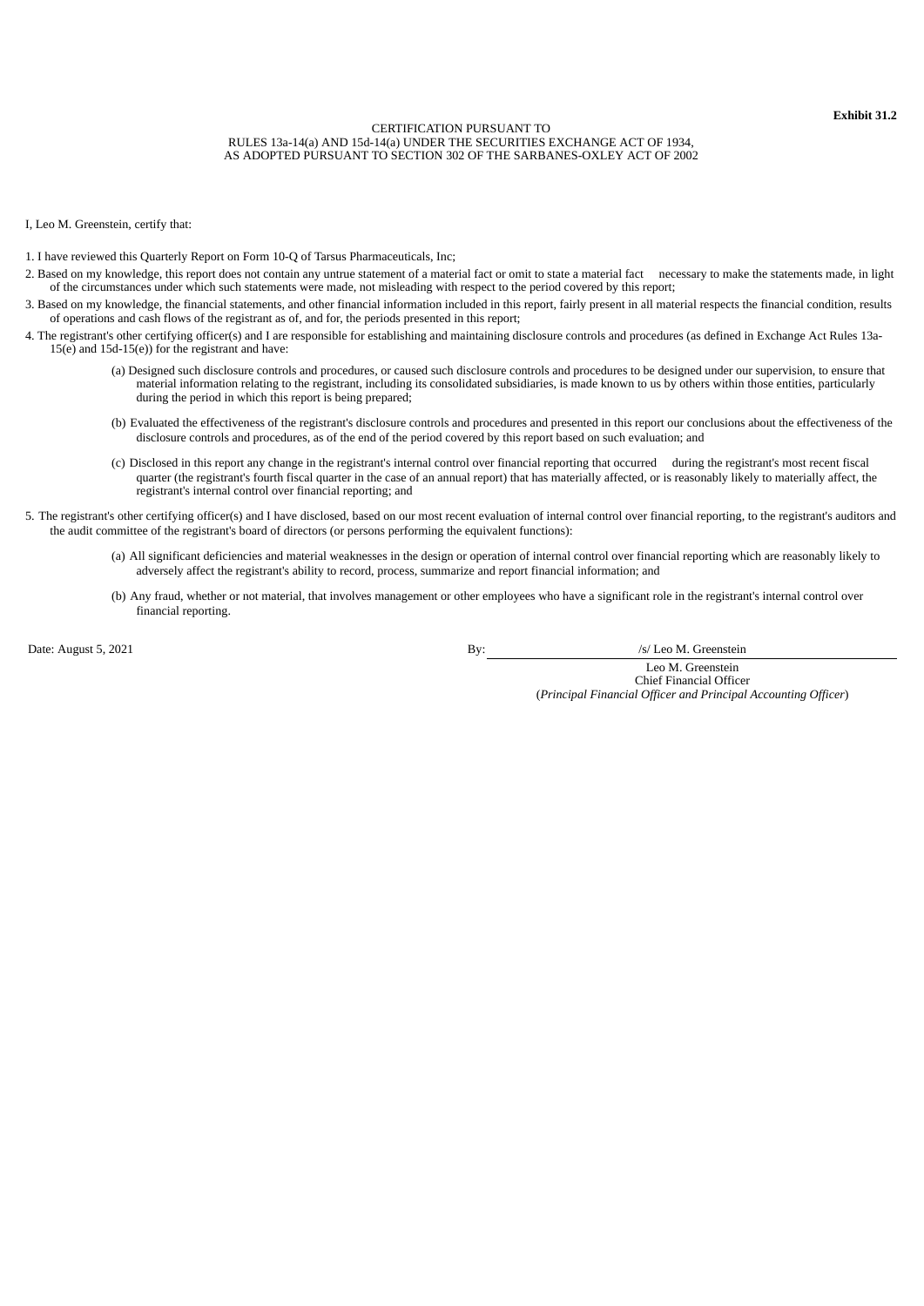**Exhibit 31.2**

CERTIFICATION PURSUANT TO
RULES 13a-14(a) AND 15d-14(a) UNDER THE SECURITIES EXCHANGE ACT OF 1934,
AS ADOPTED PURSUANT TO SECTION 302 OF THE SARBANES-OXLEY ACT OF 2002

I, Leo M. Greenstein, certify that:

1. I have reviewed this Quarterly Report on Form 10-Q of Tarsus Pharmaceuticals, Inc;
2. Based on my knowledge, this report does not contain any untrue statement of a material fact or omit to state a material fact necessary to make the statements made, in light of the circumstances under which such statements were made, not misleading with respect to the period covered by this report;
3. Based on my knowledge, the financial statements, and other financial information included in this report, fairly present in all material respects the financial condition, results of operations and cash flows of the registrant as of, and for, the periods presented in this report;
4. The registrant's other certifying officer(s) and I are responsible for establishing and maintaining disclosure controls and procedures (as defined in Exchange Act Rules 13a-15(e) and 15d-15(e)) for the registrant and have:

   (a) Designed such disclosure controls and procedures, or caused such disclosure controls and procedures to be designed under our supervision, to ensure that material information relating to the registrant, including its consolidated subsidiaries, is made known to us by others within those entities, particularly during the period in which this report is being prepared;

   (b) Evaluated the effectiveness of the registrant's disclosure controls and procedures and presented in this report our conclusions about the effectiveness of the disclosure controls and procedures, as of the end of the period covered by this report based on such evaluation; and

   (c) Disclosed in this report any change in the registrant's internal control over financial reporting that occurred during the registrant's most recent fiscal quarter (the registrant's fourth fiscal quarter in the case of an annual report) that has materially affected, or is reasonably likely to materially affect, the registrant's internal control over financial reporting; and

5. The registrant's other certifying officer(s) and I have disclosed, based on our most recent evaluation of internal control over financial reporting, to the registrant's auditors and the audit committee of the registrant's board of directors (or persons performing the equivalent functions):

   (a) All significant deficiencies and material weaknesses in the design or operation of internal control over financial reporting which are reasonably likely to adversely affect the registrant's ability to record, process, summarize and report financial information; and

   (b) Any fraud, whether or not material, that involves management or other employees who have a significant role in the registrant's internal control over financial reporting.

Date: August 5, 2021

By: /s/ Leo M. Greenstein

Leo M. Greenstein
Chief Financial Officer
(*Principal Financial Officer and Principal Accounting Officer*)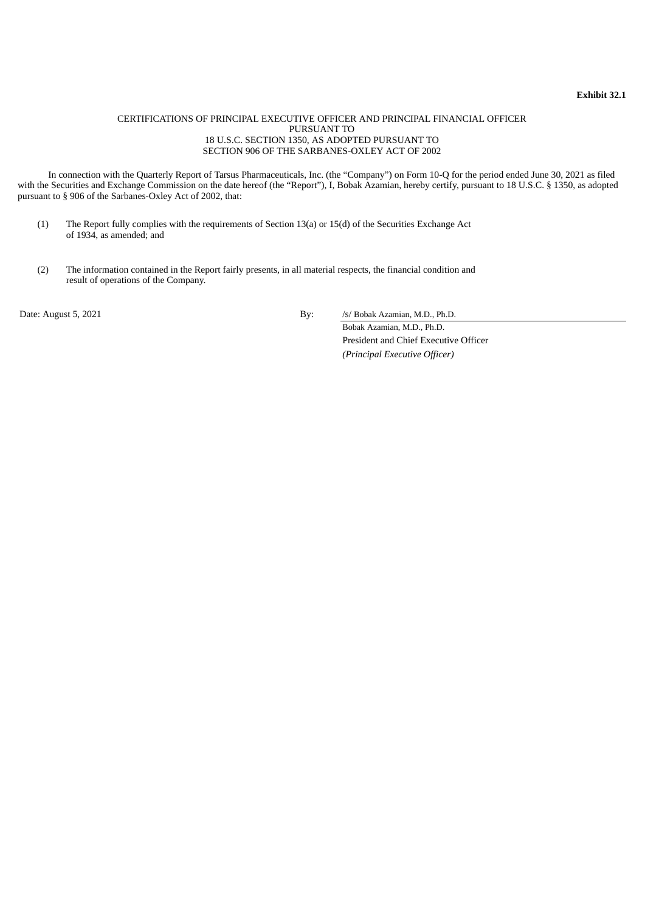**Exhibit 32.1**

CERTIFICATIONS OF PRINCIPAL EXECUTIVE OFFICER AND PRINCIPAL FINANCIAL OFFICER
PURSUANT TO
18 U.S.C. SECTION 1350, AS ADOPTED PURSUANT TO
SECTION 906 OF THE SARBANES-OXLEY ACT OF 2002

In connection with the Quarterly Report of Tarsus Pharmaceuticals, Inc. (the "Company") on Form 10-Q for the period ended June 30, 2021 as filed with the Securities and Exchange Commission on the date hereof (the "Report"), I, Bobak Azamian, hereby certify, pursuant to 18 U.S.C. § 1350, as adopted pursuant to § 906 of the Sarbanes-Oxley Act of 2002, that:

(1) The Report fully complies with the requirements of Section 13(a) or 15(d) of the Securities Exchange Act of 1934, as amended; and

(2) The information contained in the Report fairly presents, in all material respects, the financial condition and result of operations of the Company.

Date: August 5, 2021

By: /s/ Bobak Azamian, M.D., Ph.D.
Bobak Azamian, M.D., Ph.D.
President and Chief Executive Officer
*(Principal Executive Officer)*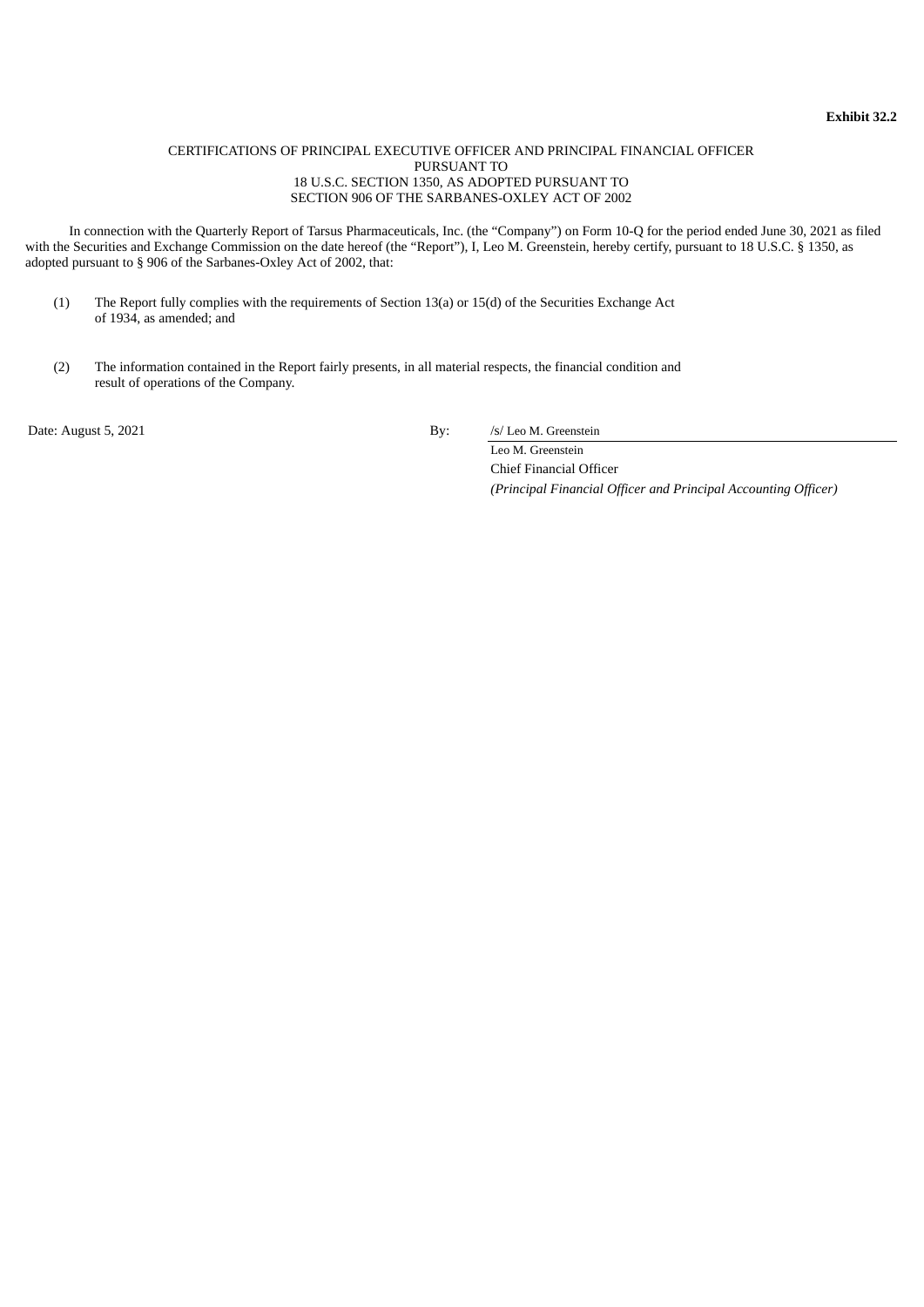**Exhibit 32.2**

CERTIFICATIONS OF PRINCIPAL EXECUTIVE OFFICER AND PRINCIPAL FINANCIAL OFFICER
PURSUANT TO
18 U.S.C. SECTION 1350, AS ADOPTED PURSUANT TO
SECTION 906 OF THE SARBANES-OXLEY ACT OF 2002

In connection with the Quarterly Report of Tarsus Pharmaceuticals, Inc. (the "Company") on Form 10-Q for the period ended June 30, 2021 as filed with the Securities and Exchange Commission on the date hereof (the "Report"), I, Leo M. Greenstein, hereby certify, pursuant to 18 U.S.C. § 1350, as adopted pursuant to § 906 of the Sarbanes-Oxley Act of 2002, that:

(1) The Report fully complies with the requirements of Section 13(a) or 15(d) of the Securities Exchange Act of 1934, as amended; and

(2) The information contained in the Report fairly presents, in all material respects, the financial condition and result of operations of the Company.

Date: August 5, 2021

By: /s/ Leo M. Greenstein
Leo M. Greenstein
Chief Financial Officer
*(Principal Financial Officer and Principal Accounting Officer)*